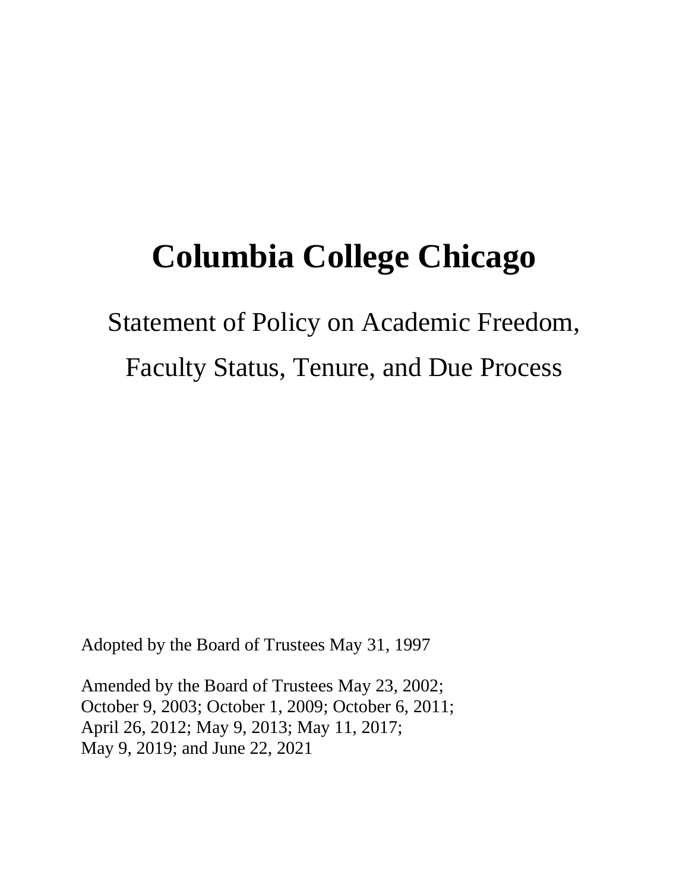# Columbia College Chicago

## Statement of Policy on Academic Freedom, Faculty Status, Tenure, and Due Process

Adopted by the Board of Trustees May 31, 1997

Amended by the Board of Trustees May 23, 2002; October 9, 2003; October 1, 2009; October 6, 2011; April 26, 2012; May 9, 2013; May 11, 2017; May 9, 2019; and June 22, 2021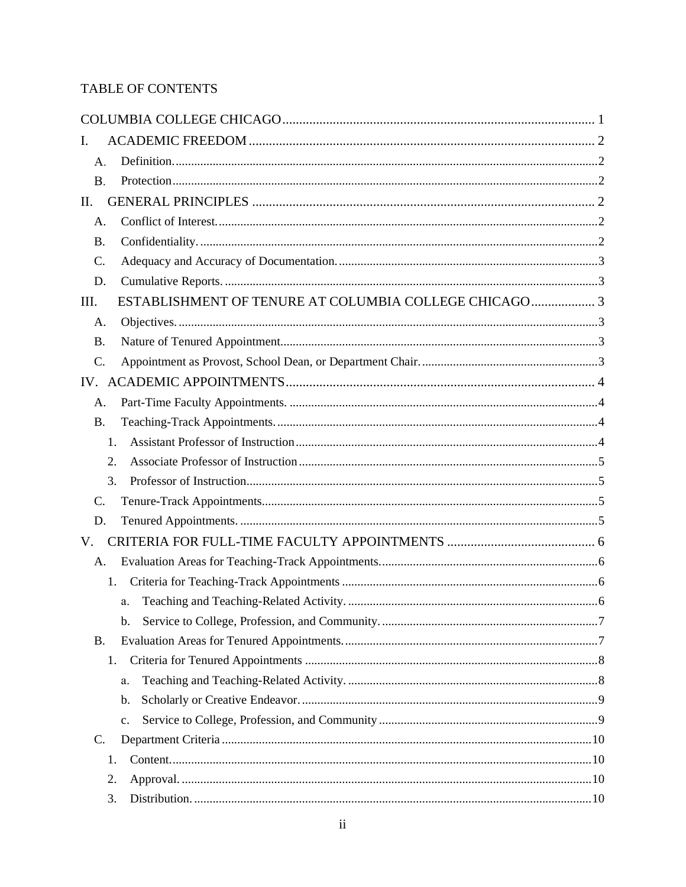TABLE OF CONTENTS

COLUMBIA COLLEGE CHICAGO ........ 1

I. ACADEMIC FREEDOM ........ 2

- A. Definition. ........ 2
- B. Protection ........ 2

II. GENERAL PRINCIPLES ........ 2

- A. Conflict of Interest. ........ 2
- B. Confidentiality. ........ 2
- C. Adequacy and Accuracy of Documentation. ........ 3
- D. Cumulative Reports. ........ 3

III. ESTABLISHMENT OF TENURE AT COLUMBIA COLLEGE CHICAGO ........ 3

- A. Objectives. ........ 3
- B. Nature of Tenured Appointment ........ 3
- C. Appointment as Provost, School Dean, or Department Chair. ........ 3

IV. ACADEMIC APPOINTMENTS ........ 4

- A. Part-Time Faculty Appointments. ........ 4
- B. Teaching-Track Appointments. ........ 4
  - 1. Assistant Professor of Instruction ........ 4
  - 2. Associate Professor of Instruction ........ 5
  - 3. Professor of Instruction ........ 5
- C. Tenure-Track Appointments ........ 5
- D. Tenured Appointments. ........ 5

V. CRITERIA FOR FULL-TIME FACULTY APPOINTMENTS ........ 6

- A. Evaluation Areas for Teaching-Track Appointments. ........ 6
  - 1. Criteria for Teaching-Track Appointments ........ 6
    - a. Teaching and Teaching-Related Activity. ........ 6
    - b. Service to College, Profession, and Community. ........ 7
- B. Evaluation Areas for Tenured Appointments. ........ 7
  - 1. Criteria for Tenured Appointments ........ 8
    - a. Teaching and Teaching-Related Activity. ........ 8
    - b. Scholarly or Creative Endeavor. ........ 9
    - c. Service to College, Profession, and Community ........ 9
- C. Department Criteria ........ 10
  - 1. Content. ........ 10
  - 2. Approval. ........ 10
  - 3. Distribution. ........ 10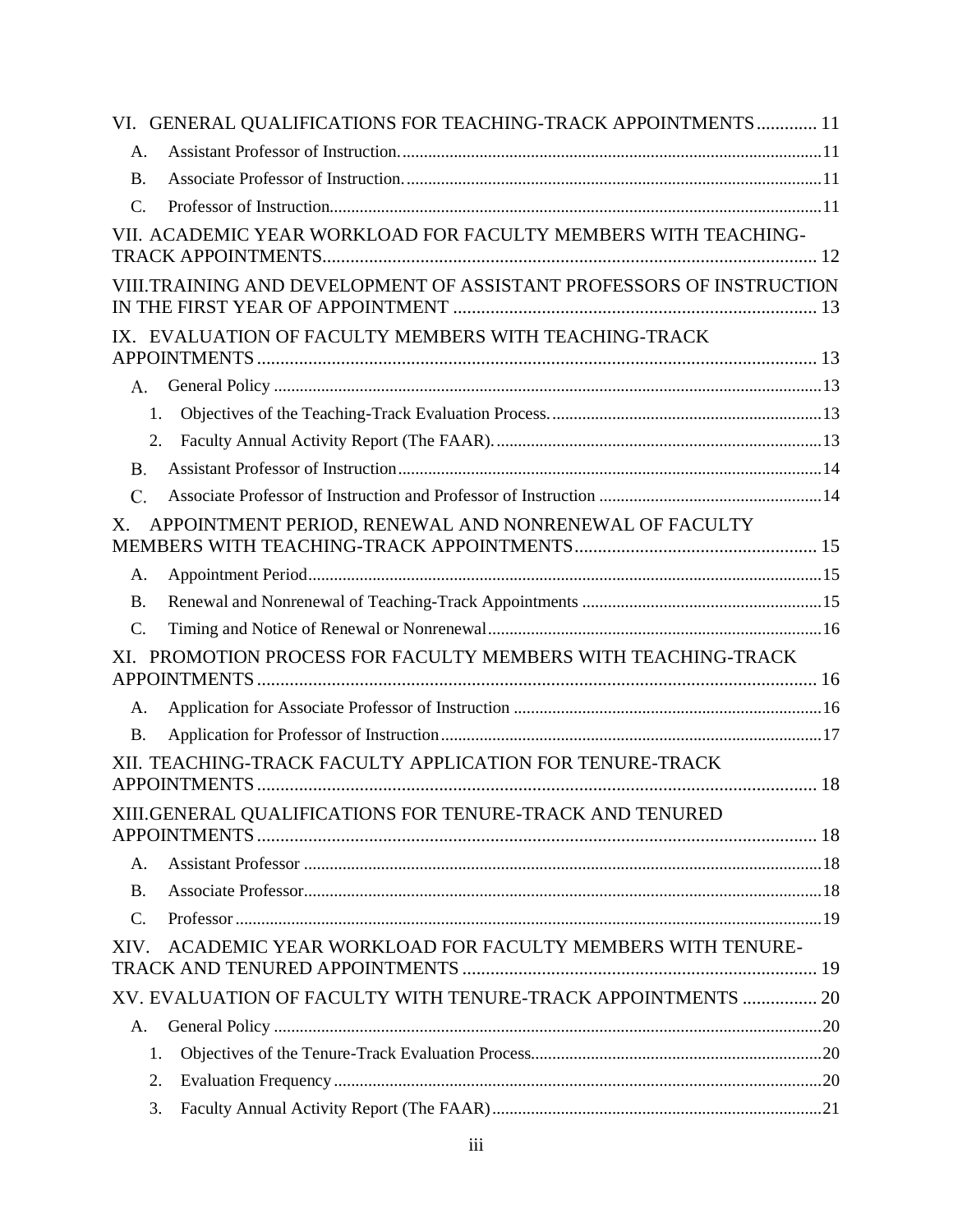VI. GENERAL QUALIFICATIONS FOR TEACHING-TRACK APPOINTMENTS ............ 11

- A. Assistant Professor of Instruction. ............ 11
- B. Associate Professor of Instruction. ............ 11
- C. Professor of Instruction. ............ 11

VII. ACADEMIC YEAR WORKLOAD FOR FACULTY MEMBERS WITH TEACHING-TRACK APPOINTMENTS ............ 12

VIII. TRAINING AND DEVELOPMENT OF ASSISTANT PROFESSORS OF INSTRUCTION IN THE FIRST YEAR OF APPOINTMENT ............ 13

IX. EVALUATION OF FACULTY MEMBERS WITH TEACHING-TRACK APPOINTMENTS ............ 13

- A. General Policy ............ 13
  1. Objectives of the Teaching-Track Evaluation Process. ............ 13
  2. Faculty Annual Activity Report (The FAAR). ............ 13
- B. Assistant Professor of Instruction ............ 14
- C. Associate Professor of Instruction and Professor of Instruction ............ 14

X. APPOINTMENT PERIOD, RENEWAL AND NONRENEWAL OF FACULTY MEMBERS WITH TEACHING-TRACK APPOINTMENTS ............ 15

- A. Appointment Period ............ 15
- B. Renewal and Nonrenewal of Teaching-Track Appointments ............ 15
- C. Timing and Notice of Renewal or Nonrenewal ............ 16

XI. PROMOTION PROCESS FOR FACULTY MEMBERS WITH TEACHING-TRACK APPOINTMENTS ............ 16

- A. Application for Associate Professor of Instruction ............ 16
- B. Application for Professor of Instruction ............ 17

XII. TEACHING-TRACK FACULTY APPLICATION FOR TENURE-TRACK APPOINTMENTS ............ 18

XIII. GENERAL QUALIFICATIONS FOR TENURE-TRACK AND TENURED APPOINTMENTS ............ 18

- A. Assistant Professor ............ 18
- B. Associate Professor ............ 18
- C. Professor ............ 19

XIV. ACADEMIC YEAR WORKLOAD FOR FACULTY MEMBERS WITH TENURE-TRACK AND TENURED APPOINTMENTS ............ 19

XV. EVALUATION OF FACULTY WITH TENURE-TRACK APPOINTMENTS ............ 20

- A. General Policy ............ 20
  1. Objectives of the Tenure-Track Evaluation Process. ............ 20
  2. Evaluation Frequency ............ 20
  3. Faculty Annual Activity Report (The FAAR) ............ 21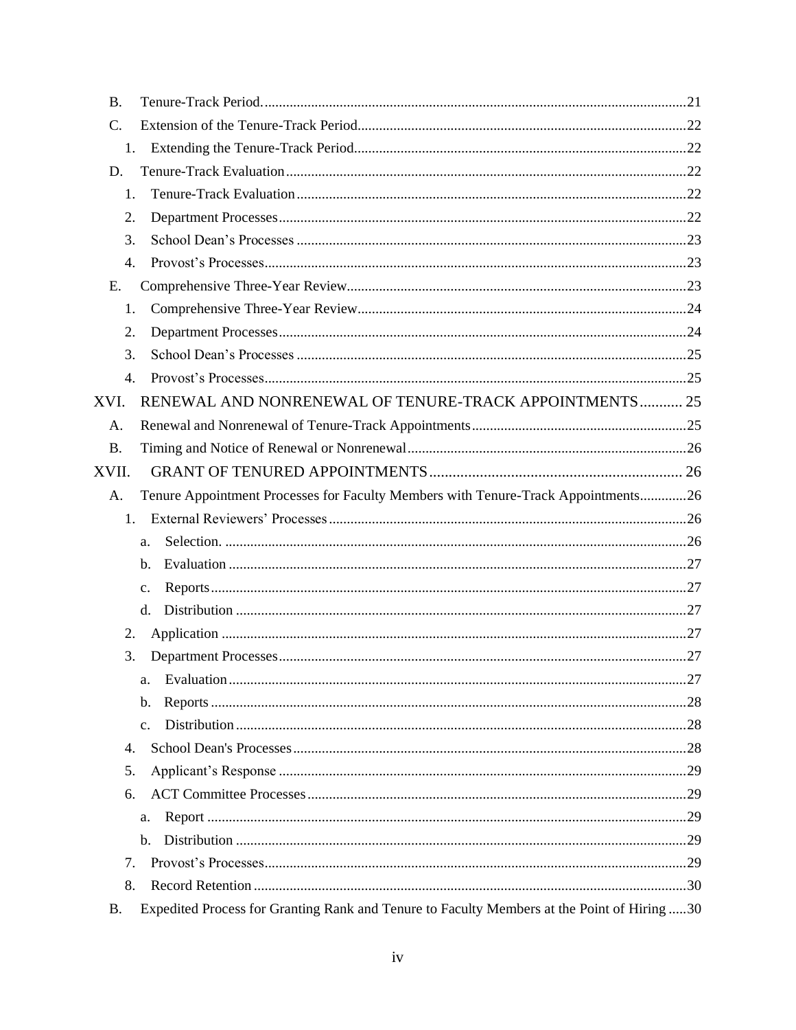- B. Tenure-Track Period. 21
- C. Extension of the Tenure-Track Period 22
  - 1. Extending the Tenure-Track Period 22
- D. Tenure-Track Evaluation 22
  - 1. Tenure-Track Evaluation 22
  - 2. Department Processes 22
  - 3. School Dean's Processes 23
  - 4. Provost's Processes 23
- E. Comprehensive Three-Year Review 23
  - 1. Comprehensive Three-Year Review 24
  - 2. Department Processes 24
  - 3. School Dean's Processes 25
  - 4. Provost's Processes 25

XVI. RENEWAL AND NONRENEWAL OF TENURE-TRACK APPOINTMENTS 25

- A. Renewal and Nonrenewal of Tenure-Track Appointments 25
- B. Timing and Notice of Renewal or Nonrenewal 26

XVII. GRANT OF TENURED APPOINTMENTS 26

- A. Tenure Appointment Processes for Faculty Members with Tenure-Track Appointments 26
  - 1. External Reviewers' Processes 26
    - a. Selection. 26
    - b. Evaluation 27
    - c. Reports 27
    - d. Distribution 27
  - 2. Application 27
  - 3. Department Processes 27
    - a. Evaluation 27
    - b. Reports 28
    - c. Distribution 28
  - 4. School Dean's Processes 28
  - 5. Applicant's Response 29
  - 6. ACT Committee Processes 29
    - a. Report 29
    - b. Distribution 29
  - 7. Provost's Processes 29
  - 8. Record Retention 30
- B. Expedited Process for Granting Rank and Tenure to Faculty Members at the Point of Hiring 30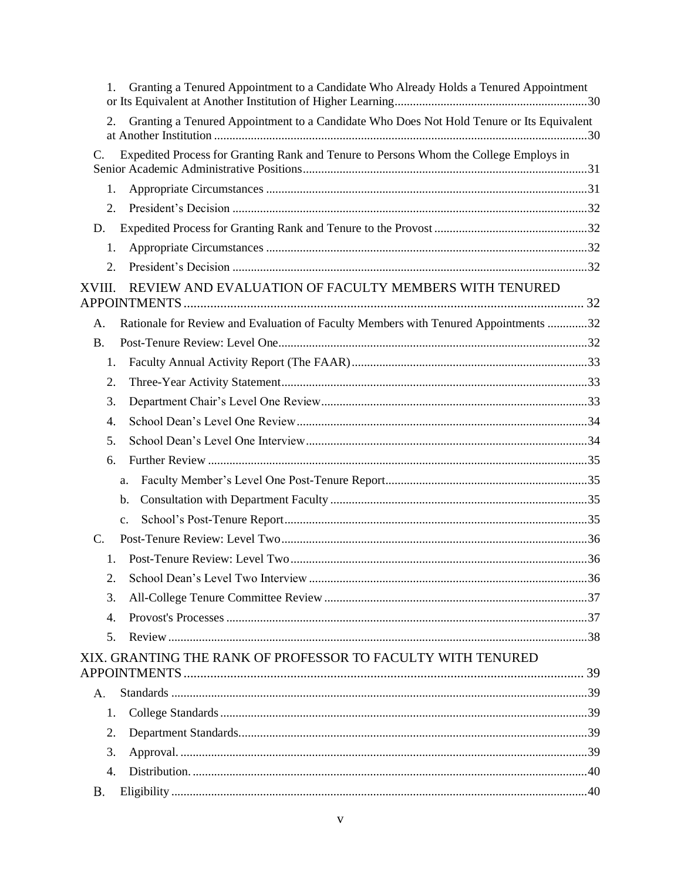1. Granting a Tenured Appointment to a Candidate Who Already Holds a Tenured Appointment or Its Equivalent at Another Institution of Higher Learning ... 30

2. Granting a Tenured Appointment to a Candidate Who Does Not Hold Tenure or Its Equivalent at Another Institution ... 30

C. Expedited Process for Granting Rank and Tenure to Persons Whom the College Employs in Senior Academic Administrative Positions ... 31

1. Appropriate Circumstances ... 31

2. President's Decision ... 32

D. Expedited Process for Granting Rank and Tenure to the Provost ... 32

1. Appropriate Circumstances ... 32

2. President's Decision ... 32

XVIII. REVIEW AND EVALUATION OF FACULTY MEMBERS WITH TENURED APPOINTMENTS ... 32

A. Rationale for Review and Evaluation of Faculty Members with Tenured Appointments ... 32

B. Post-Tenure Review: Level One ... 32

1. Faculty Annual Activity Report (The FAAR) ... 33

2. Three-Year Activity Statement ... 33

3. Department Chair's Level One Review ... 33

4. School Dean's Level One Review ... 34

5. School Dean's Level One Interview ... 34

6. Further Review ... 35

a. Faculty Member's Level One Post-Tenure Report ... 35

b. Consultation with Department Faculty ... 35

c. School's Post-Tenure Report ... 35

C. Post-Tenure Review: Level Two ... 36

1. Post-Tenure Review: Level Two ... 36

2. School Dean's Level Two Interview ... 36

3. All-College Tenure Committee Review ... 37

4. Provost's Processes ... 37

5. Review ... 38

XIX. GRANTING THE RANK OF PROFESSOR TO FACULTY WITH TENURED APPOINTMENTS ... 39

A. Standards ... 39

1. College Standards ... 39

2. Department Standards. ... 39

3. Approval. ... 39

4. Distribution. ... 40

B. Eligibility ... 40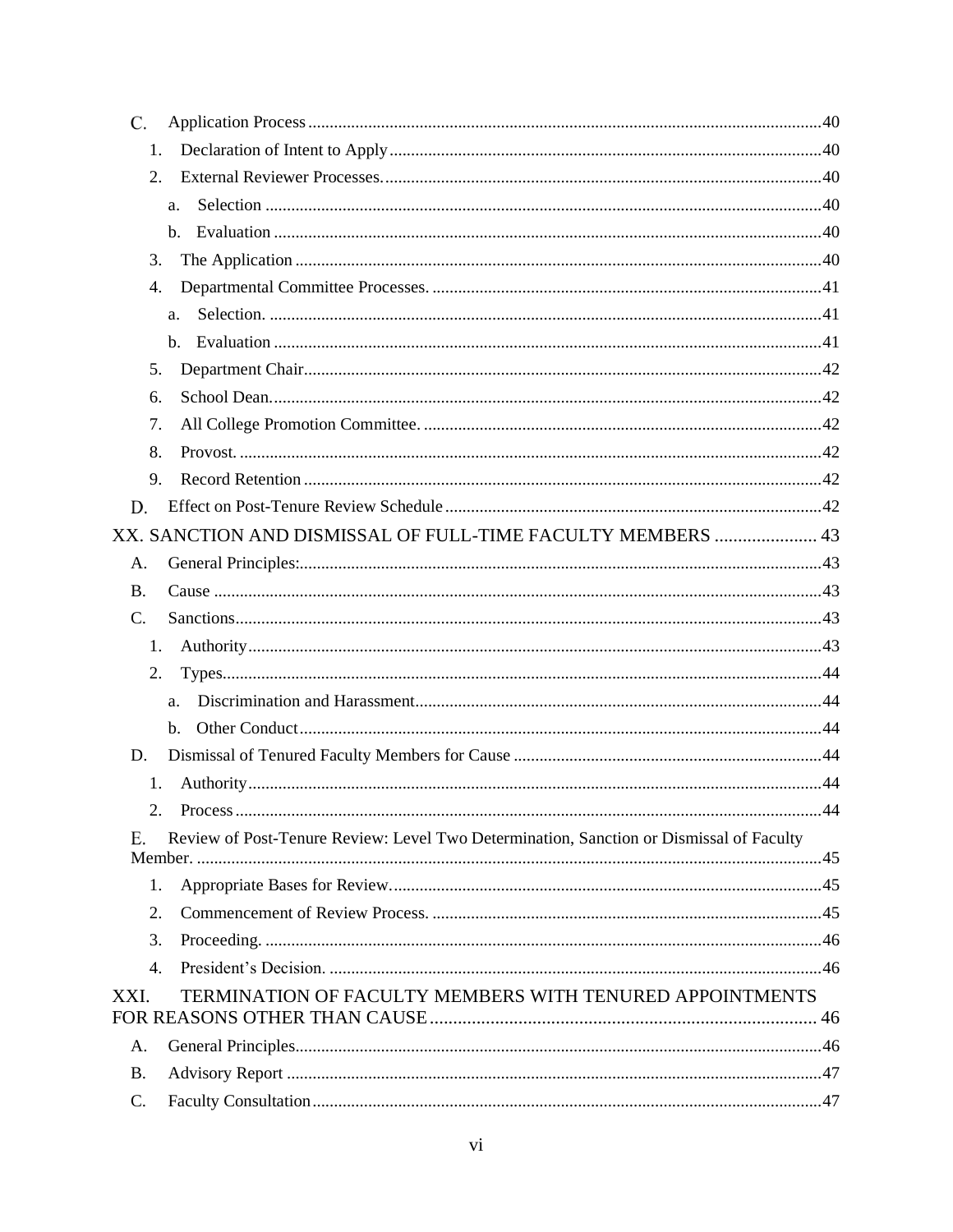C. Application Process ... 40

1. Declaration of Intent to Apply ... 40
2. External Reviewer Processes. ... 40
   a. Selection ... 40
   b. Evaluation ... 40
3. The Application ... 40
4. Departmental Committee Processes. ... 41
   a. Selection. ... 41
   b. Evaluation ... 41
5. Department Chair ... 42
6. School Dean. ... 42
7. All College Promotion Committee. ... 42
8. Provost. ... 42
9. Record Retention ... 42

D. Effect on Post-Tenure Review Schedule ... 42

XX. SANCTION AND DISMISSAL OF FULL-TIME FACULTY MEMBERS ... 43

A. General Principles: ... 43

B. Cause ... 43

C. Sanctions ... 43

1. Authority ... 43
2. Types ... 44
   a. Discrimination and Harassment ... 44
   b. Other Conduct ... 44

D. Dismissal of Tenured Faculty Members for Cause ... 44

1. Authority ... 44
2. Process ... 44

E. Review of Post-Tenure Review: Level Two Determination, Sanction or Dismissal of Faculty Member. ... 45

1. Appropriate Bases for Review. ... 45
2. Commencement of Review Process. ... 45
3. Proceeding. ... 46
4. President's Decision. ... 46

XXI. TERMINATION OF FACULTY MEMBERS WITH TENURED APPOINTMENTS FOR REASONS OTHER THAN CAUSE ... 46

A. General Principles ... 46

B. Advisory Report ... 47

C. Faculty Consultation ... 47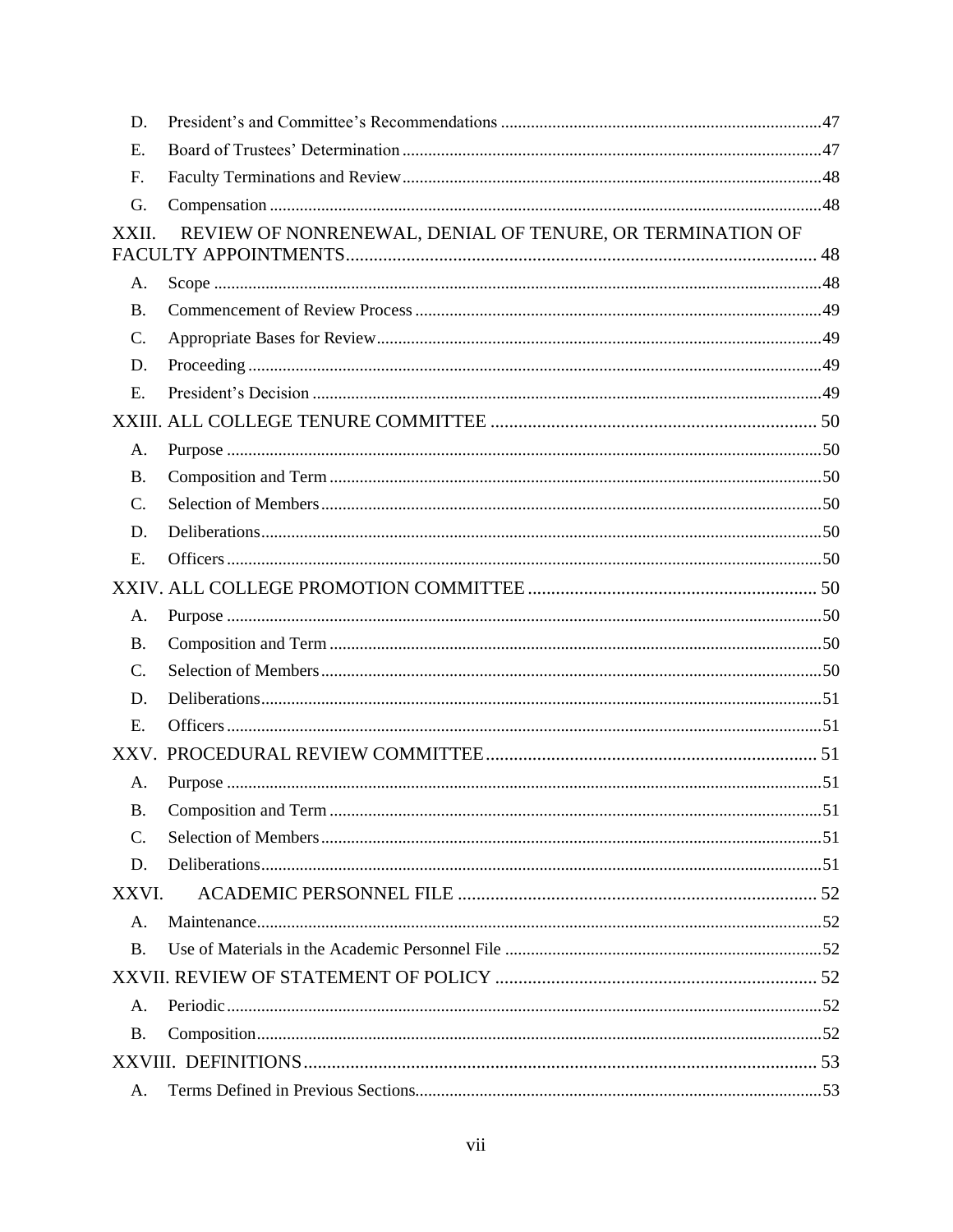D. President's and Committee's Recommendations ........ 47

E. Board of Trustees' Determination ........ 47

F. Faculty Terminations and Review ........ 48

G. Compensation ........ 48

XXII. REVIEW OF NONRENEWAL, DENIAL OF TENURE, OR TERMINATION OF FACULTY APPOINTMENTS ........ 48

A. Scope ........ 48

B. Commencement of Review Process ........ 49

C. Appropriate Bases for Review ........ 49

D. Proceeding ........ 49

E. President's Decision ........ 49

XXIII. ALL COLLEGE TENURE COMMITTEE ........ 50

A. Purpose ........ 50

B. Composition and Term ........ 50

C. Selection of Members ........ 50

D. Deliberations ........ 50

E. Officers ........ 50

XXIV. ALL COLLEGE PROMOTION COMMITTEE ........ 50

A. Purpose ........ 50

B. Composition and Term ........ 50

C. Selection of Members ........ 50

D. Deliberations ........ 51

E. Officers ........ 51

XXV. PROCEDURAL REVIEW COMMITTEE ........ 51

A. Purpose ........ 51

B. Composition and Term ........ 51

C. Selection of Members ........ 51

D. Deliberations ........ 51

XXVI. ACADEMIC PERSONNEL FILE ........ 52

A. Maintenance ........ 52

B. Use of Materials in the Academic Personnel File ........ 52

XXVII. REVIEW OF STATEMENT OF POLICY ........ 52

A. Periodic ........ 52

B. Composition ........ 52

XXVIII. DEFINITIONS ........ 53

A. Terms Defined in Previous Sections ........ 53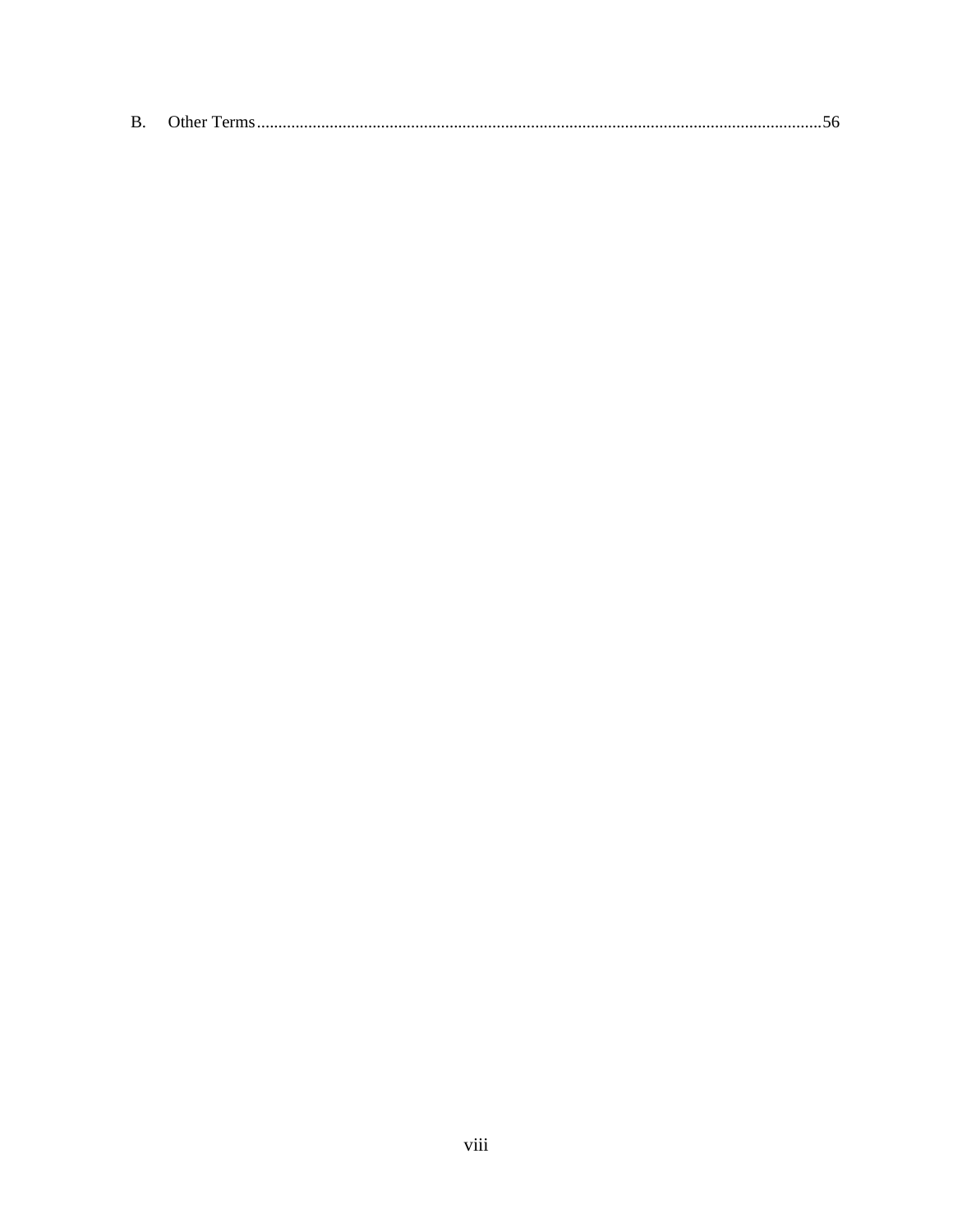B. Other Terms......................................................................................................................................56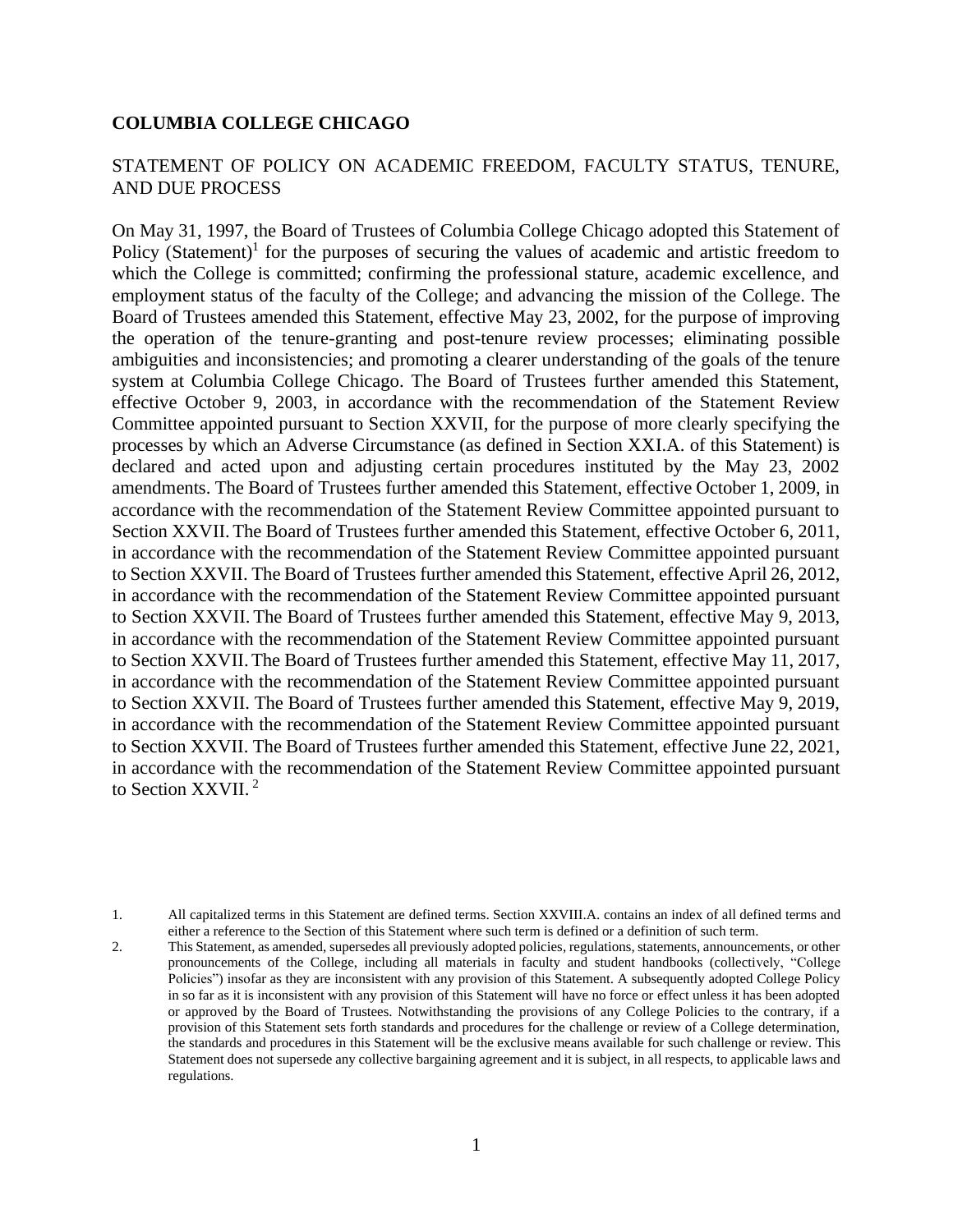**COLUMBIA COLLEGE CHICAGO**

STATEMENT OF POLICY ON ACADEMIC FREEDOM, FACULTY STATUS, TENURE, AND DUE PROCESS

On May 31, 1997, the Board of Trustees of Columbia College Chicago adopted this Statement of Policy (Statement)[1] for the purposes of securing the values of academic and artistic freedom to which the College is committed; confirming the professional stature, academic excellence, and employment status of the faculty of the College; and advancing the mission of the College. The Board of Trustees amended this Statement, effective May 23, 2002, for the purpose of improving the operation of the tenure-granting and post-tenure review processes; eliminating possible ambiguities and inconsistencies; and promoting a clearer understanding of the goals of the tenure system at Columbia College Chicago. The Board of Trustees further amended this Statement, effective October 9, 2003, in accordance with the recommendation of the Statement Review Committee appointed pursuant to Section XXVII, for the purpose of more clearly specifying the processes by which an Adverse Circumstance (as defined in Section XXI.A. of this Statement) is declared and acted upon and adjusting certain procedures instituted by the May 23, 2002 amendments. The Board of Trustees further amended this Statement, effective October 1, 2009, in accordance with the recommendation of the Statement Review Committee appointed pursuant to Section XXVII. The Board of Trustees further amended this Statement, effective October 6, 2011, in accordance with the recommendation of the Statement Review Committee appointed pursuant to Section XXVII. The Board of Trustees further amended this Statement, effective April 26, 2012, in accordance with the recommendation of the Statement Review Committee appointed pursuant to Section XXVII. The Board of Trustees further amended this Statement, effective May 9, 2013, in accordance with the recommendation of the Statement Review Committee appointed pursuant to Section XXVII. The Board of Trustees further amended this Statement, effective May 11, 2017, in accordance with the recommendation of the Statement Review Committee appointed pursuant to Section XXVII. The Board of Trustees further amended this Statement, effective May 9, 2019, in accordance with the recommendation of the Statement Review Committee appointed pursuant to Section XXVII. The Board of Trustees further amended this Statement, effective June 22, 2021, in accordance with the recommendation of the Statement Review Committee appointed pursuant to Section XXVII. [2]

1. All capitalized terms in this Statement are defined terms. Section XXVIII.A. contains an index of all defined terms and either a reference to the Section of this Statement where such term is defined or a definition of such term.
2. This Statement, as amended, supersedes all previously adopted policies, regulations, statements, announcements, or other pronouncements of the College, including all materials in faculty and student handbooks (collectively, "College Policies") insofar as they are inconsistent with any provision of this Statement. A subsequently adopted College Policy in so far as it is inconsistent with any provision of this Statement will have no force or effect unless it has been adopted or approved by the Board of Trustees. Notwithstanding the provisions of any College Policies to the contrary, if a provision of this Statement sets forth standards and procedures for the challenge or review of a College determination, the standards and procedures in this Statement will be the exclusive means available for such challenge or review. This Statement does not supersede any collective bargaining agreement and it is subject, in all respects, to applicable laws and regulations.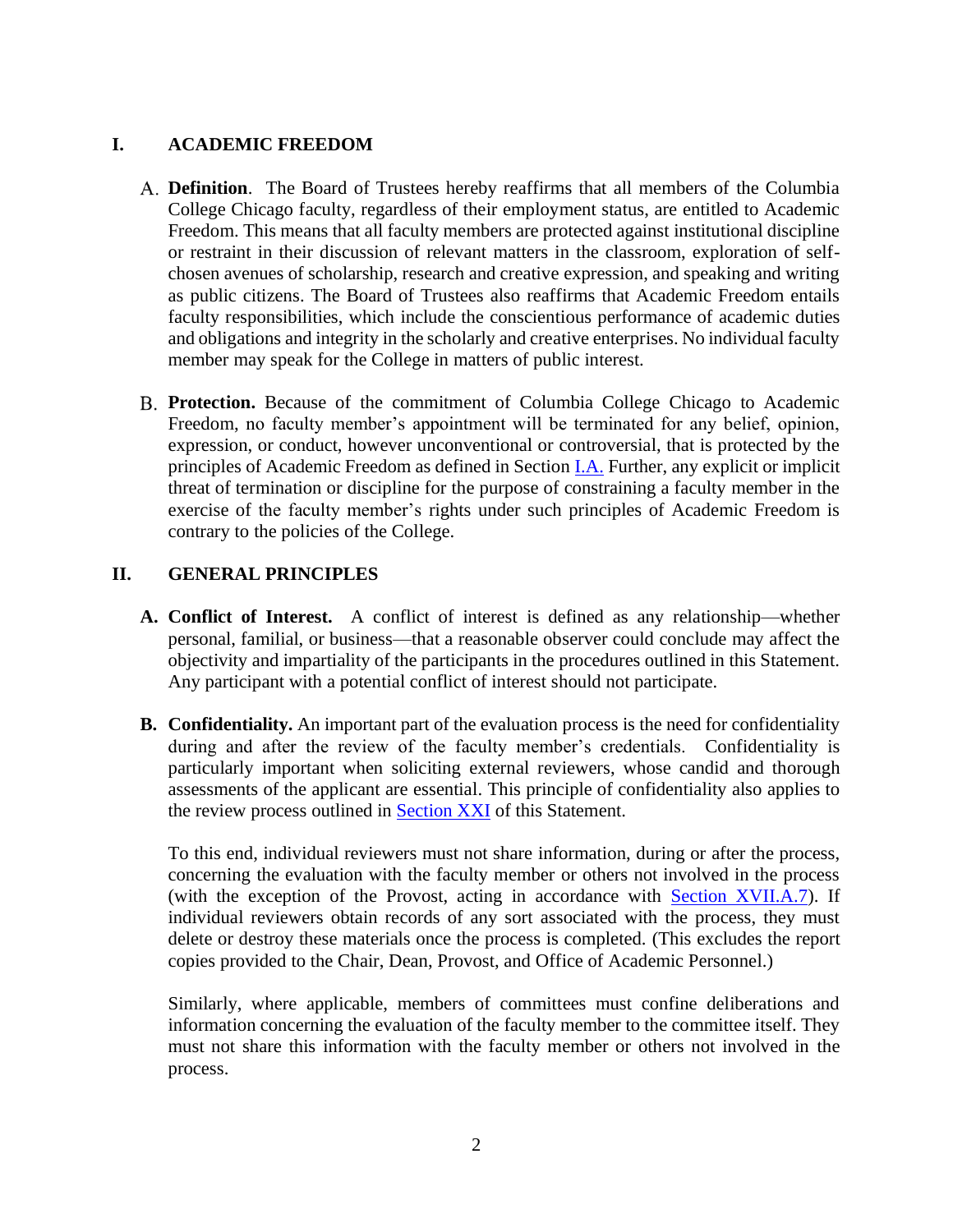## I. ACADEMIC FREEDOM

A. **Definition**. The Board of Trustees hereby reaffirms that all members of the Columbia College Chicago faculty, regardless of their employment status, are entitled to Academic Freedom. This means that all faculty members are protected against institutional discipline or restraint in their discussion of relevant matters in the classroom, exploration of self-chosen avenues of scholarship, research and creative expression, and speaking and writing as public citizens. The Board of Trustees also reaffirms that Academic Freedom entails faculty responsibilities, which include the conscientious performance of academic duties and obligations and integrity in the scholarly and creative enterprises. No individual faculty member may speak for the College in matters of public interest.

B. **Protection.** Because of the commitment of Columbia College Chicago to Academic Freedom, no faculty member's appointment will be terminated for any belief, opinion, expression, or conduct, however unconventional or controversial, that is protected by the principles of Academic Freedom as defined in Section I.A. Further, any explicit or implicit threat of termination or discipline for the purpose of constraining a faculty member in the exercise of the faculty member's rights under such principles of Academic Freedom is contrary to the policies of the College.

## II. GENERAL PRINCIPLES

**A. Conflict of Interest.** A conflict of interest is defined as any relationship—whether personal, familial, or business—that a reasonable observer could conclude may affect the objectivity and impartiality of the participants in the procedures outlined in this Statement. Any participant with a potential conflict of interest should not participate.

**B. Confidentiality.** An important part of the evaluation process is the need for confidentiality during and after the review of the faculty member's credentials. Confidentiality is particularly important when soliciting external reviewers, whose candid and thorough assessments of the applicant are essential. This principle of confidentiality also applies to the review process outlined in Section XXI of this Statement.

To this end, individual reviewers must not share information, during or after the process, concerning the evaluation with the faculty member or others not involved in the process (with the exception of the Provost, acting in accordance with Section XVII.A.7). If individual reviewers obtain records of any sort associated with the process, they must delete or destroy these materials once the process is completed. (This excludes the report copies provided to the Chair, Dean, Provost, and Office of Academic Personnel.)

Similarly, where applicable, members of committees must confine deliberations and information concerning the evaluation of the faculty member to the committee itself. They must not share this information with the faculty member or others not involved in the process.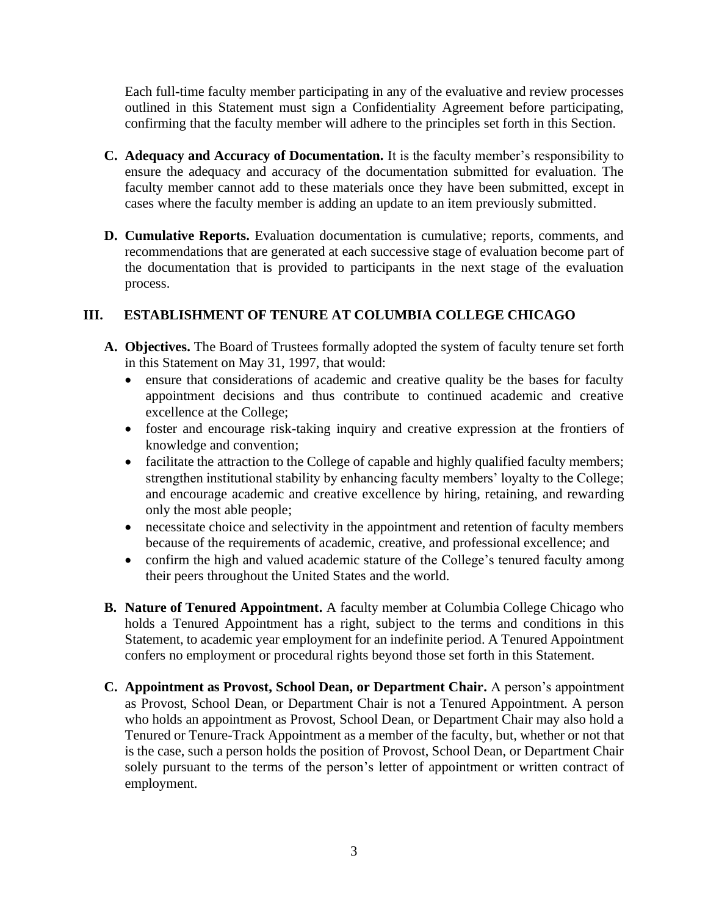Each full-time faculty member participating in any of the evaluative and review processes outlined in this Statement must sign a Confidentiality Agreement before participating, confirming that the faculty member will adhere to the principles set forth in this Section.

**C. Adequacy and Accuracy of Documentation.** It is the faculty member's responsibility to ensure the adequacy and accuracy of the documentation submitted for evaluation. The faculty member cannot add to these materials once they have been submitted, except in cases where the faculty member is adding an update to an item previously submitted.

**D. Cumulative Reports.** Evaluation documentation is cumulative; reports, comments, and recommendations that are generated at each successive stage of evaluation become part of the documentation that is provided to participants in the next stage of the evaluation process.

## III. ESTABLISHMENT OF TENURE AT COLUMBIA COLLEGE CHICAGO

**A. Objectives.** The Board of Trustees formally adopted the system of faculty tenure set forth in this Statement on May 31, 1997, that would:

- ensure that considerations of academic and creative quality be the bases for faculty appointment decisions and thus contribute to continued academic and creative excellence at the College;
- foster and encourage risk-taking inquiry and creative expression at the frontiers of knowledge and convention;
- facilitate the attraction to the College of capable and highly qualified faculty members; strengthen institutional stability by enhancing faculty members' loyalty to the College; and encourage academic and creative excellence by hiring, retaining, and rewarding only the most able people;
- necessitate choice and selectivity in the appointment and retention of faculty members because of the requirements of academic, creative, and professional excellence; and
- confirm the high and valued academic stature of the College's tenured faculty among their peers throughout the United States and the world.

**B. Nature of Tenured Appointment.** A faculty member at Columbia College Chicago who holds a Tenured Appointment has a right, subject to the terms and conditions in this Statement, to academic year employment for an indefinite period. A Tenured Appointment confers no employment or procedural rights beyond those set forth in this Statement.

**C. Appointment as Provost, School Dean, or Department Chair.** A person's appointment as Provost, School Dean, or Department Chair is not a Tenured Appointment. A person who holds an appointment as Provost, School Dean, or Department Chair may also hold a Tenured or Tenure-Track Appointment as a member of the faculty, but, whether or not that is the case, such a person holds the position of Provost, School Dean, or Department Chair solely pursuant to the terms of the person's letter of appointment or written contract of employment.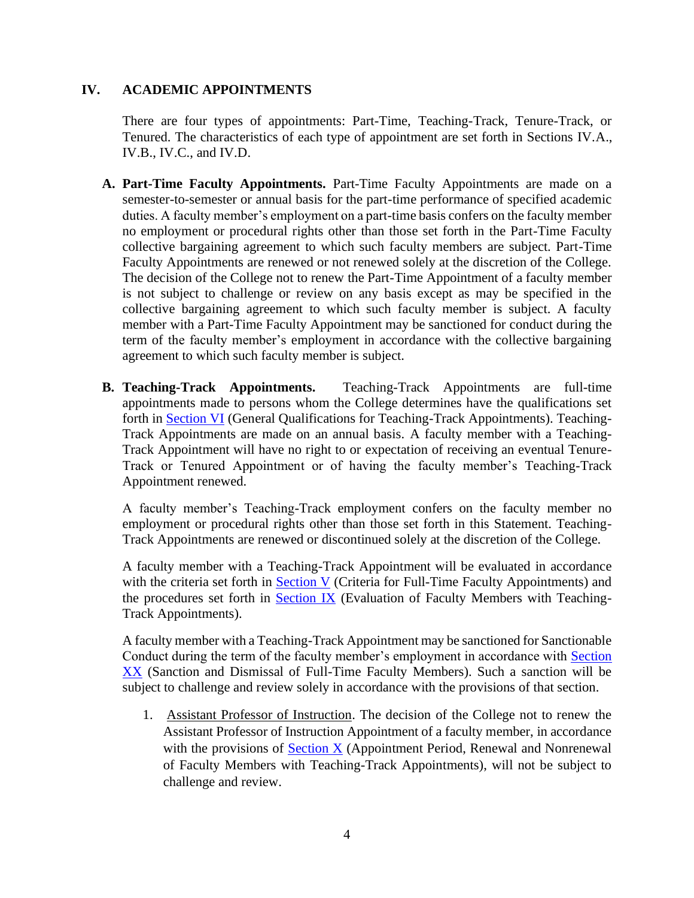## IV. ACADEMIC APPOINTMENTS

There are four types of appointments: Part-Time, Teaching-Track, Tenure-Track, or Tenured. The characteristics of each type of appointment are set forth in Sections IV.A., IV.B., IV.C., and IV.D.

**A. Part-Time Faculty Appointments.** Part-Time Faculty Appointments are made on a semester-to-semester or annual basis for the part-time performance of specified academic duties. A faculty member's employment on a part-time basis confers on the faculty member no employment or procedural rights other than those set forth in the Part-Time Faculty collective bargaining agreement to which such faculty members are subject. Part-Time Faculty Appointments are renewed or not renewed solely at the discretion of the College. The decision of the College not to renew the Part-Time Appointment of a faculty member is not subject to challenge or review on any basis except as may be specified in the collective bargaining agreement to which such faculty member is subject. A faculty member with a Part-Time Faculty Appointment may be sanctioned for conduct during the term of the faculty member's employment in accordance with the collective bargaining agreement to which such faculty member is subject.

**B. Teaching-Track Appointments.** Teaching-Track Appointments are full-time appointments made to persons whom the College determines have the qualifications set forth in Section VI (General Qualifications for Teaching-Track Appointments). Teaching-Track Appointments are made on an annual basis. A faculty member with a Teaching-Track Appointment will have no right to or expectation of receiving an eventual Tenure-Track or Tenured Appointment or of having the faculty member's Teaching-Track Appointment renewed.

A faculty member's Teaching-Track employment confers on the faculty member no employment or procedural rights other than those set forth in this Statement. Teaching-Track Appointments are renewed or discontinued solely at the discretion of the College.

A faculty member with a Teaching-Track Appointment will be evaluated in accordance with the criteria set forth in Section V (Criteria for Full-Time Faculty Appointments) and the procedures set forth in Section IX (Evaluation of Faculty Members with Teaching-Track Appointments).

A faculty member with a Teaching-Track Appointment may be sanctioned for Sanctionable Conduct during the term of the faculty member's employment in accordance with Section XX (Sanction and Dismissal of Full-Time Faculty Members). Such a sanction will be subject to challenge and review solely in accordance with the provisions of that section.

1. Assistant Professor of Instruction. The decision of the College not to renew the Assistant Professor of Instruction Appointment of a faculty member, in accordance with the provisions of Section X (Appointment Period, Renewal and Nonrenewal of Faculty Members with Teaching-Track Appointments), will not be subject to challenge and review.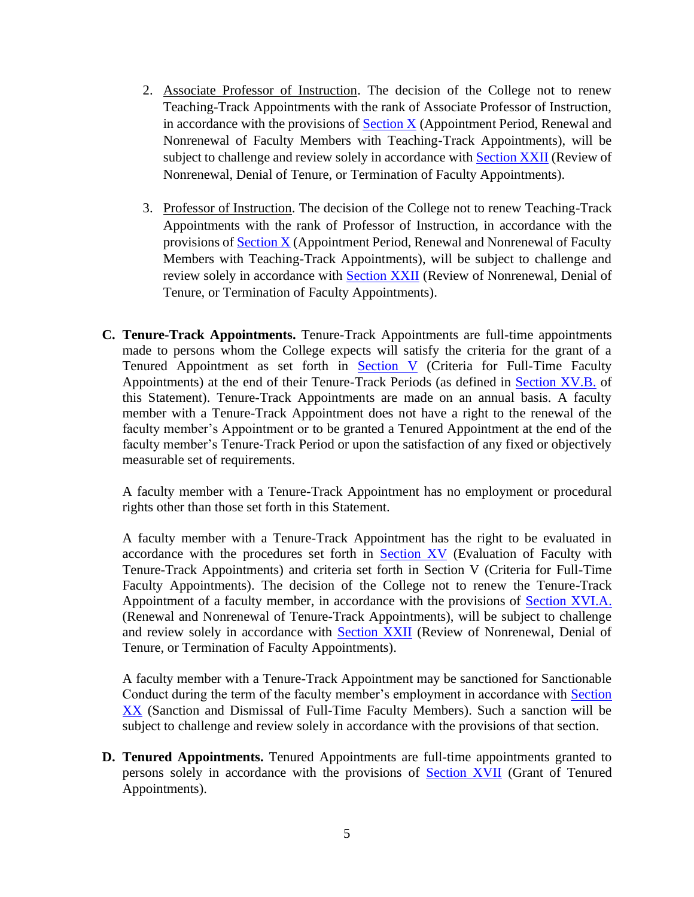2. Associate Professor of Instruction. The decision of the College not to renew Teaching-Track Appointments with the rank of Associate Professor of Instruction, in accordance with the provisions of Section X (Appointment Period, Renewal and Nonrenewal of Faculty Members with Teaching-Track Appointments), will be subject to challenge and review solely in accordance with Section XXII (Review of Nonrenewal, Denial of Tenure, or Termination of Faculty Appointments).

3. Professor of Instruction. The decision of the College not to renew Teaching-Track Appointments with the rank of Professor of Instruction, in accordance with the provisions of Section X (Appointment Period, Renewal and Nonrenewal of Faculty Members with Teaching-Track Appointments), will be subject to challenge and review solely in accordance with Section XXII (Review of Nonrenewal, Denial of Tenure, or Termination of Faculty Appointments).

**C. Tenure-Track Appointments.** Tenure-Track Appointments are full-time appointments made to persons whom the College expects will satisfy the criteria for the grant of a Tenured Appointment as set forth in Section V (Criteria for Full-Time Faculty Appointments) at the end of their Tenure-Track Periods (as defined in Section XV.B. of this Statement). Tenure-Track Appointments are made on an annual basis. A faculty member with a Tenure-Track Appointment does not have a right to the renewal of the faculty member's Appointment or to be granted a Tenured Appointment at the end of the faculty member's Tenure-Track Period or upon the satisfaction of any fixed or objectively measurable set of requirements.

A faculty member with a Tenure-Track Appointment has no employment or procedural rights other than those set forth in this Statement.

A faculty member with a Tenure-Track Appointment has the right to be evaluated in accordance with the procedures set forth in Section XV (Evaluation of Faculty with Tenure-Track Appointments) and criteria set forth in Section V (Criteria for Full-Time Faculty Appointments). The decision of the College not to renew the Tenure-Track Appointment of a faculty member, in accordance with the provisions of Section XVI.A. (Renewal and Nonrenewal of Tenure-Track Appointments), will be subject to challenge and review solely in accordance with Section XXII (Review of Nonrenewal, Denial of Tenure, or Termination of Faculty Appointments).

A faculty member with a Tenure-Track Appointment may be sanctioned for Sanctionable Conduct during the term of the faculty member's employment in accordance with Section XX (Sanction and Dismissal of Full-Time Faculty Members). Such a sanction will be subject to challenge and review solely in accordance with the provisions of that section.

**D. Tenured Appointments.** Tenured Appointments are full-time appointments granted to persons solely in accordance with the provisions of Section XVII (Grant of Tenured Appointments).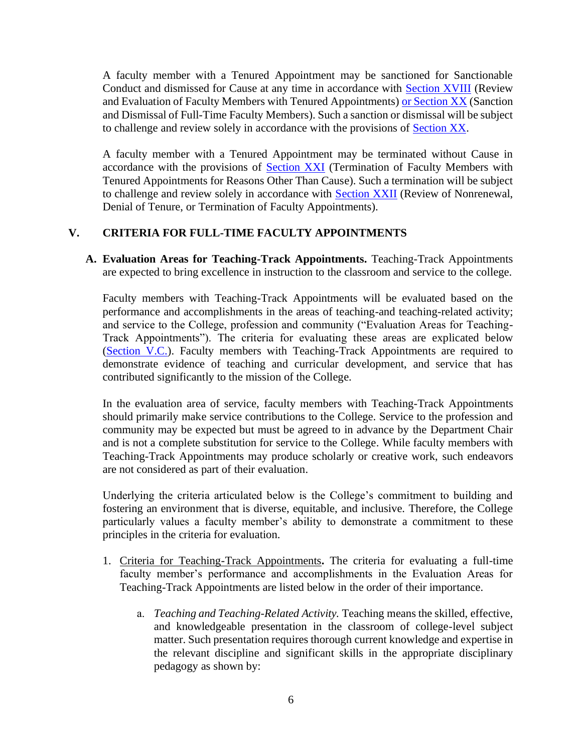A faculty member with a Tenured Appointment may be sanctioned for Sanctionable Conduct and dismissed for Cause at any time in accordance with Section XVIII (Review and Evaluation of Faculty Members with Tenured Appointments) or Section XX (Sanction and Dismissal of Full-Time Faculty Members). Such a sanction or dismissal will be subject to challenge and review solely in accordance with the provisions of Section XX.

A faculty member with a Tenured Appointment may be terminated without Cause in accordance with the provisions of Section XXI (Termination of Faculty Members with Tenured Appointments for Reasons Other Than Cause). Such a termination will be subject to challenge and review solely in accordance with Section XXII (Review of Nonrenewal, Denial of Tenure, or Termination of Faculty Appointments).

## V. CRITERIA FOR FULL-TIME FACULTY APPOINTMENTS

**A. Evaluation Areas for Teaching-Track Appointments.** Teaching-Track Appointments are expected to bring excellence in instruction to the classroom and service to the college.

Faculty members with Teaching-Track Appointments will be evaluated based on the performance and accomplishments in the areas of teaching-and teaching-related activity; and service to the College, profession and community ("Evaluation Areas for Teaching-Track Appointments"). The criteria for evaluating these areas are explicated below (Section V.C.). Faculty members with Teaching-Track Appointments are required to demonstrate evidence of teaching and curricular development, and service that has contributed significantly to the mission of the College.

In the evaluation area of service, faculty members with Teaching-Track Appointments should primarily make service contributions to the College. Service to the profession and community may be expected but must be agreed to in advance by the Department Chair and is not a complete substitution for service to the College. While faculty members with Teaching-Track Appointments may produce scholarly or creative work, such endeavors are not considered as part of their evaluation.

Underlying the criteria articulated below is the College's commitment to building and fostering an environment that is diverse, equitable, and inclusive. Therefore, the College particularly values a faculty member's ability to demonstrate a commitment to these principles in the criteria for evaluation.

1. Criteria for Teaching-Track Appointments**.** The criteria for evaluating a full-time faculty member's performance and accomplishments in the Evaluation Areas for Teaching-Track Appointments are listed below in the order of their importance.

   a. *Teaching and Teaching-Related Activity.* Teaching means the skilled, effective, and knowledgeable presentation in the classroom of college-level subject matter. Such presentation requires thorough current knowledge and expertise in the relevant discipline and significant skills in the appropriate disciplinary pedagogy as shown by: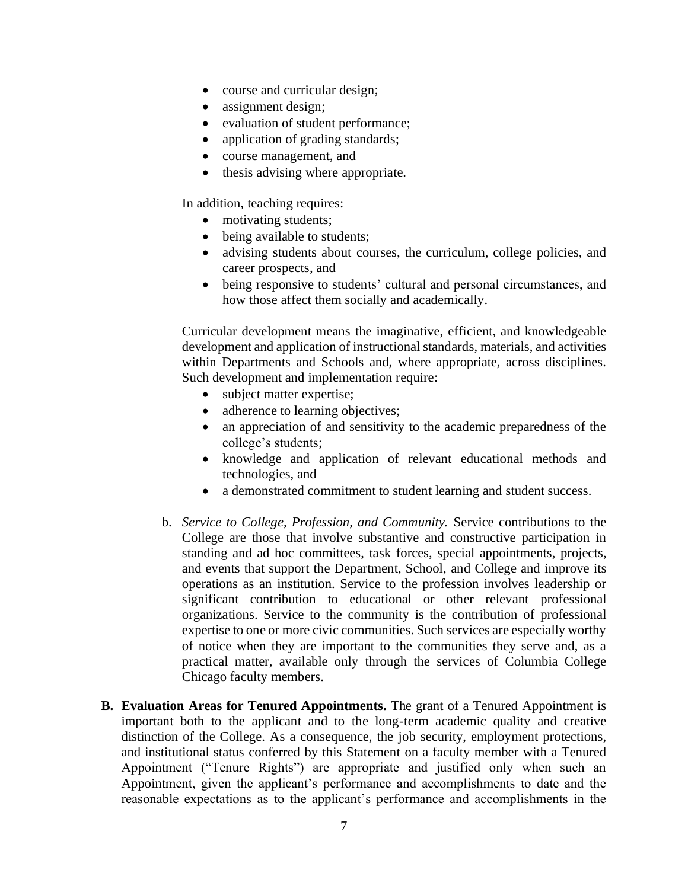- course and curricular design;
- assignment design;
- evaluation of student performance;
- application of grading standards;
- course management, and
- thesis advising where appropriate.

In addition, teaching requires:

- motivating students;
- being available to students;
- advising students about courses, the curriculum, college policies, and career prospects, and
- being responsive to students' cultural and personal circumstances, and how those affect them socially and academically.

Curricular development means the imaginative, efficient, and knowledgeable development and application of instructional standards, materials, and activities within Departments and Schools and, where appropriate, across disciplines. Such development and implementation require:

- subject matter expertise;
- adherence to learning objectives;
- an appreciation of and sensitivity to the academic preparedness of the college's students;
- knowledge and application of relevant educational methods and technologies, and
- a demonstrated commitment to student learning and student success.

b. *Service to College, Profession, and Community.* Service contributions to the College are those that involve substantive and constructive participation in standing and ad hoc committees, task forces, special appointments, projects, and events that support the Department, School, and College and improve its operations as an institution. Service to the profession involves leadership or significant contribution to educational or other relevant professional organizations. Service to the community is the contribution of professional expertise to one or more civic communities. Such services are especially worthy of notice when they are important to the communities they serve and, as a practical matter, available only through the services of Columbia College Chicago faculty members.

**B. Evaluation Areas for Tenured Appointments.** The grant of a Tenured Appointment is important both to the applicant and to the long-term academic quality and creative distinction of the College. As a consequence, the job security, employment protections, and institutional status conferred by this Statement on a faculty member with a Tenured Appointment ("Tenure Rights") are appropriate and justified only when such an Appointment, given the applicant's performance and accomplishments to date and the reasonable expectations as to the applicant's performance and accomplishments in the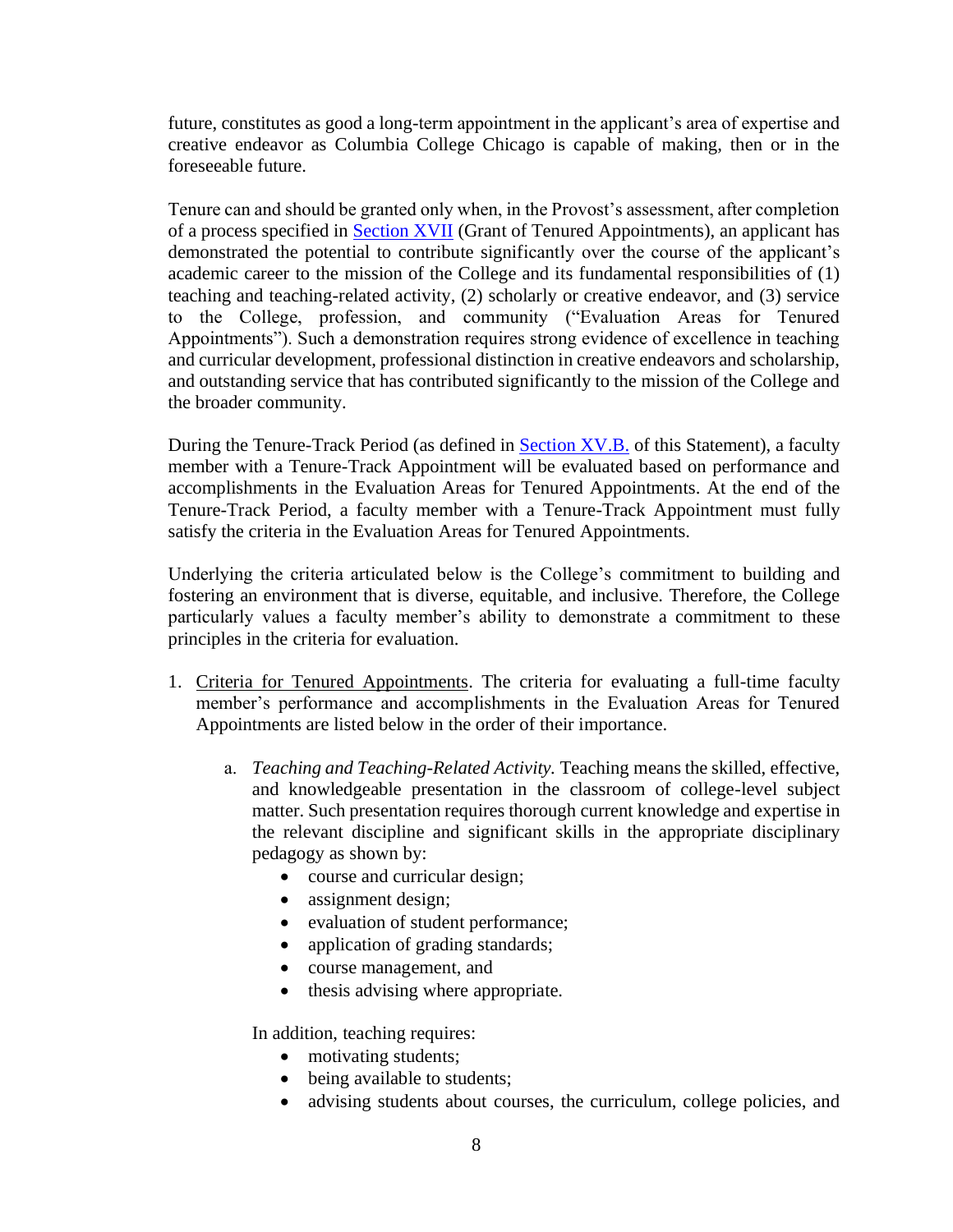future, constitutes as good a long-term appointment in the applicant's area of expertise and creative endeavor as Columbia College Chicago is capable of making, then or in the foreseeable future.

Tenure can and should be granted only when, in the Provost's assessment, after completion of a process specified in Section XVII (Grant of Tenured Appointments), an applicant has demonstrated the potential to contribute significantly over the course of the applicant's academic career to the mission of the College and its fundamental responsibilities of (1) teaching and teaching-related activity, (2) scholarly or creative endeavor, and (3) service to the College, profession, and community ("Evaluation Areas for Tenured Appointments"). Such a demonstration requires strong evidence of excellence in teaching and curricular development, professional distinction in creative endeavors and scholarship, and outstanding service that has contributed significantly to the mission of the College and the broader community.

During the Tenure-Track Period (as defined in Section XV.B. of this Statement), a faculty member with a Tenure-Track Appointment will be evaluated based on performance and accomplishments in the Evaluation Areas for Tenured Appointments. At the end of the Tenure-Track Period, a faculty member with a Tenure-Track Appointment must fully satisfy the criteria in the Evaluation Areas for Tenured Appointments.

Underlying the criteria articulated below is the College's commitment to building and fostering an environment that is diverse, equitable, and inclusive. Therefore, the College particularly values a faculty member's ability to demonstrate a commitment to these principles in the criteria for evaluation.

1. Criteria for Tenured Appointments. The criteria for evaluating a full-time faculty member's performance and accomplishments in the Evaluation Areas for Tenured Appointments are listed below in the order of their importance.

   a. *Teaching and Teaching-Related Activity.* Teaching means the skilled, effective, and knowledgeable presentation in the classroom of college-level subject matter. Such presentation requires thorough current knowledge and expertise in the relevant discipline and significant skills in the appropriate disciplinary pedagogy as shown by:
      - course and curricular design;
      - assignment design;
      - evaluation of student performance;
      - application of grading standards;
      - course management, and
      - thesis advising where appropriate.

      In addition, teaching requires:
      - motivating students;
      - being available to students;
      - advising students about courses, the curriculum, college policies, and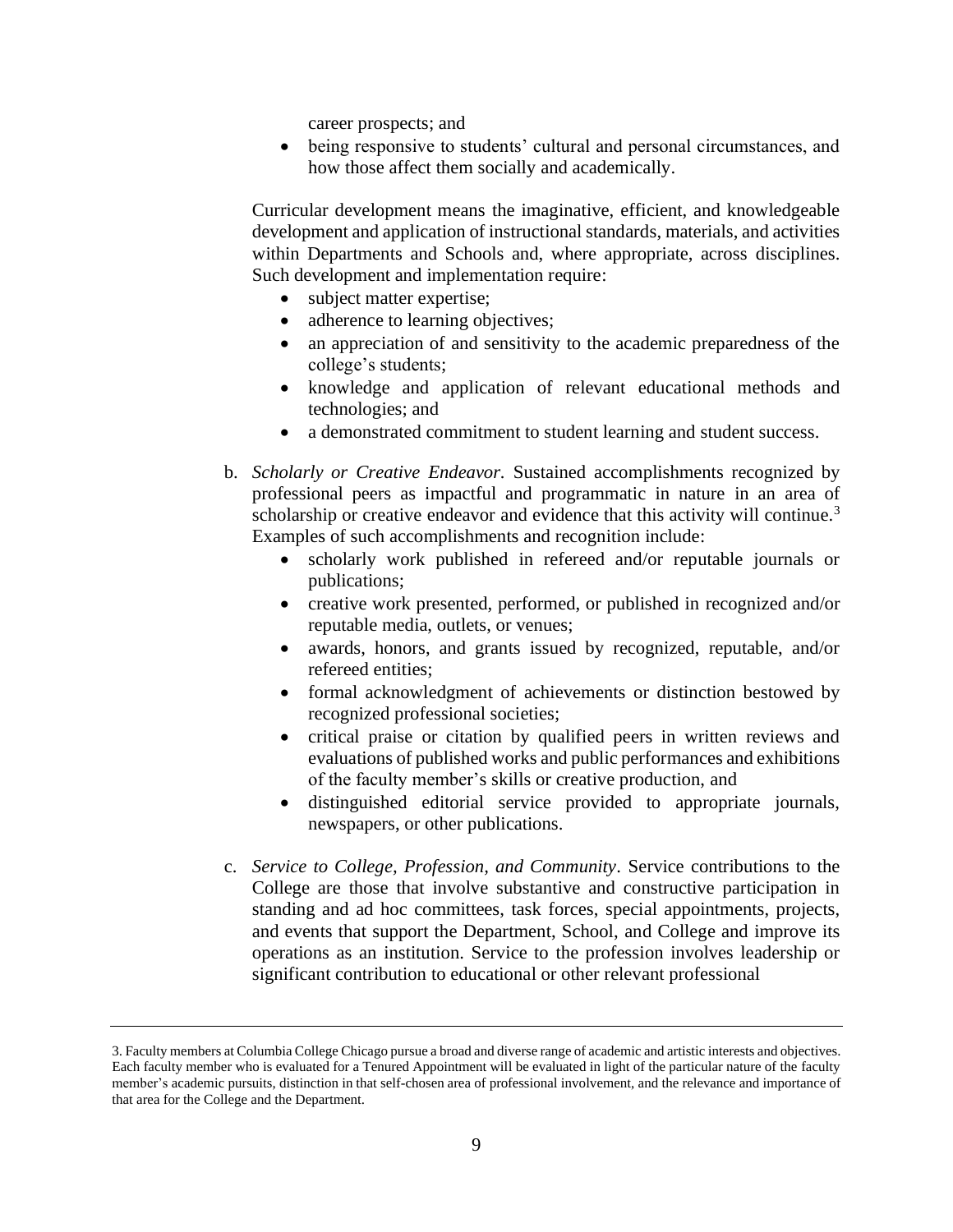career prospects; and
- being responsive to students' cultural and personal circumstances, and how those affect them socially and academically.

Curricular development means the imaginative, efficient, and knowledgeable development and application of instructional standards, materials, and activities within Departments and Schools and, where appropriate, across disciplines. Such development and implementation require:

- subject matter expertise;
- adherence to learning objectives;
- an appreciation of and sensitivity to the academic preparedness of the college's students;
- knowledge and application of relevant educational methods and technologies; and
- a demonstrated commitment to student learning and student success.

b. *Scholarly or Creative Endeavor*. Sustained accomplishments recognized by professional peers as impactful and programmatic in nature in an area of scholarship or creative endeavor and evidence that this activity will continue.[3] Examples of such accomplishments and recognition include:

- scholarly work published in refereed and/or reputable journals or publications;
- creative work presented, performed, or published in recognized and/or reputable media, outlets, or venues;
- awards, honors, and grants issued by recognized, reputable, and/or refereed entities;
- formal acknowledgment of achievements or distinction bestowed by recognized professional societies;
- critical praise or citation by qualified peers in written reviews and evaluations of published works and public performances and exhibitions of the faculty member's skills or creative production, and
- distinguished editorial service provided to appropriate journals, newspapers, or other publications.

c. *Service to College, Profession, and Community*. Service contributions to the College are those that involve substantive and constructive participation in standing and ad hoc committees, task forces, special appointments, projects, and events that support the Department, School, and College and improve its operations as an institution. Service to the profession involves leadership or significant contribution to educational or other relevant professional

---

3. Faculty members at Columbia College Chicago pursue a broad and diverse range of academic and artistic interests and objectives. Each faculty member who is evaluated for a Tenured Appointment will be evaluated in light of the particular nature of the faculty member's academic pursuits, distinction in that self-chosen area of professional involvement, and the relevance and importance of that area for the College and the Department.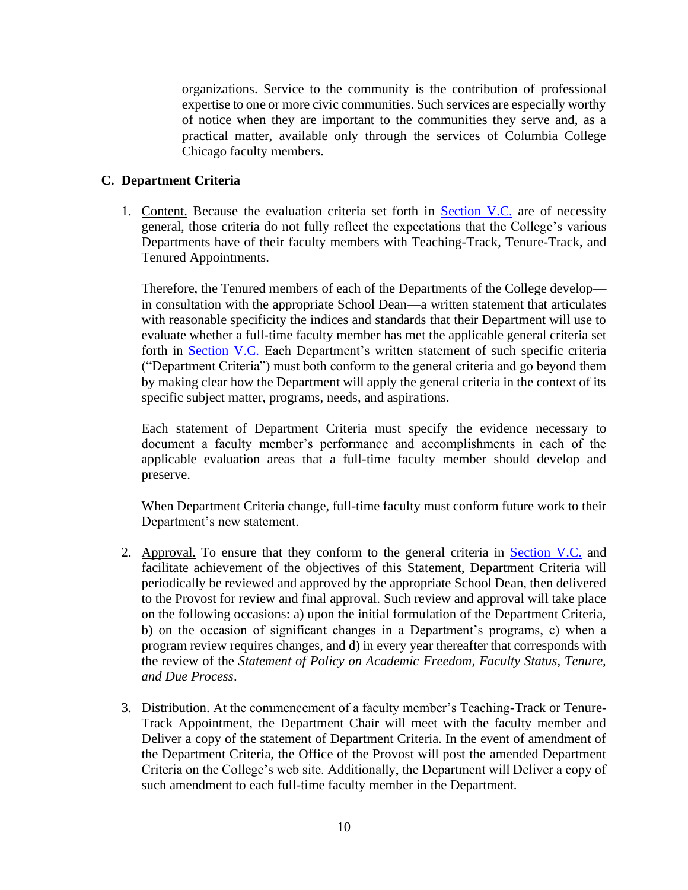organizations. Service to the community is the contribution of professional expertise to one or more civic communities. Such services are especially worthy of notice when they are important to the communities they serve and, as a practical matter, available only through the services of Columbia College Chicago faculty members.

### C. Department Criteria

1. Content. Because the evaluation criteria set forth in Section V.C. are of necessity general, those criteria do not fully reflect the expectations that the College's various Departments have of their faculty members with Teaching-Track, Tenure-Track, and Tenured Appointments.

   Therefore, the Tenured members of each of the Departments of the College develop—in consultation with the appropriate School Dean—a written statement that articulates with reasonable specificity the indices and standards that their Department will use to evaluate whether a full-time faculty member has met the applicable general criteria set forth in Section V.C. Each Department's written statement of such specific criteria ("Department Criteria") must both conform to the general criteria and go beyond them by making clear how the Department will apply the general criteria in the context of its specific subject matter, programs, needs, and aspirations.

   Each statement of Department Criteria must specify the evidence necessary to document a faculty member's performance and accomplishments in each of the applicable evaluation areas that a full-time faculty member should develop and preserve.

   When Department Criteria change, full-time faculty must conform future work to their Department's new statement.

2. Approval. To ensure that they conform to the general criteria in Section V.C. and facilitate achievement of the objectives of this Statement, Department Criteria will periodically be reviewed and approved by the appropriate School Dean, then delivered to the Provost for review and final approval. Such review and approval will take place on the following occasions: a) upon the initial formulation of the Department Criteria, b) on the occasion of significant changes in a Department's programs, c) when a program review requires changes, and d) in every year thereafter that corresponds with the review of the *Statement of Policy on Academic Freedom, Faculty Status, Tenure, and Due Process*.

3. Distribution. At the commencement of a faculty member's Teaching-Track or Tenure-Track Appointment, the Department Chair will meet with the faculty member and Deliver a copy of the statement of Department Criteria. In the event of amendment of the Department Criteria, the Office of the Provost will post the amended Department Criteria on the College's web site. Additionally, the Department will Deliver a copy of such amendment to each full-time faculty member in the Department.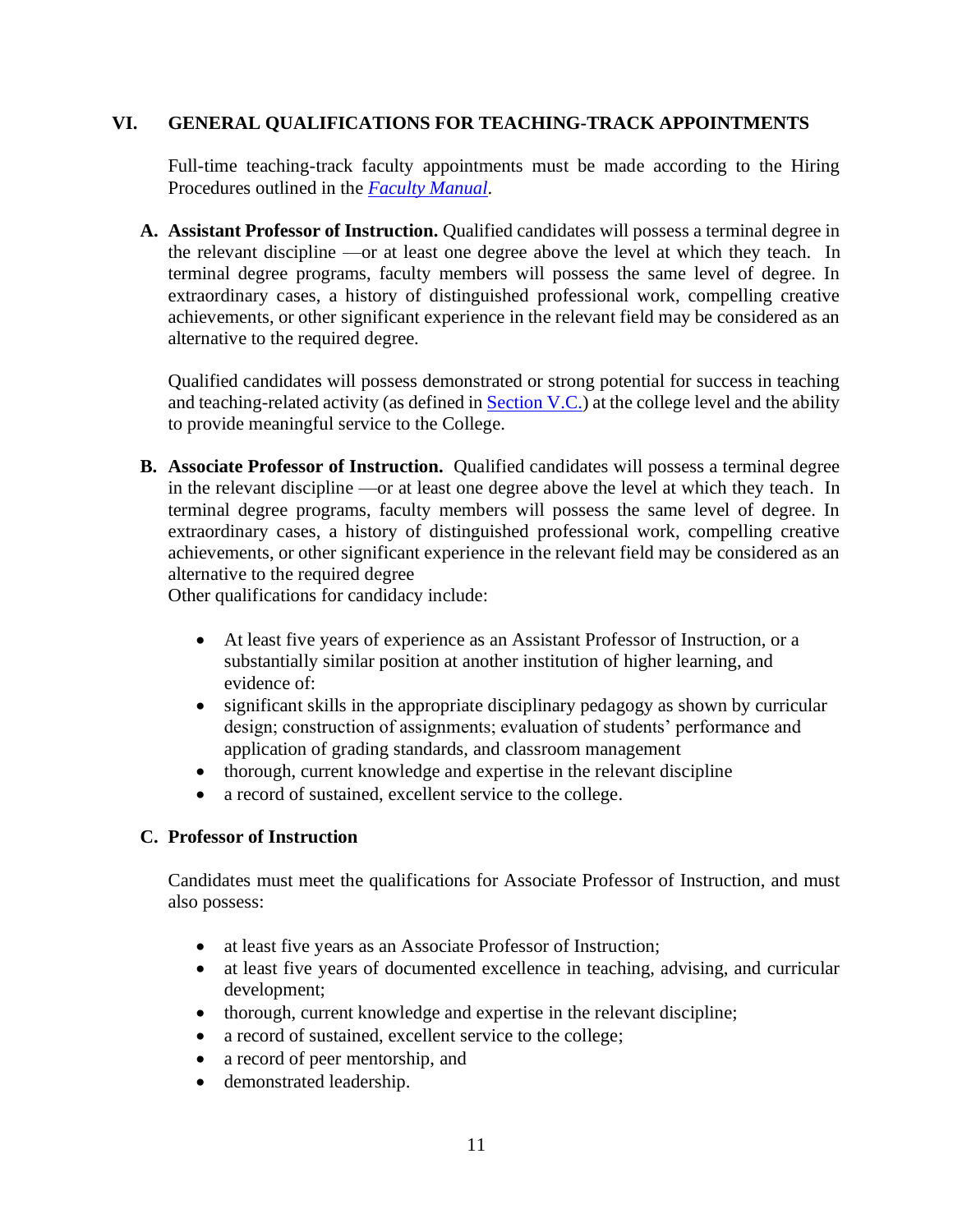## VI. GENERAL QUALIFICATIONS FOR TEACHING-TRACK APPOINTMENTS

Full-time teaching-track faculty appointments must be made according to the Hiring Procedures outlined in the *Faculty Manual*.

**A. Assistant Professor of Instruction.** Qualified candidates will possess a terminal degree in the relevant discipline —or at least one degree above the level at which they teach. In terminal degree programs, faculty members will possess the same level of degree. In extraordinary cases, a history of distinguished professional work, compelling creative achievements, or other significant experience in the relevant field may be considered as an alternative to the required degree.

Qualified candidates will possess demonstrated or strong potential for success in teaching and teaching-related activity (as defined in Section V.C.) at the college level and the ability to provide meaningful service to the College.

**B. Associate Professor of Instruction.** Qualified candidates will possess a terminal degree in the relevant discipline —or at least one degree above the level at which they teach. In terminal degree programs, faculty members will possess the same level of degree. In extraordinary cases, a history of distinguished professional work, compelling creative achievements, or other significant experience in the relevant field may be considered as an alternative to the required degree
Other qualifications for candidacy include:

- At least five years of experience as an Assistant Professor of Instruction, or a substantially similar position at another institution of higher learning, and evidence of:
- significant skills in the appropriate disciplinary pedagogy as shown by curricular design; construction of assignments; evaluation of students' performance and application of grading standards, and classroom management
- thorough, current knowledge and expertise in the relevant discipline
- a record of sustained, excellent service to the college.

**C. Professor of Instruction**

Candidates must meet the qualifications for Associate Professor of Instruction, and must also possess:

- at least five years as an Associate Professor of Instruction;
- at least five years of documented excellence in teaching, advising, and curricular development;
- thorough, current knowledge and expertise in the relevant discipline;
- a record of sustained, excellent service to the college;
- a record of peer mentorship, and
- demonstrated leadership.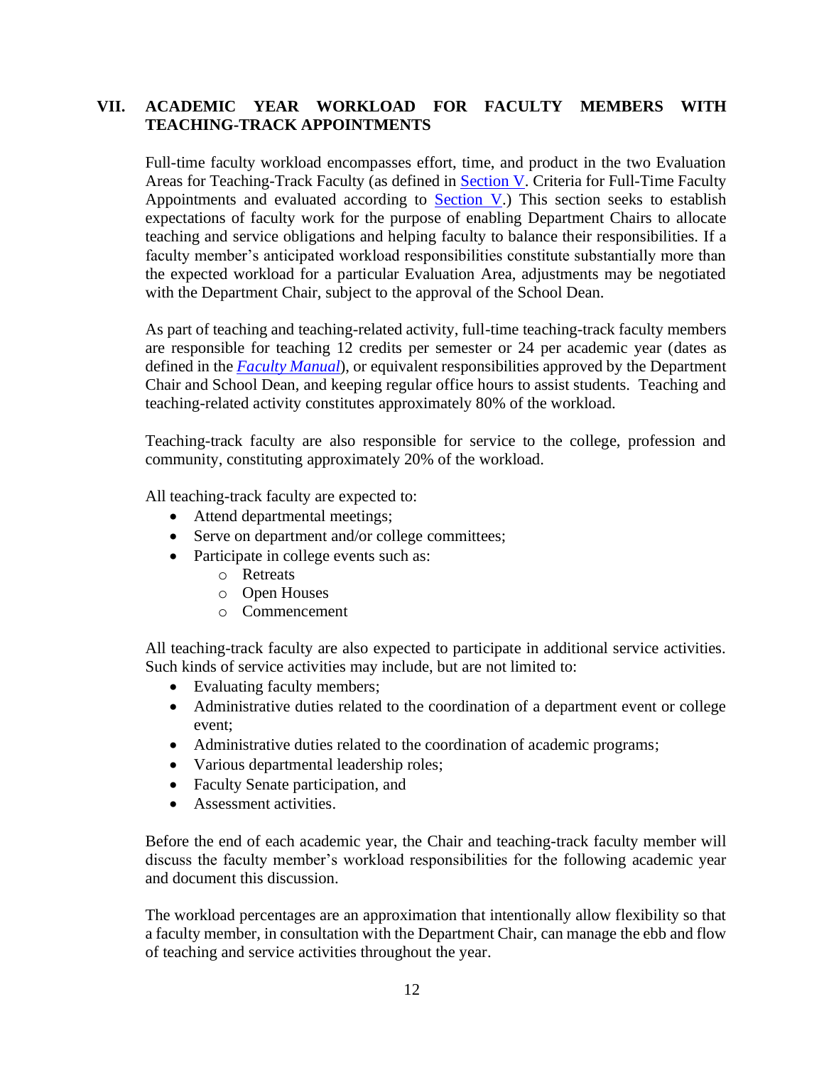## VII. ACADEMIC YEAR WORKLOAD FOR FACULTY MEMBERS WITH TEACHING-TRACK APPOINTMENTS

Full-time faculty workload encompasses effort, time, and product in the two Evaluation Areas for Teaching-Track Faculty (as defined in Section V. Criteria for Full-Time Faculty Appointments and evaluated according to Section V.) This section seeks to establish expectations of faculty work for the purpose of enabling Department Chairs to allocate teaching and service obligations and helping faculty to balance their responsibilities. If a faculty member's anticipated workload responsibilities constitute substantially more than the expected workload for a particular Evaluation Area, adjustments may be negotiated with the Department Chair, subject to the approval of the School Dean.

As part of teaching and teaching-related activity, full-time teaching-track faculty members are responsible for teaching 12 credits per semester or 24 per academic year (dates as defined in the ***Faculty Manual***), or equivalent responsibilities approved by the Department Chair and School Dean, and keeping regular office hours to assist students. Teaching and teaching-related activity constitutes approximately 80% of the workload.

Teaching-track faculty are also responsible for service to the college, profession and community, constituting approximately 20% of the workload.

All teaching-track faculty are expected to:

- Attend departmental meetings;
- Serve on department and/or college committees;
- Participate in college events such as:
  - Retreats
  - Open Houses
  - Commencement

All teaching-track faculty are also expected to participate in additional service activities. Such kinds of service activities may include, but are not limited to:

- Evaluating faculty members;
- Administrative duties related to the coordination of a department event or college event;
- Administrative duties related to the coordination of academic programs;
- Various departmental leadership roles;
- Faculty Senate participation, and
- Assessment activities.

Before the end of each academic year, the Chair and teaching-track faculty member will discuss the faculty member's workload responsibilities for the following academic year and document this discussion.

The workload percentages are an approximation that intentionally allow flexibility so that a faculty member, in consultation with the Department Chair, can manage the ebb and flow of teaching and service activities throughout the year.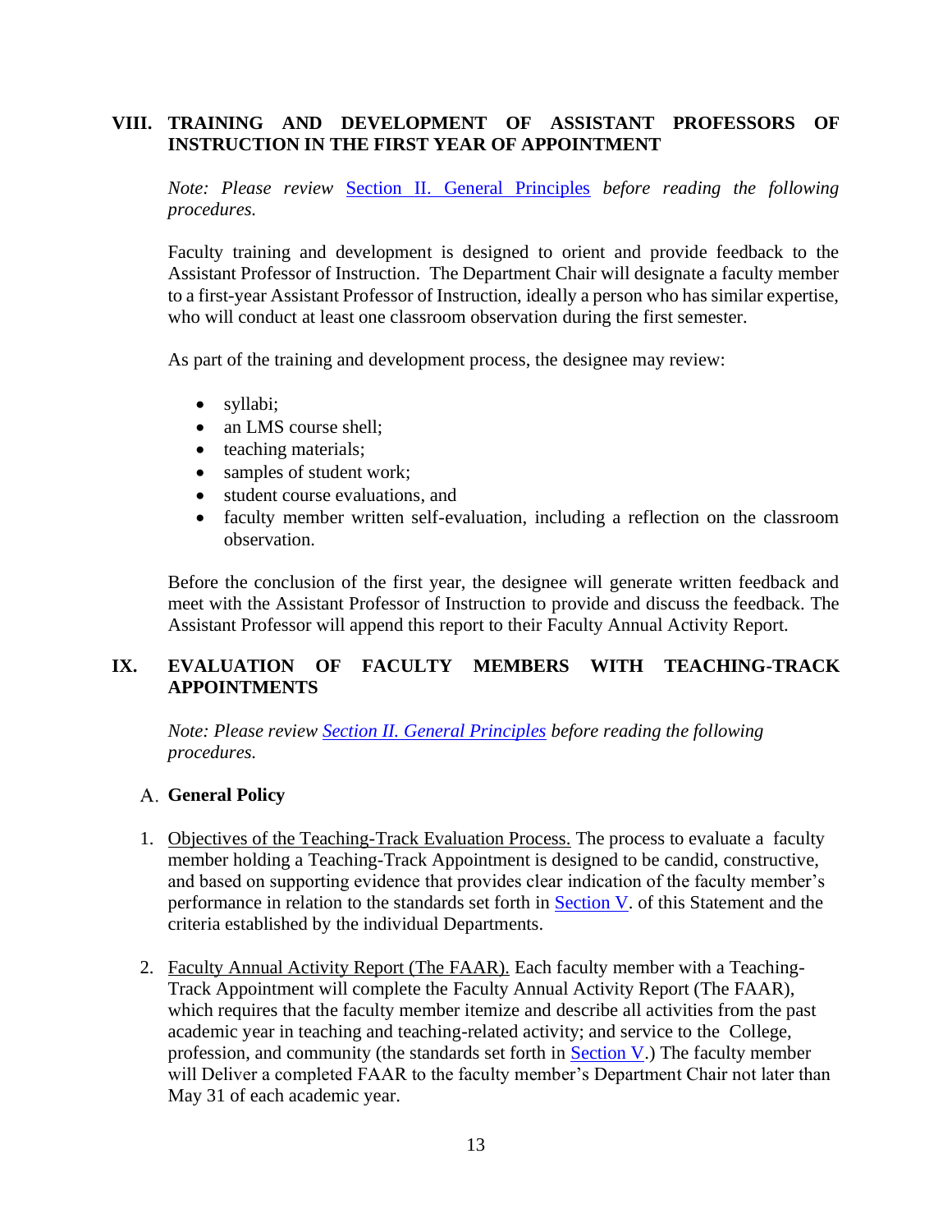## VIII. TRAINING AND DEVELOPMENT OF ASSISTANT PROFESSORS OF INSTRUCTION IN THE FIRST YEAR OF APPOINTMENT

*Note: Please review* Section II. General Principles *before reading the following procedures.*

Faculty training and development is designed to orient and provide feedback to the Assistant Professor of Instruction. The Department Chair will designate a faculty member to a first-year Assistant Professor of Instruction, ideally a person who has similar expertise, who will conduct at least one classroom observation during the first semester.

As part of the training and development process, the designee may review:

- syllabi;
- an LMS course shell;
- teaching materials;
- samples of student work;
- student course evaluations, and
- faculty member written self-evaluation, including a reflection on the classroom observation.

Before the conclusion of the first year, the designee will generate written feedback and meet with the Assistant Professor of Instruction to provide and discuss the feedback. The Assistant Professor will append this report to their Faculty Annual Activity Report.

## IX. EVALUATION OF FACULTY MEMBERS WITH TEACHING-TRACK APPOINTMENTS

*Note: Please review* ***Section II. General Principles*** *before reading the following procedures.*

### A. General Policy

1. Objectives of the Teaching-Track Evaluation Process. The process to evaluate a faculty member holding a Teaching-Track Appointment is designed to be candid, constructive, and based on supporting evidence that provides clear indication of the faculty member's performance in relation to the standards set forth in Section V. of this Statement and the criteria established by the individual Departments.

2. Faculty Annual Activity Report (The FAAR). Each faculty member with a Teaching-Track Appointment will complete the Faculty Annual Activity Report (The FAAR), which requires that the faculty member itemize and describe all activities from the past academic year in teaching and teaching-related activity; and service to the College, profession, and community (the standards set forth in Section V.) The faculty member will Deliver a completed FAAR to the faculty member's Department Chair not later than May 31 of each academic year.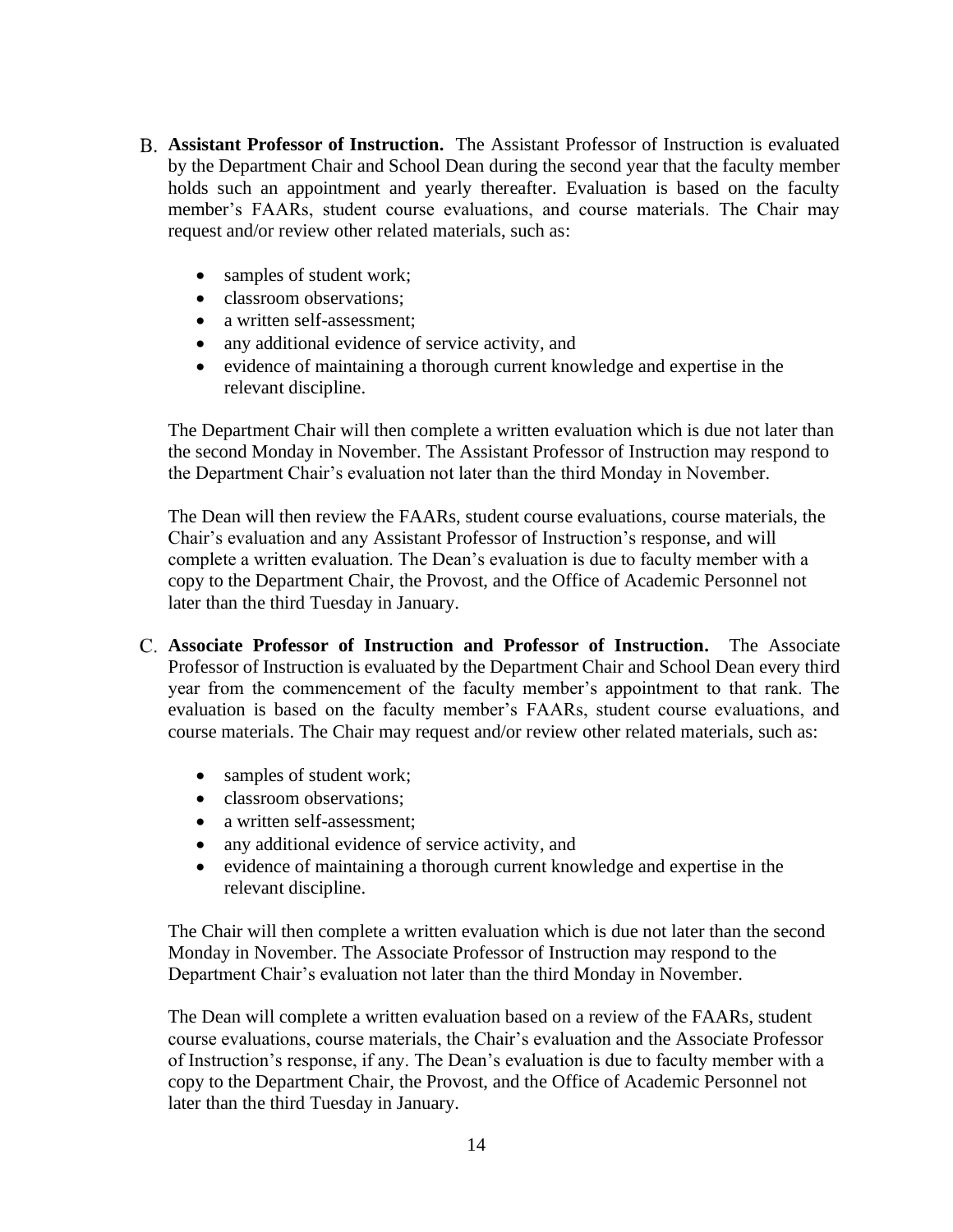B. **Assistant Professor of Instruction.** The Assistant Professor of Instruction is evaluated by the Department Chair and School Dean during the second year that the faculty member holds such an appointment and yearly thereafter. Evaluation is based on the faculty member's FAARs, student course evaluations, and course materials. The Chair may request and/or review other related materials, such as:

- samples of student work;
- classroom observations;
- a written self-assessment;
- any additional evidence of service activity, and
- evidence of maintaining a thorough current knowledge and expertise in the relevant discipline.

The Department Chair will then complete a written evaluation which is due not later than the second Monday in November. The Assistant Professor of Instruction may respond to the Department Chair's evaluation not later than the third Monday in November.

The Dean will then review the FAARs, student course evaluations, course materials, the Chair's evaluation and any Assistant Professor of Instruction's response, and will complete a written evaluation. The Dean's evaluation is due to faculty member with a copy to the Department Chair, the Provost, and the Office of Academic Personnel not later than the third Tuesday in January.

C. **Associate Professor of Instruction and Professor of Instruction.** The Associate Professor of Instruction is evaluated by the Department Chair and School Dean every third year from the commencement of the faculty member's appointment to that rank. The evaluation is based on the faculty member's FAARs, student course evaluations, and course materials. The Chair may request and/or review other related materials, such as:

- samples of student work;
- classroom observations;
- a written self-assessment;
- any additional evidence of service activity, and
- evidence of maintaining a thorough current knowledge and expertise in the relevant discipline.

The Chair will then complete a written evaluation which is due not later than the second Monday in November. The Associate Professor of Instruction may respond to the Department Chair's evaluation not later than the third Monday in November.

The Dean will complete a written evaluation based on a review of the FAARs, student course evaluations, course materials, the Chair's evaluation and the Associate Professor of Instruction's response, if any. The Dean's evaluation is due to faculty member with a copy to the Department Chair, the Provost, and the Office of Academic Personnel not later than the third Tuesday in January.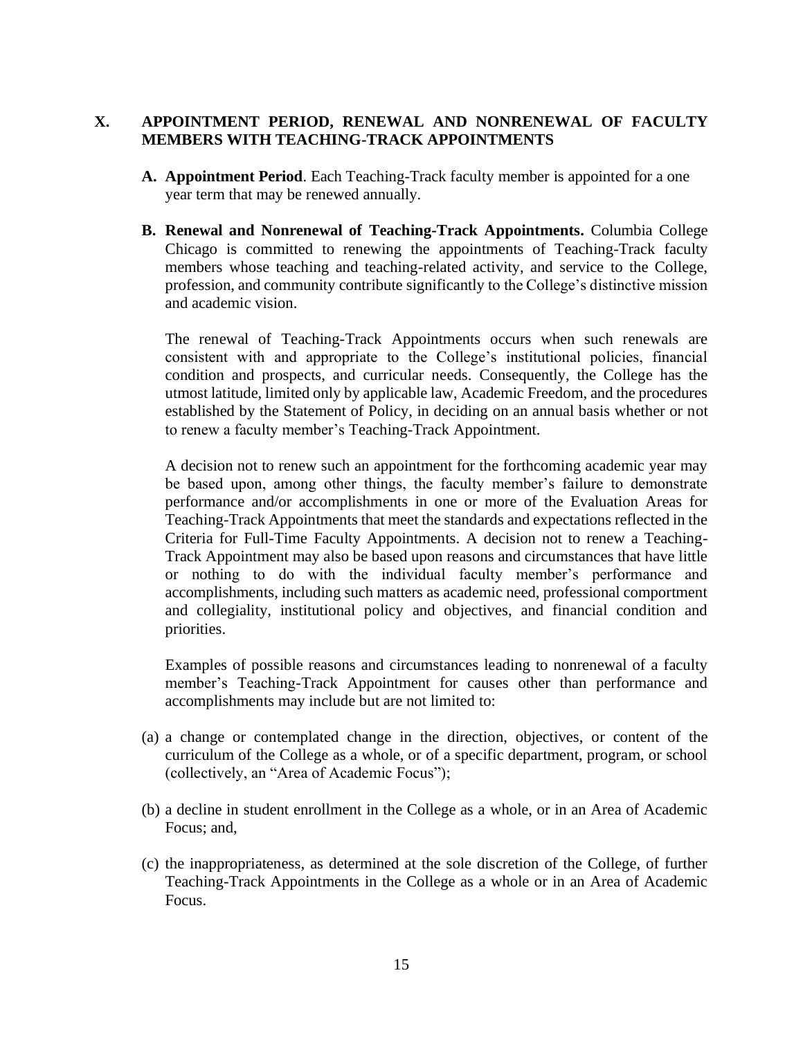## X. APPOINTMENT PERIOD, RENEWAL AND NONRENEWAL OF FACULTY MEMBERS WITH TEACHING-TRACK APPOINTMENTS

**A. Appointment Period**. Each Teaching-Track faculty member is appointed for a one year term that may be renewed annually.

**B. Renewal and Nonrenewal of Teaching-Track Appointments.** Columbia College Chicago is committed to renewing the appointments of Teaching-Track faculty members whose teaching and teaching-related activity, and service to the College, profession, and community contribute significantly to the College's distinctive mission and academic vision.

The renewal of Teaching-Track Appointments occurs when such renewals are consistent with and appropriate to the College's institutional policies, financial condition and prospects, and curricular needs. Consequently, the College has the utmost latitude, limited only by applicable law, Academic Freedom, and the procedures established by the Statement of Policy, in deciding on an annual basis whether or not to renew a faculty member's Teaching-Track Appointment.

A decision not to renew such an appointment for the forthcoming academic year may be based upon, among other things, the faculty member's failure to demonstrate performance and/or accomplishments in one or more of the Evaluation Areas for Teaching-Track Appointments that meet the standards and expectations reflected in the Criteria for Full-Time Faculty Appointments. A decision not to renew a Teaching-Track Appointment may also be based upon reasons and circumstances that have little or nothing to do with the individual faculty member's performance and accomplishments, including such matters as academic need, professional comportment and collegiality, institutional policy and objectives, and financial condition and priorities.

Examples of possible reasons and circumstances leading to nonrenewal of a faculty member's Teaching-Track Appointment for causes other than performance and accomplishments may include but are not limited to:

(a) a change or contemplated change in the direction, objectives, or content of the curriculum of the College as a whole, or of a specific department, program, or school (collectively, an "Area of Academic Focus");

(b) a decline in student enrollment in the College as a whole, or in an Area of Academic Focus; and,

(c) the inappropriateness, as determined at the sole discretion of the College, of further Teaching-Track Appointments in the College as a whole or in an Area of Academic Focus.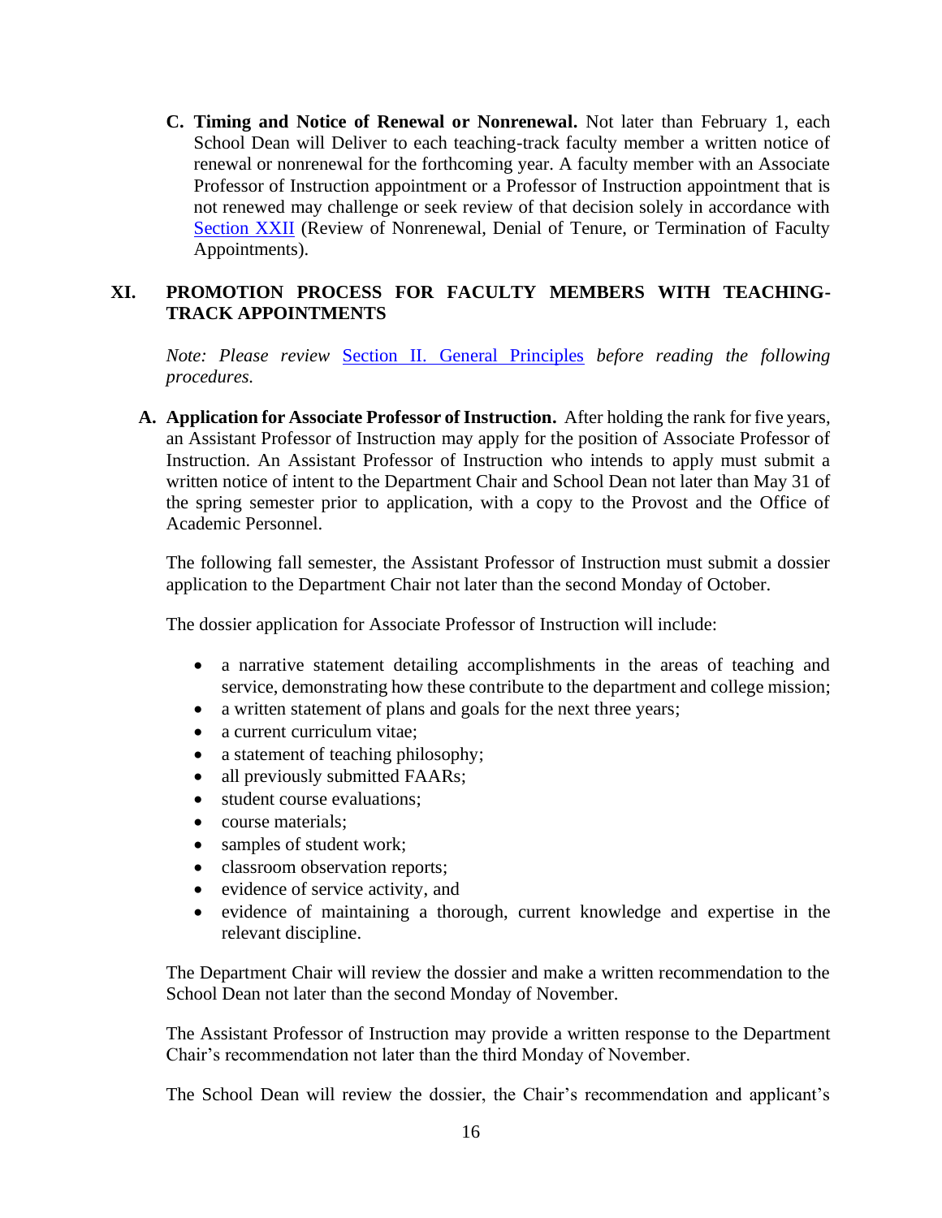**C. Timing and Notice of Renewal or Nonrenewal.** Not later than February 1, each School Dean will Deliver to each teaching-track faculty member a written notice of renewal or nonrenewal for the forthcoming year. A faculty member with an Associate Professor of Instruction appointment or a Professor of Instruction appointment that is not renewed may challenge or seek review of that decision solely in accordance with Section XXII (Review of Nonrenewal, Denial of Tenure, or Termination of Faculty Appointments).

## XI. PROMOTION PROCESS FOR FACULTY MEMBERS WITH TEACHING-TRACK APPOINTMENTS

*Note: Please review* Section II. General Principles *before reading the following procedures.*

**A. Application for Associate Professor of Instruction.** After holding the rank for five years, an Assistant Professor of Instruction may apply for the position of Associate Professor of Instruction. An Assistant Professor of Instruction who intends to apply must submit a written notice of intent to the Department Chair and School Dean not later than May 31 of the spring semester prior to application, with a copy to the Provost and the Office of Academic Personnel.

The following fall semester, the Assistant Professor of Instruction must submit a dossier application to the Department Chair not later than the second Monday of October.

The dossier application for Associate Professor of Instruction will include:

- a narrative statement detailing accomplishments in the areas of teaching and service, demonstrating how these contribute to the department and college mission;
- a written statement of plans and goals for the next three years;
- a current curriculum vitae;
- a statement of teaching philosophy;
- all previously submitted FAARs;
- student course evaluations;
- course materials;
- samples of student work;
- classroom observation reports;
- evidence of service activity, and
- evidence of maintaining a thorough, current knowledge and expertise in the relevant discipline.

The Department Chair will review the dossier and make a written recommendation to the School Dean not later than the second Monday of November.

The Assistant Professor of Instruction may provide a written response to the Department Chair's recommendation not later than the third Monday of November.

The School Dean will review the dossier, the Chair's recommendation and applicant's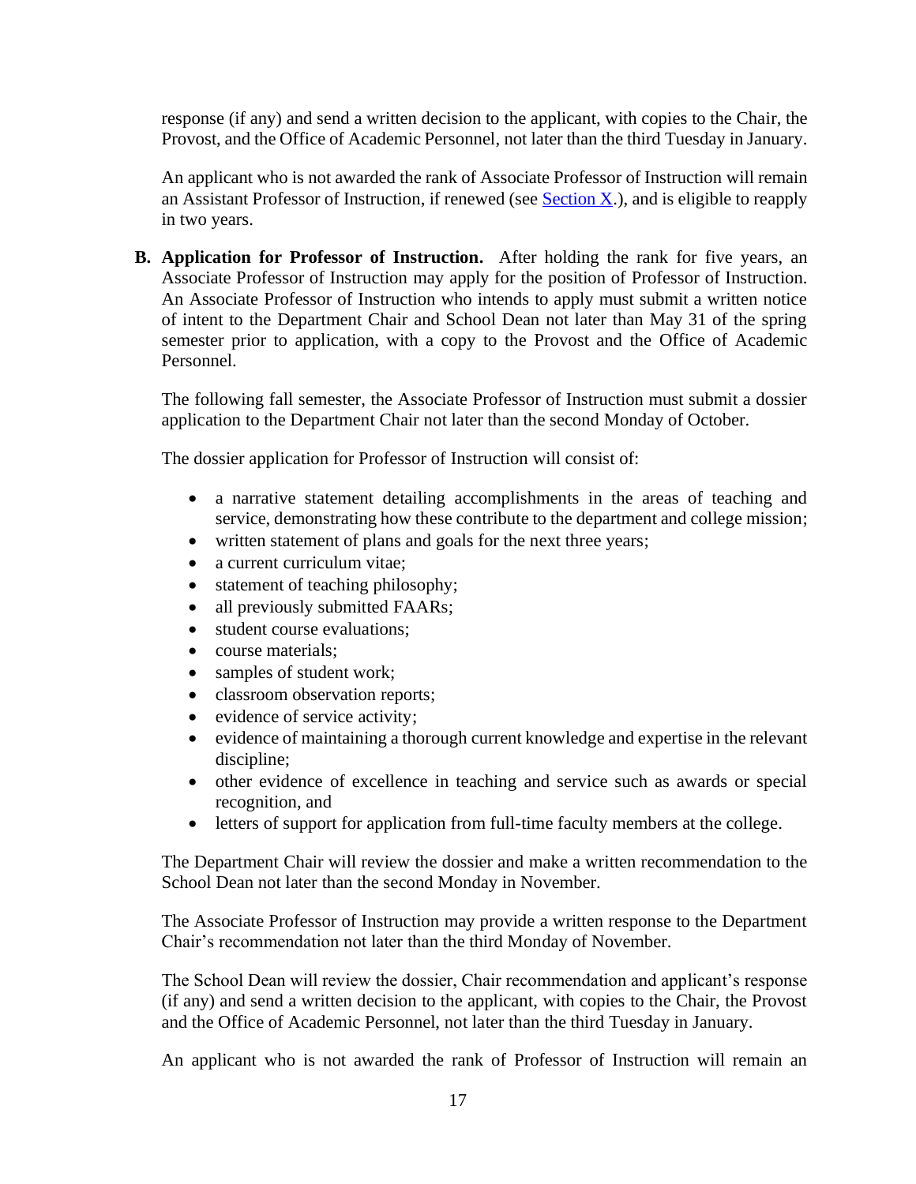response (if any) and send a written decision to the applicant, with copies to the Chair, the Provost, and the Office of Academic Personnel, not later than the third Tuesday in January.

An applicant who is not awarded the rank of Associate Professor of Instruction will remain an Assistant Professor of Instruction, if renewed (see Section X.), and is eligible to reapply in two years.

**B. Application for Professor of Instruction.** After holding the rank for five years, an Associate Professor of Instruction may apply for the position of Professor of Instruction. An Associate Professor of Instruction who intends to apply must submit a written notice of intent to the Department Chair and School Dean not later than May 31 of the spring semester prior to application, with a copy to the Provost and the Office of Academic Personnel.

The following fall semester, the Associate Professor of Instruction must submit a dossier application to the Department Chair not later than the second Monday of October.

The dossier application for Professor of Instruction will consist of:

- a narrative statement detailing accomplishments in the areas of teaching and service, demonstrating how these contribute to the department and college mission;
- written statement of plans and goals for the next three years;
- a current curriculum vitae;
- statement of teaching philosophy;
- all previously submitted FAARs;
- student course evaluations;
- course materials;
- samples of student work;
- classroom observation reports;
- evidence of service activity;
- evidence of maintaining a thorough current knowledge and expertise in the relevant discipline;
- other evidence of excellence in teaching and service such as awards or special recognition, and
- letters of support for application from full-time faculty members at the college.

The Department Chair will review the dossier and make a written recommendation to the School Dean not later than the second Monday in November.

The Associate Professor of Instruction may provide a written response to the Department Chair's recommendation not later than the third Monday of November.

The School Dean will review the dossier, Chair recommendation and applicant's response (if any) and send a written decision to the applicant, with copies to the Chair, the Provost and the Office of Academic Personnel, not later than the third Tuesday in January.

An applicant who is not awarded the rank of Professor of Instruction will remain an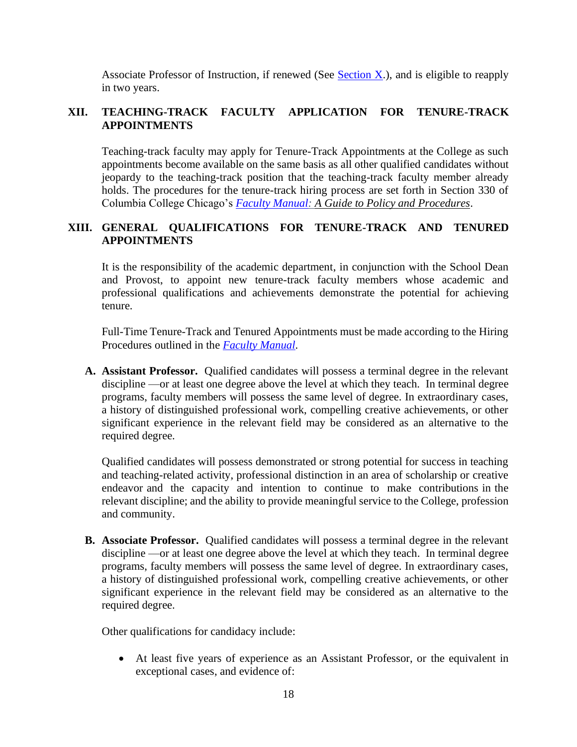Associate Professor of Instruction, if renewed (See [Section X.](#)), and is eligible to reapply in two years.

## XII. TEACHING-TRACK FACULTY APPLICATION FOR TENURE-TRACK APPOINTMENTS

Teaching-track faculty may apply for Tenure-Track Appointments at the College as such appointments become available on the same basis as all other qualified candidates without jeopardy to the teaching-track position that the teaching-track faculty member already holds. The procedures for the tenure-track hiring process are set forth in Section 330 of Columbia College Chicago's *Faculty Manual: A Guide to Policy and Procedures*.

## XIII. GENERAL QUALIFICATIONS FOR TENURE-TRACK AND TENURED APPOINTMENTS

It is the responsibility of the academic department, in conjunction with the School Dean and Provost, to appoint new tenure-track faculty members whose academic and professional qualifications and achievements demonstrate the potential for achieving tenure.

Full-Time Tenure-Track and Tenured Appointments must be made according to the Hiring Procedures outlined in the *Faculty Manual*.

**A. Assistant Professor.** Qualified candidates will possess a terminal degree in the relevant discipline —or at least one degree above the level at which they teach. In terminal degree programs, faculty members will possess the same level of degree. In extraordinary cases, a history of distinguished professional work, compelling creative achievements, or other significant experience in the relevant field may be considered as an alternative to the required degree.

Qualified candidates will possess demonstrated or strong potential for success in teaching and teaching-related activity, professional distinction in an area of scholarship or creative endeavor and the capacity and intention to continue to make contributions in the relevant discipline; and the ability to provide meaningful service to the College, profession and community.

**B. Associate Professor.** Qualified candidates will possess a terminal degree in the relevant discipline —or at least one degree above the level at which they teach. In terminal degree programs, faculty members will possess the same level of degree. In extraordinary cases, a history of distinguished professional work, compelling creative achievements, or other significant experience in the relevant field may be considered as an alternative to the required degree.

Other qualifications for candidacy include:

- At least five years of experience as an Assistant Professor, or the equivalent in exceptional cases, and evidence of: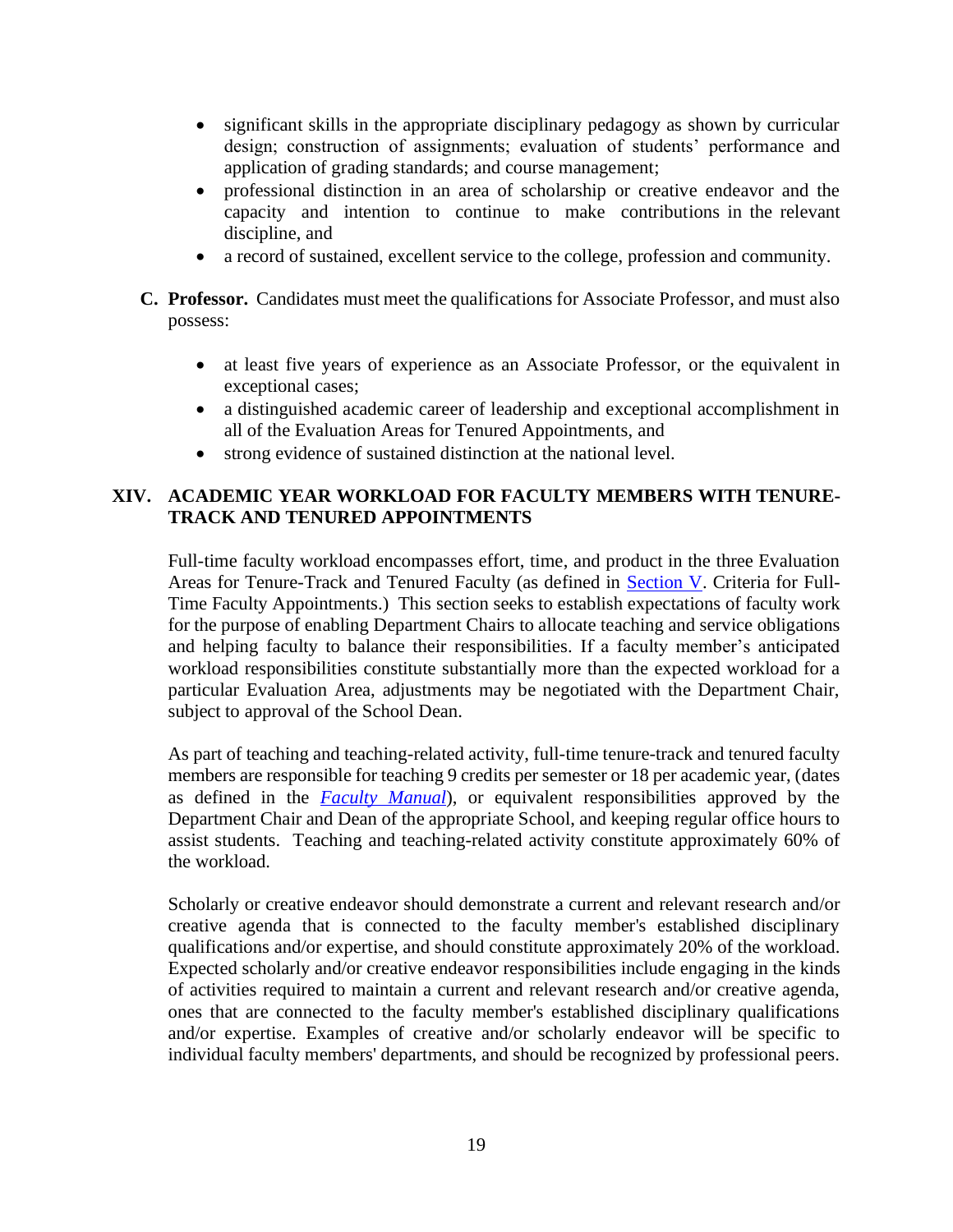- significant skills in the appropriate disciplinary pedagogy as shown by curricular design; construction of assignments; evaluation of students' performance and application of grading standards; and course management;
- professional distinction in an area of scholarship or creative endeavor and the capacity and intention to continue to make contributions in the relevant discipline, and
- a record of sustained, excellent service to the college, profession and community.

**C. Professor.** Candidates must meet the qualifications for Associate Professor, and must also possess:

- at least five years of experience as an Associate Professor, or the equivalent in exceptional cases;
- a distinguished academic career of leadership and exceptional accomplishment in all of the Evaluation Areas for Tenured Appointments, and
- strong evidence of sustained distinction at the national level.

## XIV. ACADEMIC YEAR WORKLOAD FOR FACULTY MEMBERS WITH TENURE-TRACK AND TENURED APPOINTMENTS

Full-time faculty workload encompasses effort, time, and product in the three Evaluation Areas for Tenure-Track and Tenured Faculty (as defined in Section V. Criteria for Full-Time Faculty Appointments.) This section seeks to establish expectations of faculty work for the purpose of enabling Department Chairs to allocate teaching and service obligations and helping faculty to balance their responsibilities. If a faculty member's anticipated workload responsibilities constitute substantially more than the expected workload for a particular Evaluation Area, adjustments may be negotiated with the Department Chair, subject to approval of the School Dean.

As part of teaching and teaching-related activity, full-time tenure-track and tenured faculty members are responsible for teaching 9 credits per semester or 18 per academic year, (dates as defined in the *Faculty Manual*), or equivalent responsibilities approved by the Department Chair and Dean of the appropriate School, and keeping regular office hours to assist students. Teaching and teaching-related activity constitute approximately 60% of the workload.

Scholarly or creative endeavor should demonstrate a current and relevant research and/or creative agenda that is connected to the faculty member's established disciplinary qualifications and/or expertise, and should constitute approximately 20% of the workload. Expected scholarly and/or creative endeavor responsibilities include engaging in the kinds of activities required to maintain a current and relevant research and/or creative agenda, ones that are connected to the faculty member's established disciplinary qualifications and/or expertise. Examples of creative and/or scholarly endeavor will be specific to individual faculty members' departments, and should be recognized by professional peers.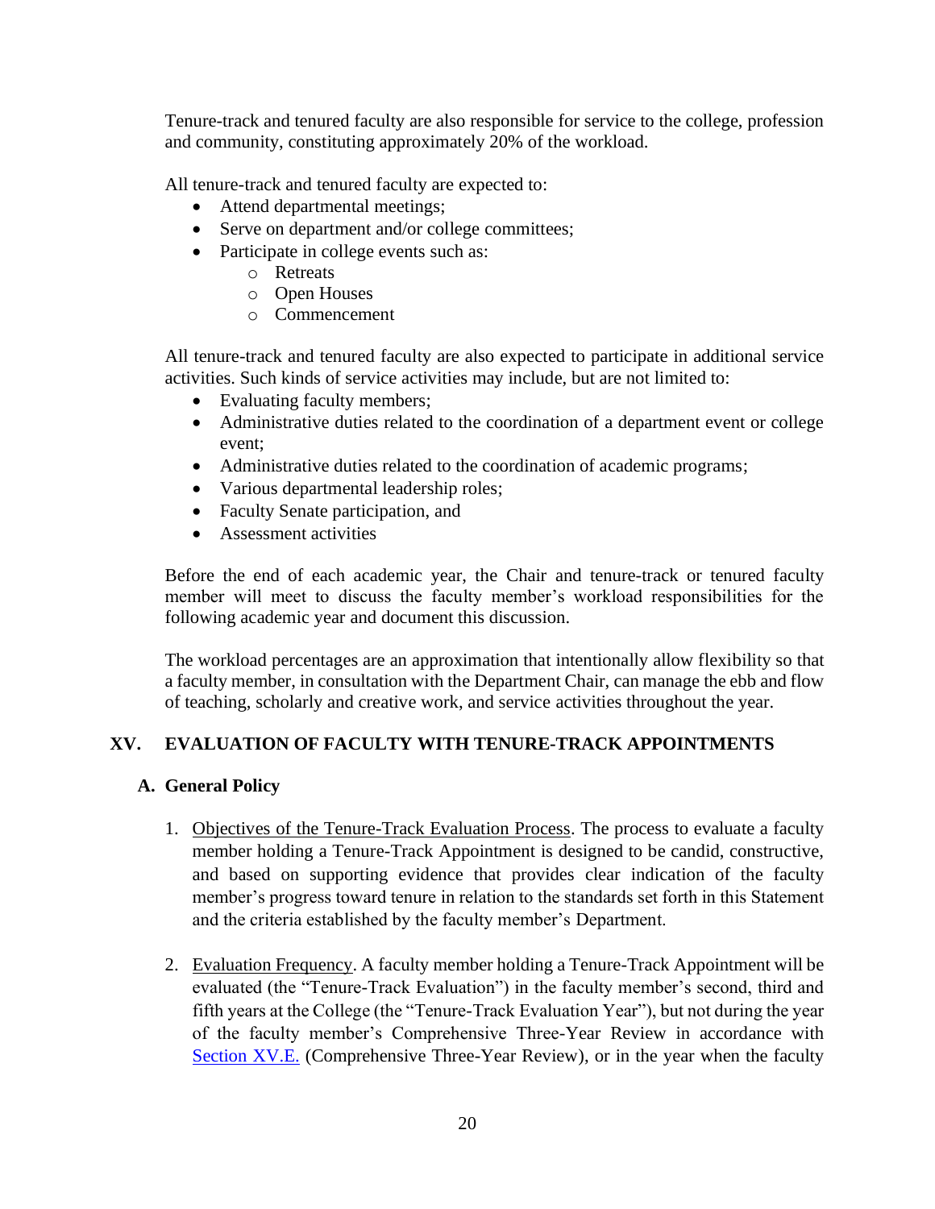Tenure-track and tenured faculty are also responsible for service to the college, profession and community, constituting approximately 20% of the workload.

All tenure-track and tenured faculty are expected to:

- Attend departmental meetings;
- Serve on department and/or college committees;
- Participate in college events such as:
  - Retreats
  - Open Houses
  - Commencement

All tenure-track and tenured faculty are also expected to participate in additional service activities. Such kinds of service activities may include, but are not limited to:

- Evaluating faculty members;
- Administrative duties related to the coordination of a department event or college event;
- Administrative duties related to the coordination of academic programs;
- Various departmental leadership roles;
- Faculty Senate participation, and
- Assessment activities

Before the end of each academic year, the Chair and tenure-track or tenured faculty member will meet to discuss the faculty member's workload responsibilities for the following academic year and document this discussion.

The workload percentages are an approximation that intentionally allow flexibility so that a faculty member, in consultation with the Department Chair, can manage the ebb and flow of teaching, scholarly and creative work, and service activities throughout the year.

## XV. EVALUATION OF FACULTY WITH TENURE-TRACK APPOINTMENTS

### A. General Policy

1. Objectives of the Tenure-Track Evaluation Process. The process to evaluate a faculty member holding a Tenure-Track Appointment is designed to be candid, constructive, and based on supporting evidence that provides clear indication of the faculty member's progress toward tenure in relation to the standards set forth in this Statement and the criteria established by the faculty member's Department.

2. Evaluation Frequency. A faculty member holding a Tenure-Track Appointment will be evaluated (the "Tenure-Track Evaluation") in the faculty member's second, third and fifth years at the College (the "Tenure-Track Evaluation Year"), but not during the year of the faculty member's Comprehensive Three-Year Review in accordance with Section XV.E. (Comprehensive Three-Year Review), or in the year when the faculty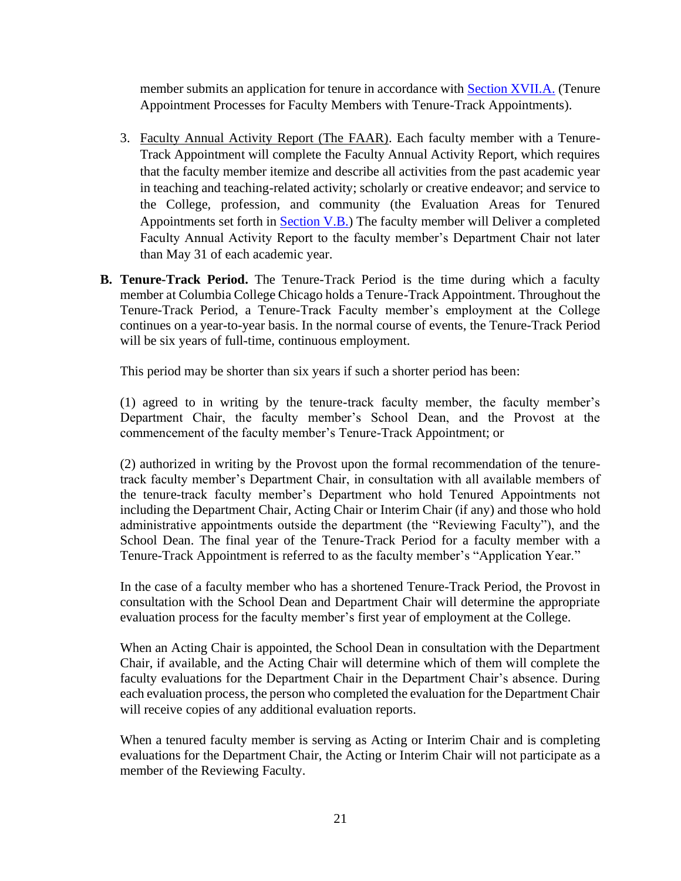member submits an application for tenure in accordance with Section XVII.A. (Tenure Appointment Processes for Faculty Members with Tenure-Track Appointments).

3. Faculty Annual Activity Report (The FAAR). Each faculty member with a Tenure-Track Appointment will complete the Faculty Annual Activity Report, which requires that the faculty member itemize and describe all activities from the past academic year in teaching and teaching-related activity; scholarly or creative endeavor; and service to the College, profession, and community (the Evaluation Areas for Tenured Appointments set forth in Section V.B.) The faculty member will Deliver a completed Faculty Annual Activity Report to the faculty member's Department Chair not later than May 31 of each academic year.

**B. Tenure-Track Period.** The Tenure-Track Period is the time during which a faculty member at Columbia College Chicago holds a Tenure-Track Appointment. Throughout the Tenure-Track Period, a Tenure-Track Faculty member's employment at the College continues on a year-to-year basis. In the normal course of events, the Tenure-Track Period will be six years of full-time, continuous employment.

This period may be shorter than six years if such a shorter period has been:

(1) agreed to in writing by the tenure-track faculty member, the faculty member's Department Chair, the faculty member's School Dean, and the Provost at the commencement of the faculty member's Tenure-Track Appointment; or

(2) authorized in writing by the Provost upon the formal recommendation of the tenure-track faculty member's Department Chair, in consultation with all available members of the tenure-track faculty member's Department who hold Tenured Appointments not including the Department Chair, Acting Chair or Interim Chair (if any) and those who hold administrative appointments outside the department (the "Reviewing Faculty"), and the School Dean. The final year of the Tenure-Track Period for a faculty member with a Tenure-Track Appointment is referred to as the faculty member's "Application Year."

In the case of a faculty member who has a shortened Tenure-Track Period, the Provost in consultation with the School Dean and Department Chair will determine the appropriate evaluation process for the faculty member's first year of employment at the College.

When an Acting Chair is appointed, the School Dean in consultation with the Department Chair, if available, and the Acting Chair will determine which of them will complete the faculty evaluations for the Department Chair in the Department Chair's absence. During each evaluation process, the person who completed the evaluation for the Department Chair will receive copies of any additional evaluation reports.

When a tenured faculty member is serving as Acting or Interim Chair and is completing evaluations for the Department Chair, the Acting or Interim Chair will not participate as a member of the Reviewing Faculty.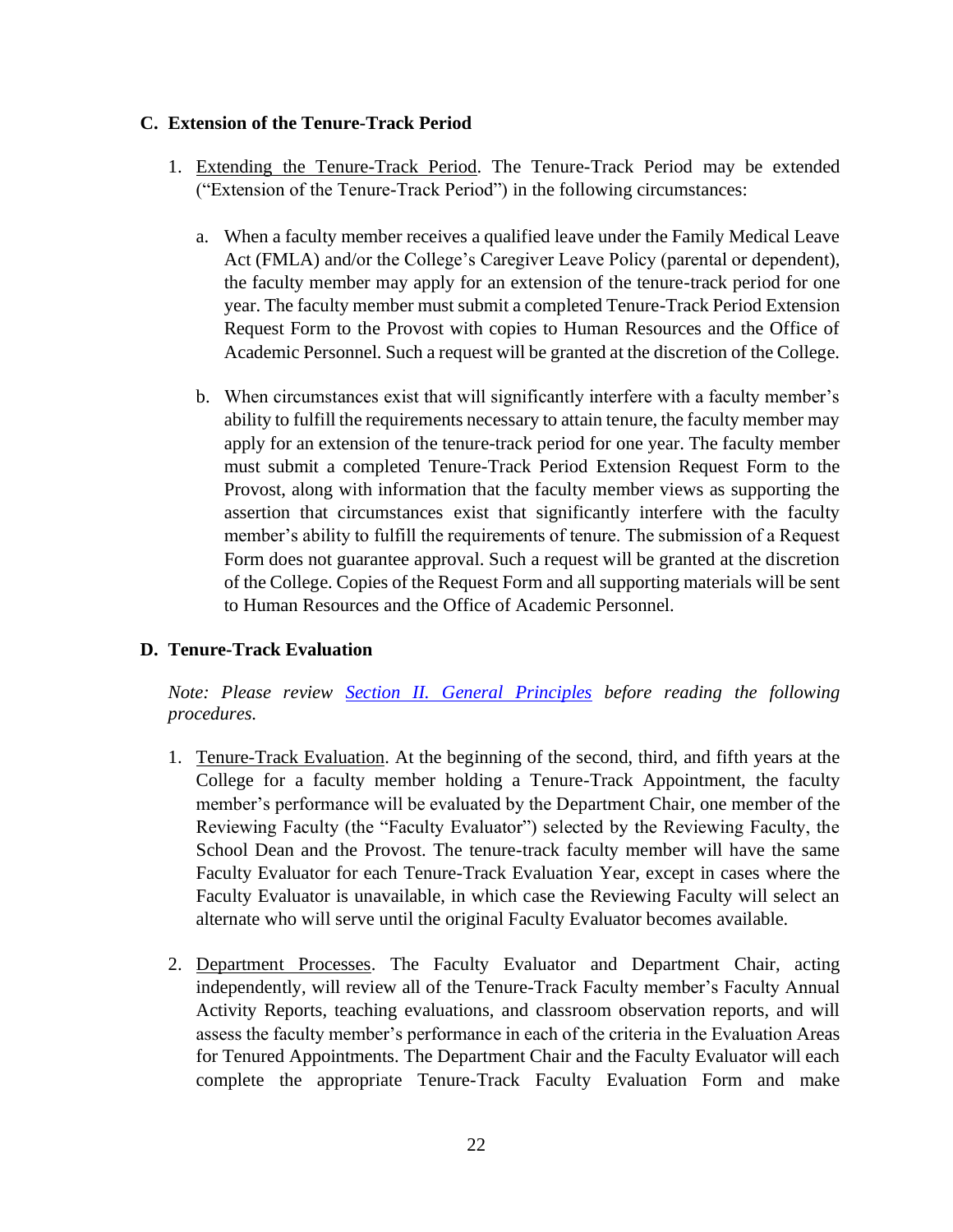### C. Extension of the Tenure-Track Period

1. Extending the Tenure-Track Period. The Tenure-Track Period may be extended ("Extension of the Tenure-Track Period") in the following circumstances:

   a. When a faculty member receives a qualified leave under the Family Medical Leave Act (FMLA) and/or the College's Caregiver Leave Policy (parental or dependent), the faculty member may apply for an extension of the tenure-track period for one year. The faculty member must submit a completed Tenure-Track Period Extension Request Form to the Provost with copies to Human Resources and the Office of Academic Personnel. Such a request will be granted at the discretion of the College.

   b. When circumstances exist that will significantly interfere with a faculty member's ability to fulfill the requirements necessary to attain tenure, the faculty member may apply for an extension of the tenure-track period for one year. The faculty member must submit a completed Tenure-Track Period Extension Request Form to the Provost, along with information that the faculty member views as supporting the assertion that circumstances exist that significantly interfere with the faculty member's ability to fulfill the requirements of tenure. The submission of a Request Form does not guarantee approval. Such a request will be granted at the discretion of the College. Copies of the Request Form and all supporting materials will be sent to Human Resources and the Office of Academic Personnel.

### D. Tenure-Track Evaluation

*Note: Please review Section II. General Principles before reading the following procedures.*

1. Tenure-Track Evaluation. At the beginning of the second, third, and fifth years at the College for a faculty member holding a Tenure-Track Appointment, the faculty member's performance will be evaluated by the Department Chair, one member of the Reviewing Faculty (the "Faculty Evaluator") selected by the Reviewing Faculty, the School Dean and the Provost. The tenure-track faculty member will have the same Faculty Evaluator for each Tenure-Track Evaluation Year, except in cases where the Faculty Evaluator is unavailable, in which case the Reviewing Faculty will select an alternate who will serve until the original Faculty Evaluator becomes available.

2. Department Processes. The Faculty Evaluator and Department Chair, acting independently, will review all of the Tenure-Track Faculty member's Faculty Annual Activity Reports, teaching evaluations, and classroom observation reports, and will assess the faculty member's performance in each of the criteria in the Evaluation Areas for Tenured Appointments. The Department Chair and the Faculty Evaluator will each complete the appropriate Tenure-Track Faculty Evaluation Form and make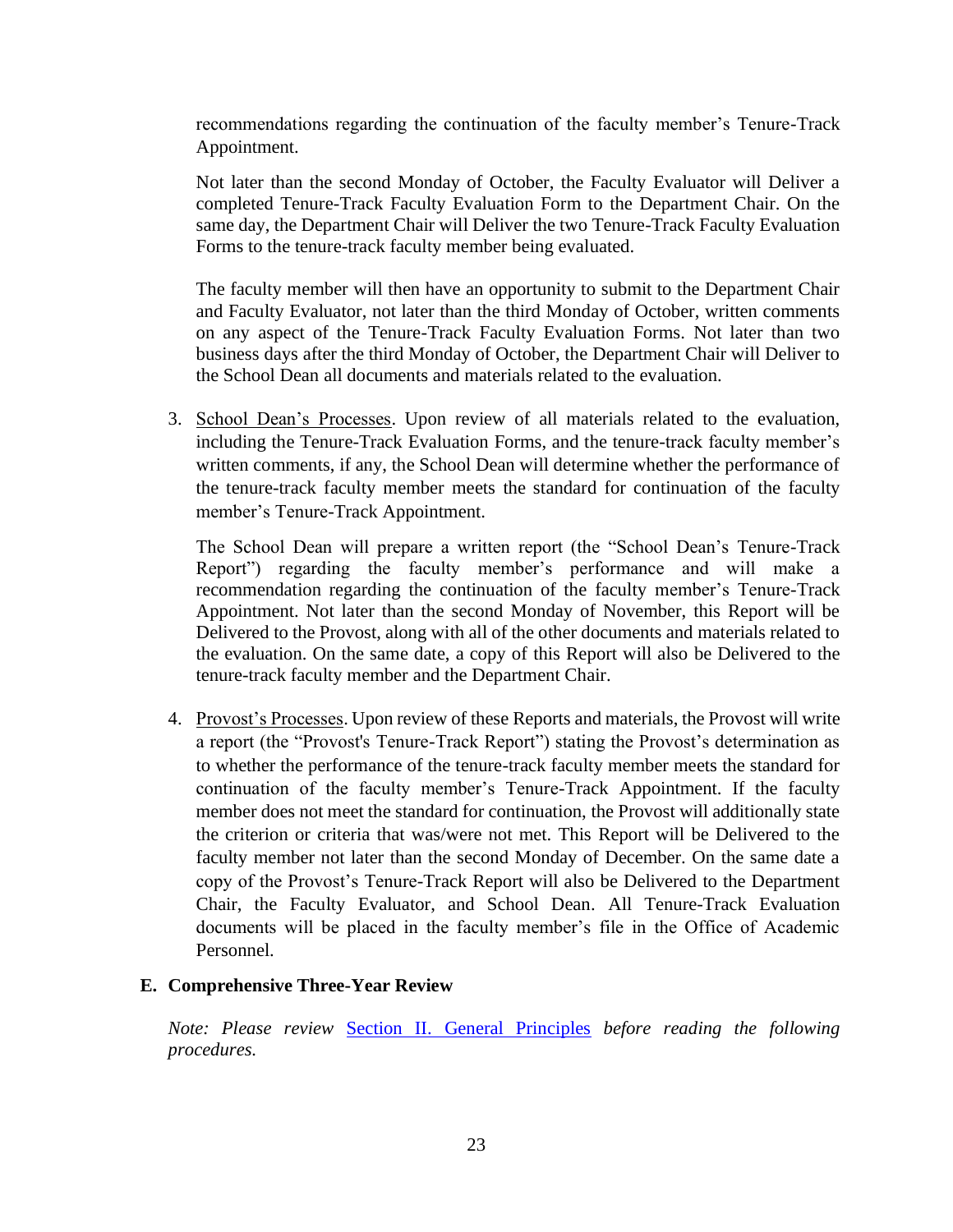recommendations regarding the continuation of the faculty member's Tenure-Track Appointment.

Not later than the second Monday of October, the Faculty Evaluator will Deliver a completed Tenure-Track Faculty Evaluation Form to the Department Chair. On the same day, the Department Chair will Deliver the two Tenure-Track Faculty Evaluation Forms to the tenure-track faculty member being evaluated.

The faculty member will then have an opportunity to submit to the Department Chair and Faculty Evaluator, not later than the third Monday of October, written comments on any aspect of the Tenure-Track Faculty Evaluation Forms. Not later than two business days after the third Monday of October, the Department Chair will Deliver to the School Dean all documents and materials related to the evaluation.

3. School Dean's Processes. Upon review of all materials related to the evaluation, including the Tenure-Track Evaluation Forms, and the tenure-track faculty member's written comments, if any, the School Dean will determine whether the performance of the tenure-track faculty member meets the standard for continuation of the faculty member's Tenure-Track Appointment.

   The School Dean will prepare a written report (the "School Dean's Tenure-Track Report") regarding the faculty member's performance and will make a recommendation regarding the continuation of the faculty member's Tenure-Track Appointment. Not later than the second Monday of November, this Report will be Delivered to the Provost, along with all of the other documents and materials related to the evaluation. On the same date, a copy of this Report will also be Delivered to the tenure-track faculty member and the Department Chair.

4. Provost's Processes. Upon review of these Reports and materials, the Provost will write a report (the "Provost's Tenure-Track Report") stating the Provost's determination as to whether the performance of the tenure-track faculty member meets the standard for continuation of the faculty member's Tenure-Track Appointment. If the faculty member does not meet the standard for continuation, the Provost will additionally state the criterion or criteria that was/were not met. This Report will be Delivered to the faculty member not later than the second Monday of December. On the same date a copy of the Provost's Tenure-Track Report will also be Delivered to the Department Chair, the Faculty Evaluator, and School Dean. All Tenure-Track Evaluation documents will be placed in the faculty member's file in the Office of Academic Personnel.

### E. Comprehensive Three-Year Review

*Note: Please review* [Section II. General Principles](#) *before reading the following procedures.*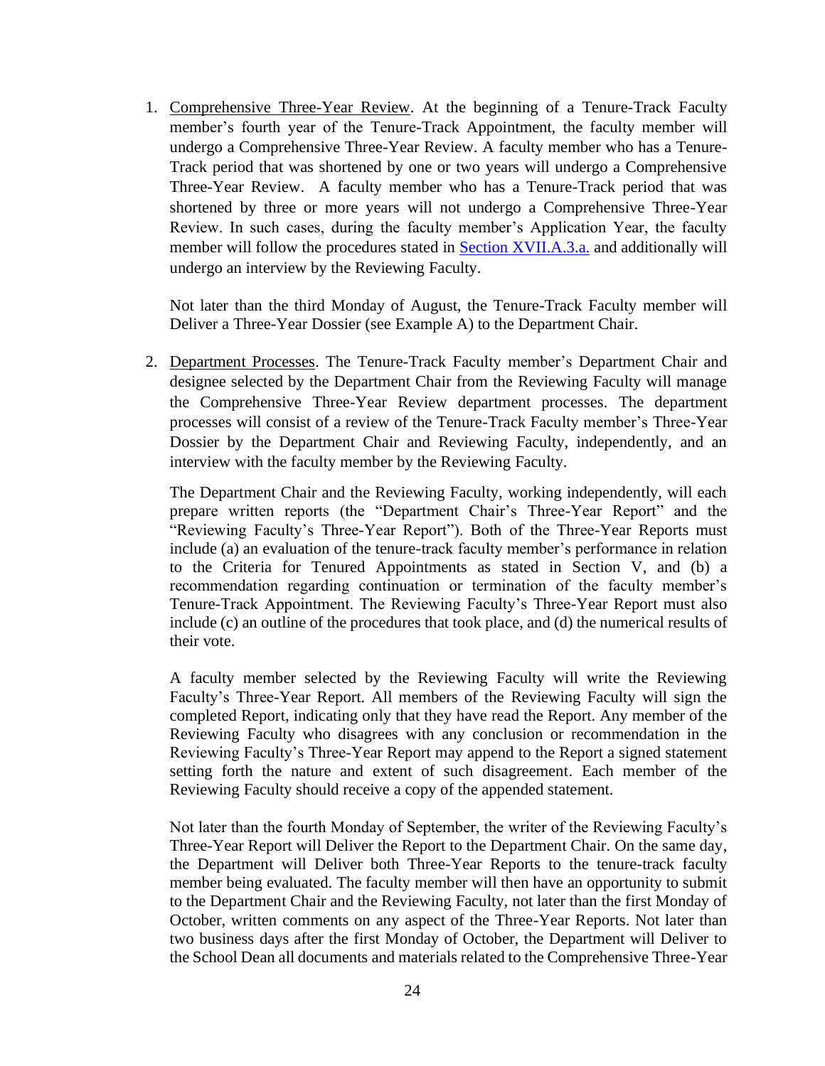1. Comprehensive Three-Year Review. At the beginning of a Tenure-Track Faculty member's fourth year of the Tenure-Track Appointment, the faculty member will undergo a Comprehensive Three-Year Review. A faculty member who has a Tenure-Track period that was shortened by one or two years will undergo a Comprehensive Three-Year Review. A faculty member who has a Tenure-Track period that was shortened by three or more years will not undergo a Comprehensive Three-Year Review. In such cases, during the faculty member's Application Year, the faculty member will follow the procedures stated in [Section XVII.A.3.a.]() and additionally will undergo an interview by the Reviewing Faculty.

   Not later than the third Monday of August, the Tenure-Track Faculty member will Deliver a Three-Year Dossier (see Example A) to the Department Chair.

2. Department Processes. The Tenure-Track Faculty member's Department Chair and designee selected by the Department Chair from the Reviewing Faculty will manage the Comprehensive Three-Year Review department processes. The department processes will consist of a review of the Tenure-Track Faculty member's Three-Year Dossier by the Department Chair and Reviewing Faculty, independently, and an interview with the faculty member by the Reviewing Faculty.

   The Department Chair and the Reviewing Faculty, working independently, will each prepare written reports (the "Department Chair's Three-Year Report" and the "Reviewing Faculty's Three-Year Report"). Both of the Three-Year Reports must include (a) an evaluation of the tenure-track faculty member's performance in relation to the Criteria for Tenured Appointments as stated in Section V, and (b) a recommendation regarding continuation or termination of the faculty member's Tenure-Track Appointment. The Reviewing Faculty's Three-Year Report must also include (c) an outline of the procedures that took place, and (d) the numerical results of their vote.

   A faculty member selected by the Reviewing Faculty will write the Reviewing Faculty's Three-Year Report. All members of the Reviewing Faculty will sign the completed Report, indicating only that they have read the Report. Any member of the Reviewing Faculty who disagrees with any conclusion or recommendation in the Reviewing Faculty's Three-Year Report may append to the Report a signed statement setting forth the nature and extent of such disagreement. Each member of the Reviewing Faculty should receive a copy of the appended statement.

   Not later than the fourth Monday of September, the writer of the Reviewing Faculty's Three-Year Report will Deliver the Report to the Department Chair. On the same day, the Department will Deliver both Three-Year Reports to the tenure-track faculty member being evaluated. The faculty member will then have an opportunity to submit to the Department Chair and the Reviewing Faculty, not later than the first Monday of October, written comments on any aspect of the Three-Year Reports. Not later than two business days after the first Monday of October, the Department will Deliver to the School Dean all documents and materials related to the Comprehensive Three-Year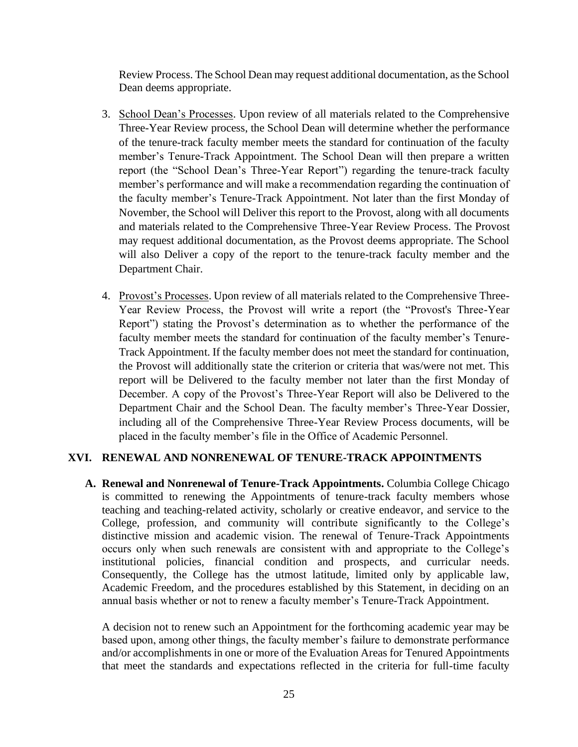Review Process. The School Dean may request additional documentation, as the School Dean deems appropriate.

3. School Dean's Processes. Upon review of all materials related to the Comprehensive Three-Year Review process, the School Dean will determine whether the performance of the tenure-track faculty member meets the standard for continuation of the faculty member's Tenure-Track Appointment. The School Dean will then prepare a written report (the "School Dean's Three-Year Report") regarding the tenure-track faculty member's performance and will make a recommendation regarding the continuation of the faculty member's Tenure-Track Appointment. Not later than the first Monday of November, the School will Deliver this report to the Provost, along with all documents and materials related to the Comprehensive Three-Year Review Process. The Provost may request additional documentation, as the Provost deems appropriate. The School will also Deliver a copy of the report to the tenure-track faculty member and the Department Chair.

4. Provost's Processes. Upon review of all materials related to the Comprehensive Three-Year Review Process, the Provost will write a report (the "Provost's Three-Year Report") stating the Provost's determination as to whether the performance of the faculty member meets the standard for continuation of the faculty member's Tenure-Track Appointment. If the faculty member does not meet the standard for continuation, the Provost will additionally state the criterion or criteria that was/were not met. This report will be Delivered to the faculty member not later than the first Monday of December. A copy of the Provost's Three-Year Report will also be Delivered to the Department Chair and the School Dean. The faculty member's Three-Year Dossier, including all of the Comprehensive Three-Year Review Process documents, will be placed in the faculty member's file in the Office of Academic Personnel.

## XVI. RENEWAL AND NONRENEWAL OF TENURE-TRACK APPOINTMENTS

**A. Renewal and Nonrenewal of Tenure-Track Appointments.** Columbia College Chicago is committed to renewing the Appointments of tenure-track faculty members whose teaching and teaching-related activity, scholarly or creative endeavor, and service to the College, profession, and community will contribute significantly to the College's distinctive mission and academic vision. The renewal of Tenure-Track Appointments occurs only when such renewals are consistent with and appropriate to the College's institutional policies, financial condition and prospects, and curricular needs. Consequently, the College has the utmost latitude, limited only by applicable law, Academic Freedom, and the procedures established by this Statement, in deciding on an annual basis whether or not to renew a faculty member's Tenure-Track Appointment.

A decision not to renew such an Appointment for the forthcoming academic year may be based upon, among other things, the faculty member's failure to demonstrate performance and/or accomplishments in one or more of the Evaluation Areas for Tenured Appointments that meet the standards and expectations reflected in the criteria for full-time faculty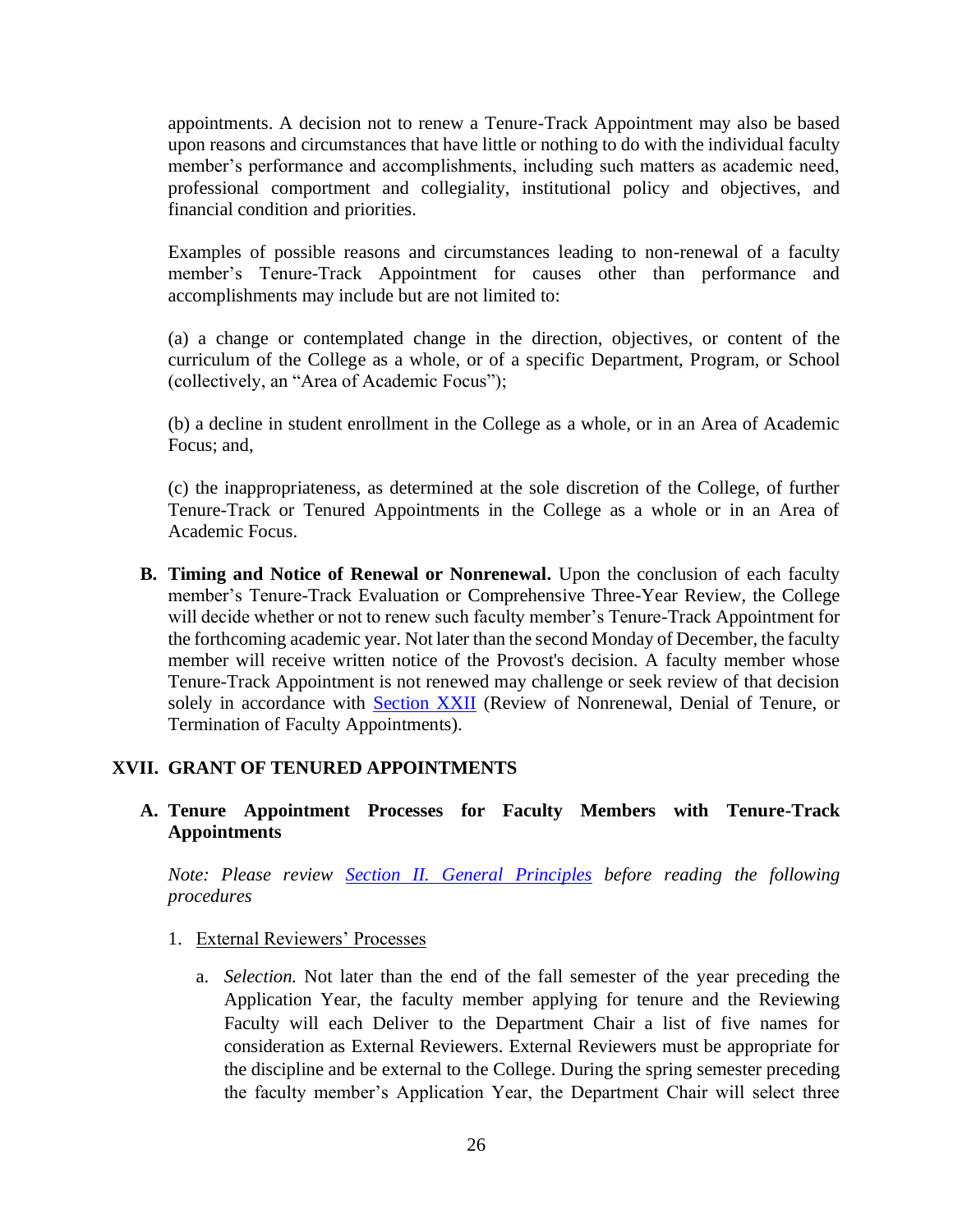appointments. A decision not to renew a Tenure-Track Appointment may also be based upon reasons and circumstances that have little or nothing to do with the individual faculty member's performance and accomplishments, including such matters as academic need, professional comportment and collegiality, institutional policy and objectives, and financial condition and priorities.

Examples of possible reasons and circumstances leading to non-renewal of a faculty member's Tenure-Track Appointment for causes other than performance and accomplishments may include but are not limited to:

(a) a change or contemplated change in the direction, objectives, or content of the curriculum of the College as a whole, or of a specific Department, Program, or School (collectively, an "Area of Academic Focus");

(b) a decline in student enrollment in the College as a whole, or in an Area of Academic Focus; and,

(c) the inappropriateness, as determined at the sole discretion of the College, of further Tenure-Track or Tenured Appointments in the College as a whole or in an Area of Academic Focus.

**B. Timing and Notice of Renewal or Nonrenewal.** Upon the conclusion of each faculty member's Tenure-Track Evaluation or Comprehensive Three-Year Review, the College will decide whether or not to renew such faculty member's Tenure-Track Appointment for the forthcoming academic year. Not later than the second Monday of December, the faculty member will receive written notice of the Provost's decision. A faculty member whose Tenure-Track Appointment is not renewed may challenge or seek review of that decision solely in accordance with [Section XXII](#) (Review of Nonrenewal, Denial of Tenure, or Termination of Faculty Appointments).

## XVII. GRANT OF TENURED APPOINTMENTS

### A. Tenure Appointment Processes for Faculty Members with Tenure-Track Appointments

*Note: Please review [Section II. General Principles](#) before reading the following procedures*

1. External Reviewers' Processes

   a. *Selection.* Not later than the end of the fall semester of the year preceding the Application Year, the faculty member applying for tenure and the Reviewing Faculty will each Deliver to the Department Chair a list of five names for consideration as External Reviewers. External Reviewers must be appropriate for the discipline and be external to the College. During the spring semester preceding the faculty member's Application Year, the Department Chair will select three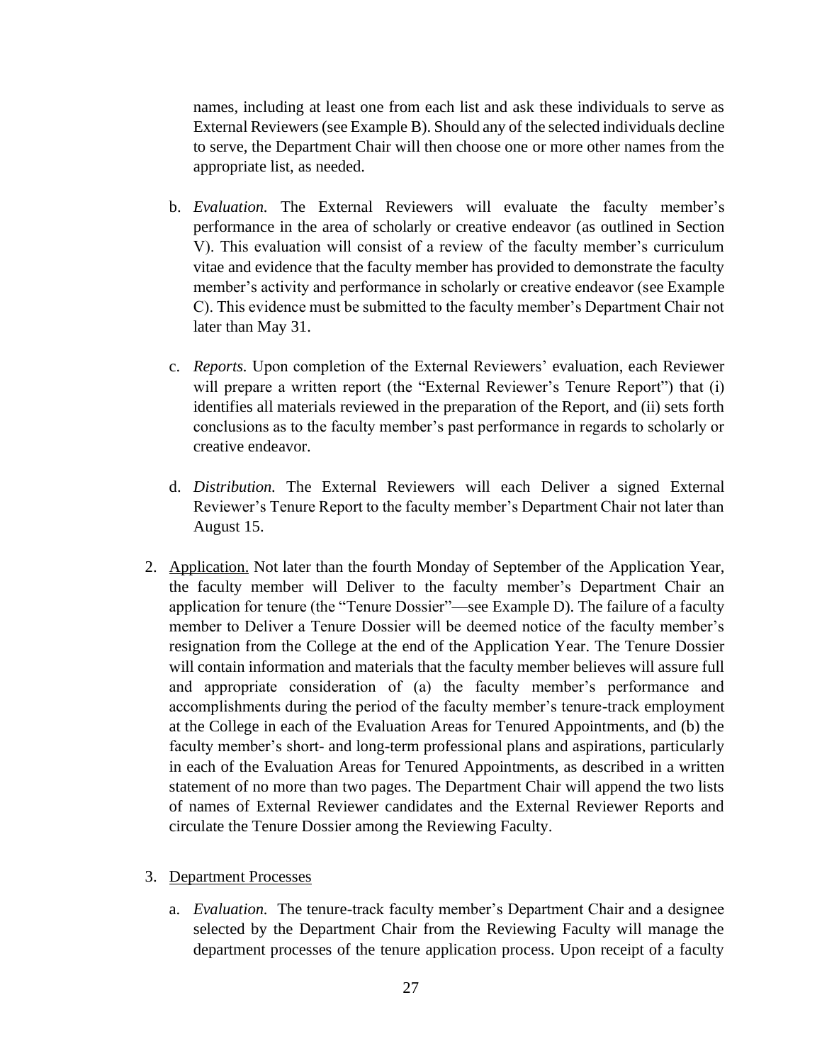names, including at least one from each list and ask these individuals to serve as External Reviewers (see Example B). Should any of the selected individuals decline to serve, the Department Chair will then choose one or more other names from the appropriate list, as needed.

b. *Evaluation.* The External Reviewers will evaluate the faculty member's performance in the area of scholarly or creative endeavor (as outlined in Section V). This evaluation will consist of a review of the faculty member's curriculum vitae and evidence that the faculty member has provided to demonstrate the faculty member's activity and performance in scholarly or creative endeavor (see Example C). This evidence must be submitted to the faculty member's Department Chair not later than May 31.

c. *Reports.* Upon completion of the External Reviewers' evaluation, each Reviewer will prepare a written report (the "External Reviewer's Tenure Report") that (i) identifies all materials reviewed in the preparation of the Report, and (ii) sets forth conclusions as to the faculty member's past performance in regards to scholarly or creative endeavor.

d. *Distribution.* The External Reviewers will each Deliver a signed External Reviewer's Tenure Report to the faculty member's Department Chair not later than August 15.

2. Application. Not later than the fourth Monday of September of the Application Year, the faculty member will Deliver to the faculty member's Department Chair an application for tenure (the "Tenure Dossier"—see Example D). The failure of a faculty member to Deliver a Tenure Dossier will be deemed notice of the faculty member's resignation from the College at the end of the Application Year. The Tenure Dossier will contain information and materials that the faculty member believes will assure full and appropriate consideration of (a) the faculty member's performance and accomplishments during the period of the faculty member's tenure-track employment at the College in each of the Evaluation Areas for Tenured Appointments, and (b) the faculty member's short- and long-term professional plans and aspirations, particularly in each of the Evaluation Areas for Tenured Appointments, as described in a written statement of no more than two pages. The Department Chair will append the two lists of names of External Reviewer candidates and the External Reviewer Reports and circulate the Tenure Dossier among the Reviewing Faculty.

3. Department Processes

   a. *Evaluation.* The tenure-track faculty member's Department Chair and a designee selected by the Department Chair from the Reviewing Faculty will manage the department processes of the tenure application process. Upon receipt of a faculty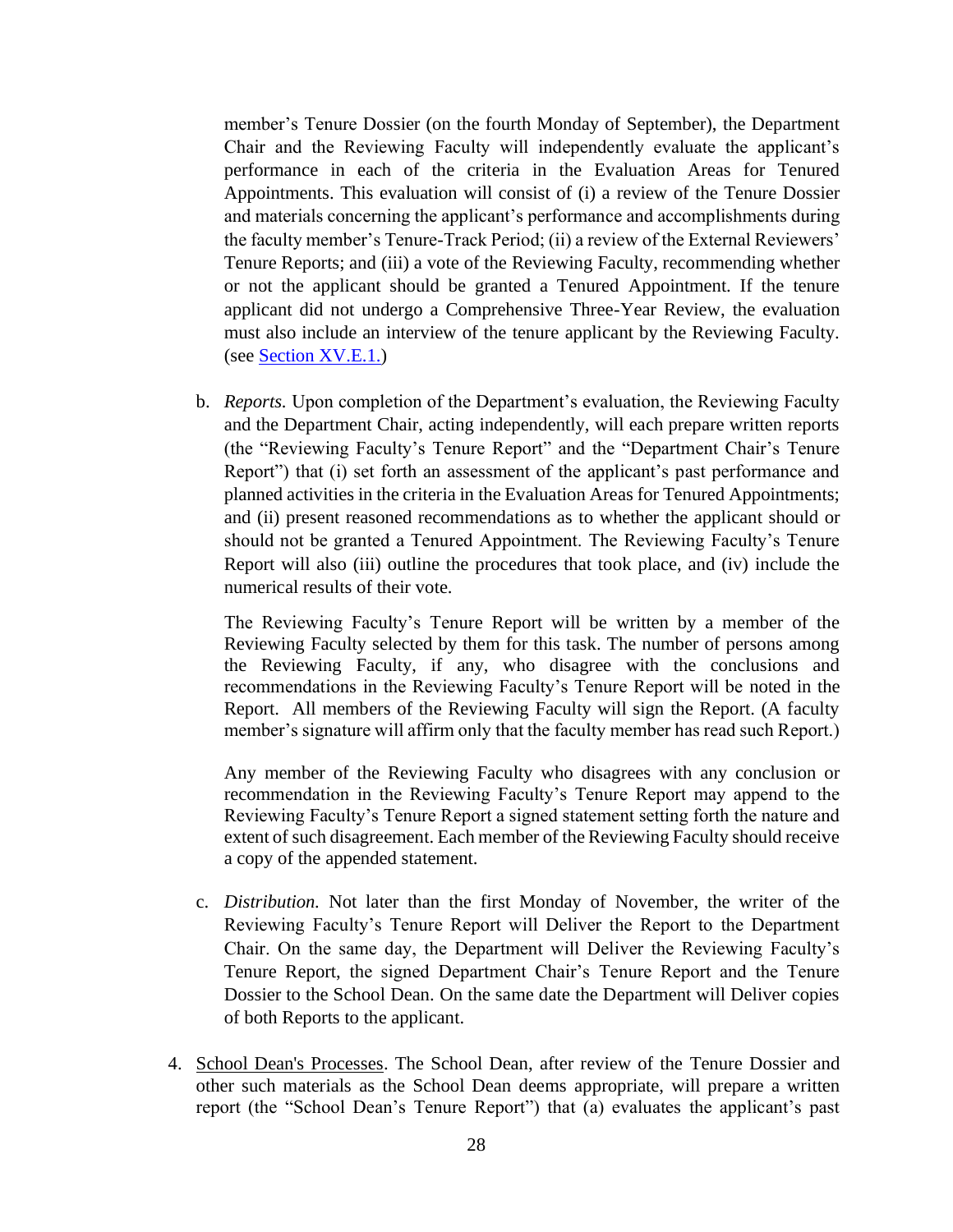member's Tenure Dossier (on the fourth Monday of September), the Department Chair and the Reviewing Faculty will independently evaluate the applicant's performance in each of the criteria in the Evaluation Areas for Tenured Appointments. This evaluation will consist of (i) a review of the Tenure Dossier and materials concerning the applicant's performance and accomplishments during the faculty member's Tenure-Track Period; (ii) a review of the External Reviewers' Tenure Reports; and (iii) a vote of the Reviewing Faculty, recommending whether or not the applicant should be granted a Tenured Appointment. If the tenure applicant did not undergo a Comprehensive Three-Year Review, the evaluation must also include an interview of the tenure applicant by the Reviewing Faculty. (see Section XV.E.1.)

b. *Reports.* Upon completion of the Department's evaluation, the Reviewing Faculty and the Department Chair, acting independently, will each prepare written reports (the "Reviewing Faculty's Tenure Report" and the "Department Chair's Tenure Report") that (i) set forth an assessment of the applicant's past performance and planned activities in the criteria in the Evaluation Areas for Tenured Appointments; and (ii) present reasoned recommendations as to whether the applicant should or should not be granted a Tenured Appointment. The Reviewing Faculty's Tenure Report will also (iii) outline the procedures that took place, and (iv) include the numerical results of their vote.

   The Reviewing Faculty's Tenure Report will be written by a member of the Reviewing Faculty selected by them for this task. The number of persons among the Reviewing Faculty, if any, who disagree with the conclusions and recommendations in the Reviewing Faculty's Tenure Report will be noted in the Report. All members of the Reviewing Faculty will sign the Report. (A faculty member's signature will affirm only that the faculty member has read such Report.)

   Any member of the Reviewing Faculty who disagrees with any conclusion or recommendation in the Reviewing Faculty's Tenure Report may append to the Reviewing Faculty's Tenure Report a signed statement setting forth the nature and extent of such disagreement. Each member of the Reviewing Faculty should receive a copy of the appended statement.

c. *Distribution.* Not later than the first Monday of November, the writer of the Reviewing Faculty's Tenure Report will Deliver the Report to the Department Chair. On the same day, the Department will Deliver the Reviewing Faculty's Tenure Report, the signed Department Chair's Tenure Report and the Tenure Dossier to the School Dean. On the same date the Department will Deliver copies of both Reports to the applicant.

4. <u>School Dean's Processes</u>. The School Dean, after review of the Tenure Dossier and other such materials as the School Dean deems appropriate, will prepare a written report (the "School Dean's Tenure Report") that (a) evaluates the applicant's past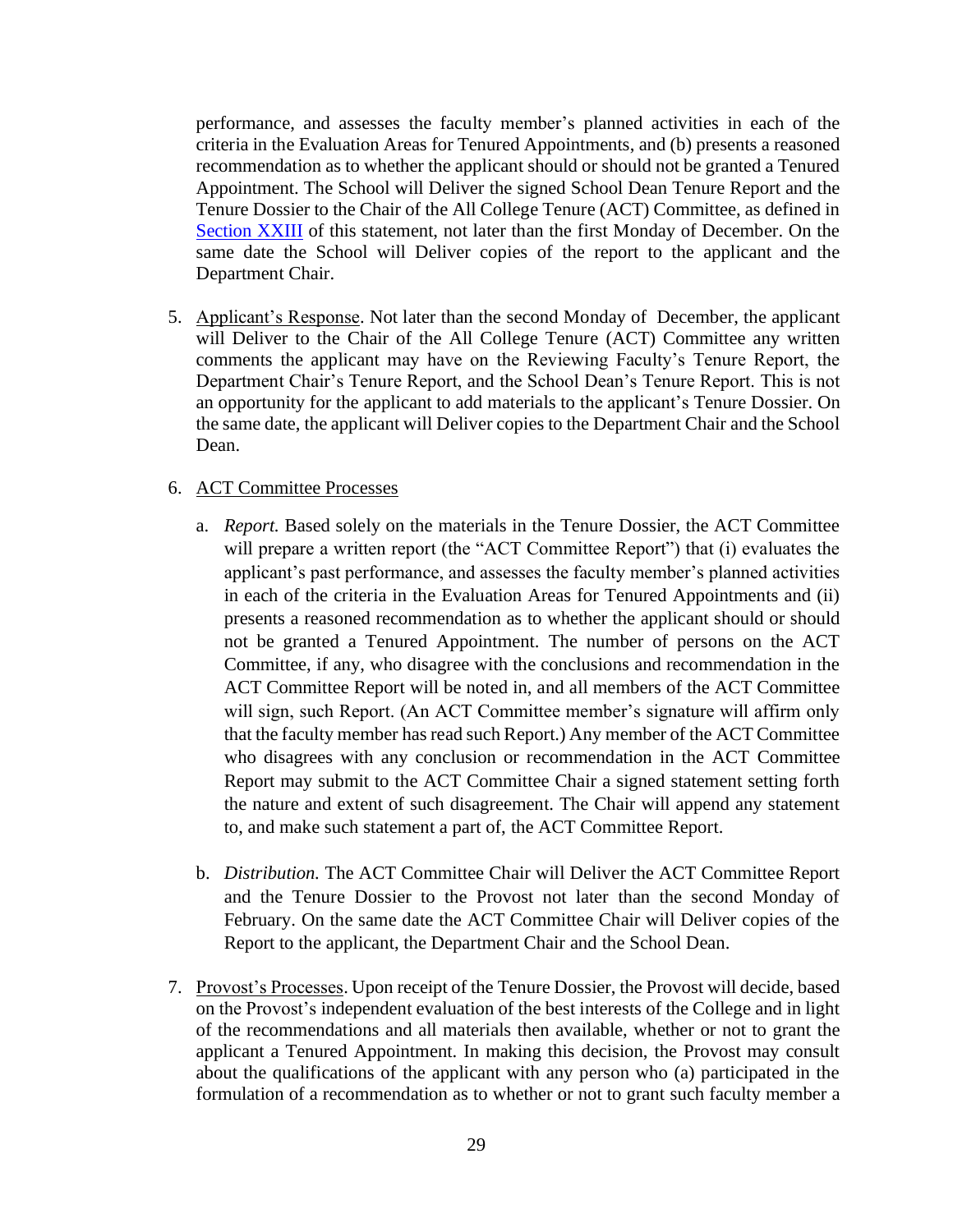performance, and assesses the faculty member's planned activities in each of the criteria in the Evaluation Areas for Tenured Appointments, and (b) presents a reasoned recommendation as to whether the applicant should or should not be granted a Tenured Appointment. The School will Deliver the signed School Dean Tenure Report and the Tenure Dossier to the Chair of the All College Tenure (ACT) Committee, as defined in [Section XXIII] of this statement, not later than the first Monday of December. On the same date the School will Deliver copies of the report to the applicant and the Department Chair.

5. Applicant's Response. Not later than the second Monday of December, the applicant will Deliver to the Chair of the All College Tenure (ACT) Committee any written comments the applicant may have on the Reviewing Faculty's Tenure Report, the Department Chair's Tenure Report, and the School Dean's Tenure Report. This is not an opportunity for the applicant to add materials to the applicant's Tenure Dossier. On the same date, the applicant will Deliver copies to the Department Chair and the School Dean.

6. ACT Committee Processes

   a. *Report.* Based solely on the materials in the Tenure Dossier, the ACT Committee will prepare a written report (the "ACT Committee Report") that (i) evaluates the applicant's past performance, and assesses the faculty member's planned activities in each of the criteria in the Evaluation Areas for Tenured Appointments and (ii) presents a reasoned recommendation as to whether the applicant should or should not be granted a Tenured Appointment. The number of persons on the ACT Committee, if any, who disagree with the conclusions and recommendation in the ACT Committee Report will be noted in, and all members of the ACT Committee will sign, such Report. (An ACT Committee member's signature will affirm only that the faculty member has read such Report.) Any member of the ACT Committee who disagrees with any conclusion or recommendation in the ACT Committee Report may submit to the ACT Committee Chair a signed statement setting forth the nature and extent of such disagreement. The Chair will append any statement to, and make such statement a part of, the ACT Committee Report.

   b. *Distribution.* The ACT Committee Chair will Deliver the ACT Committee Report and the Tenure Dossier to the Provost not later than the second Monday of February. On the same date the ACT Committee Chair will Deliver copies of the Report to the applicant, the Department Chair and the School Dean.

7. Provost's Processes. Upon receipt of the Tenure Dossier, the Provost will decide, based on the Provost's independent evaluation of the best interests of the College and in light of the recommendations and all materials then available, whether or not to grant the applicant a Tenured Appointment. In making this decision, the Provost may consult about the qualifications of the applicant with any person who (a) participated in the formulation of a recommendation as to whether or not to grant such faculty member a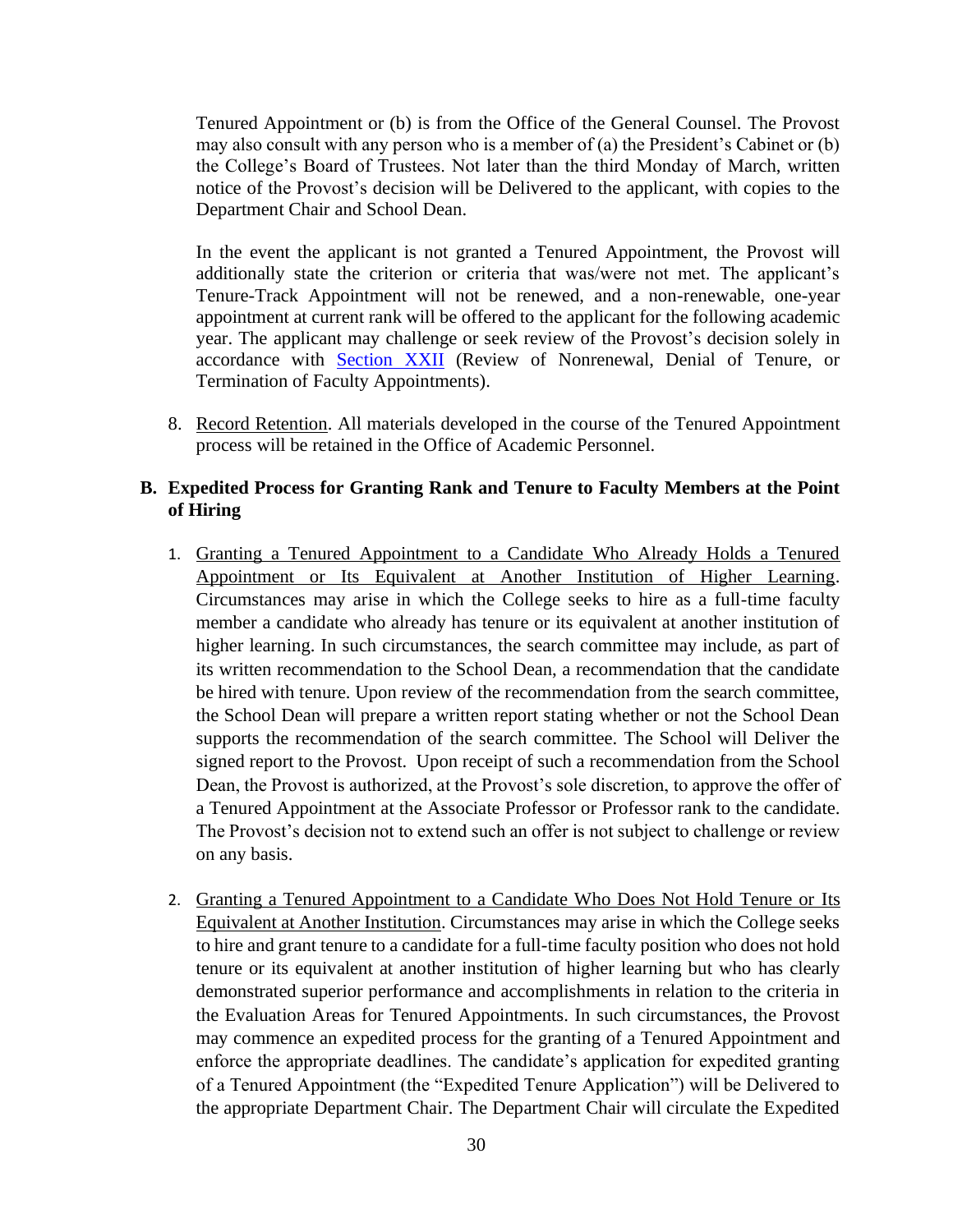Tenured Appointment or (b) is from the Office of the General Counsel. The Provost may also consult with any person who is a member of (a) the President's Cabinet or (b) the College's Board of Trustees. Not later than the third Monday of March, written notice of the Provost's decision will be Delivered to the applicant, with copies to the Department Chair and School Dean.

In the event the applicant is not granted a Tenured Appointment, the Provost will additionally state the criterion or criteria that was/were not met. The applicant's Tenure-Track Appointment will not be renewed, and a non-renewable, one-year appointment at current rank will be offered to the applicant for the following academic year. The applicant may challenge or seek review of the Provost's decision solely in accordance with Section XXII (Review of Nonrenewal, Denial of Tenure, or Termination of Faculty Appointments).

8. Record Retention. All materials developed in the course of the Tenured Appointment process will be retained in the Office of Academic Personnel.

### B. Expedited Process for Granting Rank and Tenure to Faculty Members at the Point of Hiring

1. Granting a Tenured Appointment to a Candidate Who Already Holds a Tenured Appointment or Its Equivalent at Another Institution of Higher Learning. Circumstances may arise in which the College seeks to hire as a full-time faculty member a candidate who already has tenure or its equivalent at another institution of higher learning. In such circumstances, the search committee may include, as part of its written recommendation to the School Dean, a recommendation that the candidate be hired with tenure. Upon review of the recommendation from the search committee, the School Dean will prepare a written report stating whether or not the School Dean supports the recommendation of the search committee. The School will Deliver the signed report to the Provost. Upon receipt of such a recommendation from the School Dean, the Provost is authorized, at the Provost's sole discretion, to approve the offer of a Tenured Appointment at the Associate Professor or Professor rank to the candidate. The Provost's decision not to extend such an offer is not subject to challenge or review on any basis.

2. Granting a Tenured Appointment to a Candidate Who Does Not Hold Tenure or Its Equivalent at Another Institution. Circumstances may arise in which the College seeks to hire and grant tenure to a candidate for a full-time faculty position who does not hold tenure or its equivalent at another institution of higher learning but who has clearly demonstrated superior performance and accomplishments in relation to the criteria in the Evaluation Areas for Tenured Appointments. In such circumstances, the Provost may commence an expedited process for the granting of a Tenured Appointment and enforce the appropriate deadlines. The candidate's application for expedited granting of a Tenured Appointment (the "Expedited Tenure Application") will be Delivered to the appropriate Department Chair. The Department Chair will circulate the Expedited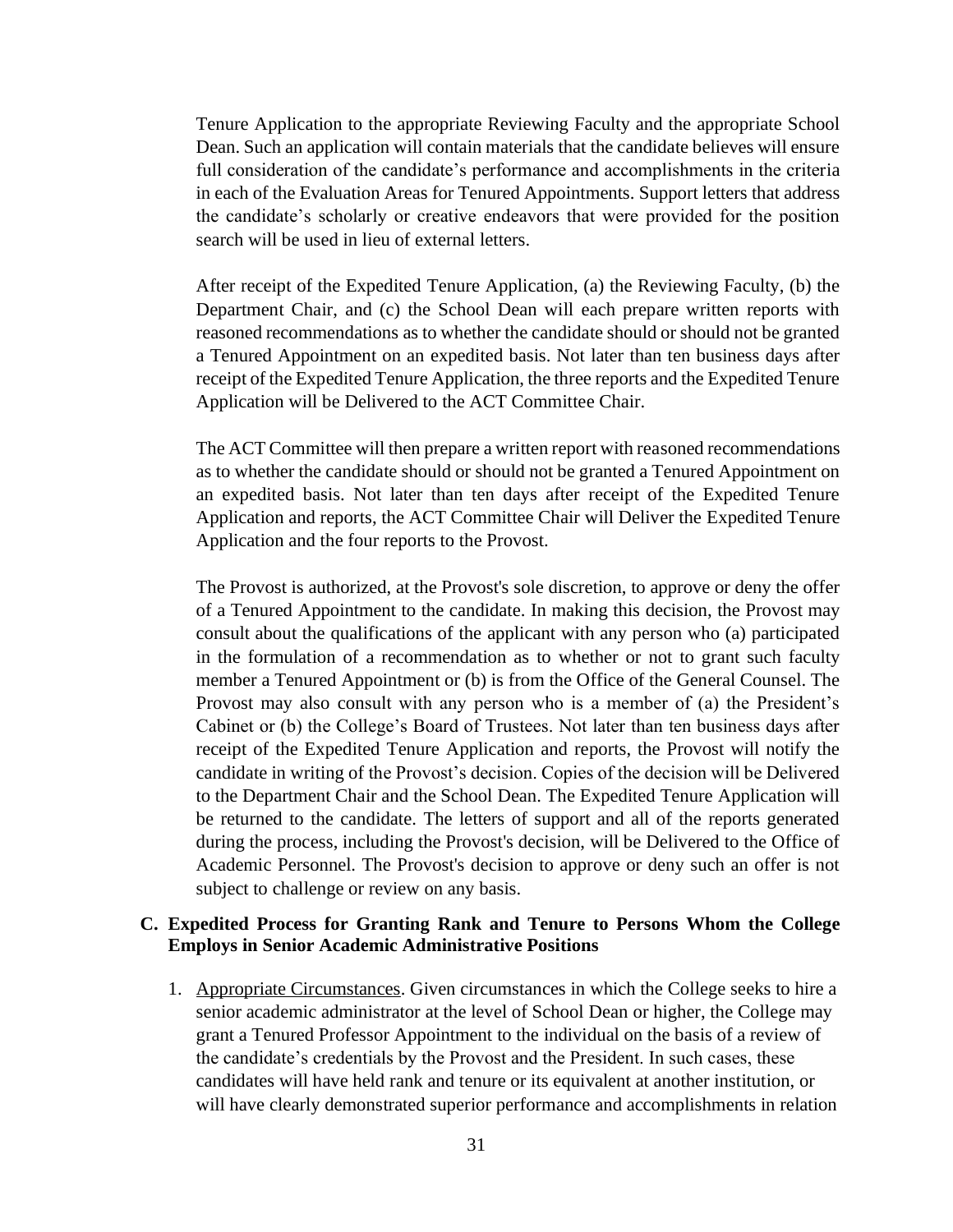Tenure Application to the appropriate Reviewing Faculty and the appropriate School Dean. Such an application will contain materials that the candidate believes will ensure full consideration of the candidate's performance and accomplishments in the criteria in each of the Evaluation Areas for Tenured Appointments. Support letters that address the candidate's scholarly or creative endeavors that were provided for the position search will be used in lieu of external letters.

After receipt of the Expedited Tenure Application, (a) the Reviewing Faculty, (b) the Department Chair, and (c) the School Dean will each prepare written reports with reasoned recommendations as to whether the candidate should or should not be granted a Tenured Appointment on an expedited basis. Not later than ten business days after receipt of the Expedited Tenure Application, the three reports and the Expedited Tenure Application will be Delivered to the ACT Committee Chair.

The ACT Committee will then prepare a written report with reasoned recommendations as to whether the candidate should or should not be granted a Tenured Appointment on an expedited basis. Not later than ten days after receipt of the Expedited Tenure Application and reports, the ACT Committee Chair will Deliver the Expedited Tenure Application and the four reports to the Provost.

The Provost is authorized, at the Provost's sole discretion, to approve or deny the offer of a Tenured Appointment to the candidate. In making this decision, the Provost may consult about the qualifications of the applicant with any person who (a) participated in the formulation of a recommendation as to whether or not to grant such faculty member a Tenured Appointment or (b) is from the Office of the General Counsel. The Provost may also consult with any person who is a member of (a) the President's Cabinet or (b) the College's Board of Trustees. Not later than ten business days after receipt of the Expedited Tenure Application and reports, the Provost will notify the candidate in writing of the Provost's decision. Copies of the decision will be Delivered to the Department Chair and the School Dean. The Expedited Tenure Application will be returned to the candidate. The letters of support and all of the reports generated during the process, including the Provost's decision, will be Delivered to the Office of Academic Personnel. The Provost's decision to approve or deny such an offer is not subject to challenge or review on any basis.

### C. Expedited Process for Granting Rank and Tenure to Persons Whom the College Employs in Senior Academic Administrative Positions

1. Appropriate Circumstances. Given circumstances in which the College seeks to hire a senior academic administrator at the level of School Dean or higher, the College may grant a Tenured Professor Appointment to the individual on the basis of a review of the candidate's credentials by the Provost and the President. In such cases, these candidates will have held rank and tenure or its equivalent at another institution, or will have clearly demonstrated superior performance and accomplishments in relation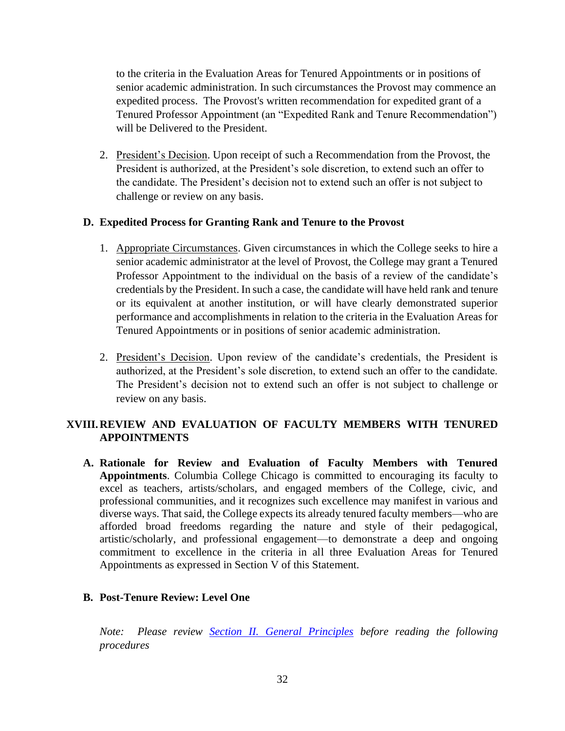to the criteria in the Evaluation Areas for Tenured Appointments or in positions of senior academic administration. In such circumstances the Provost may commence an expedited process. The Provost's written recommendation for expedited grant of a Tenured Professor Appointment (an "Expedited Rank and Tenure Recommendation") will be Delivered to the President.

2. President's Decision. Upon receipt of such a Recommendation from the Provost, the President is authorized, at the President's sole discretion, to extend such an offer to the candidate. The President's decision not to extend such an offer is not subject to challenge or review on any basis.

### D. Expedited Process for Granting Rank and Tenure to the Provost

1. Appropriate Circumstances. Given circumstances in which the College seeks to hire a senior academic administrator at the level of Provost, the College may grant a Tenured Professor Appointment to the individual on the basis of a review of the candidate's credentials by the President. In such a case, the candidate will have held rank and tenure or its equivalent at another institution, or will have clearly demonstrated superior performance and accomplishments in relation to the criteria in the Evaluation Areas for Tenured Appointments or in positions of senior academic administration.

2. President's Decision. Upon review of the candidate's credentials, the President is authorized, at the President's sole discretion, to extend such an offer to the candidate. The President's decision not to extend such an offer is not subject to challenge or review on any basis.

## XVIII. REVIEW AND EVALUATION OF FACULTY MEMBERS WITH TENURED APPOINTMENTS

**A. Rationale for Review and Evaluation of Faculty Members with Tenured Appointments**. Columbia College Chicago is committed to encouraging its faculty to excel as teachers, artists/scholars, and engaged members of the College, civic, and professional communities, and it recognizes such excellence may manifest in various and diverse ways. That said, the College expects its already tenured faculty members—who are afforded broad freedoms regarding the nature and style of their pedagogical, artistic/scholarly, and professional engagement—to demonstrate a deep and ongoing commitment to excellence in the criteria in all three Evaluation Areas for Tenured Appointments as expressed in Section V of this Statement.

### B. Post-Tenure Review: Level One

*Note: Please review [Section II. General Principles]() before reading the following procedures*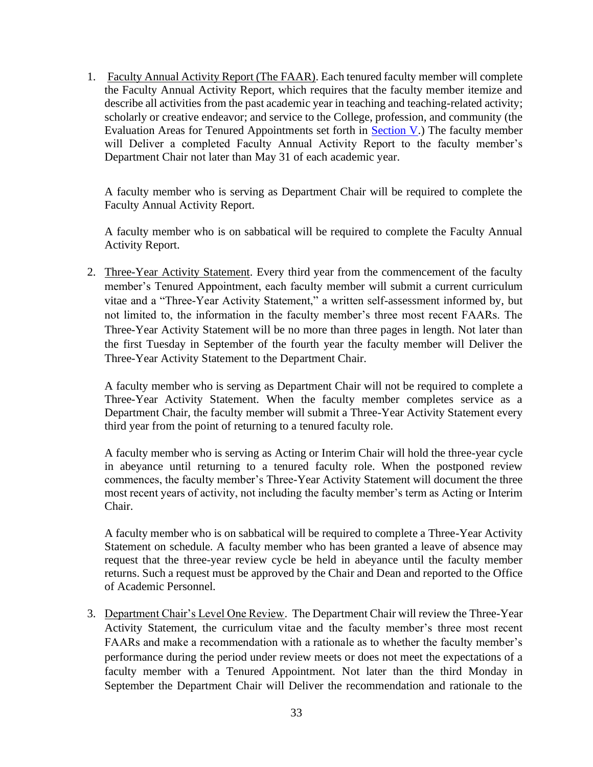1. Faculty Annual Activity Report (The FAAR). Each tenured faculty member will complete the Faculty Annual Activity Report, which requires that the faculty member itemize and describe all activities from the past academic year in teaching and teaching-related activity; scholarly or creative endeavor; and service to the College, profession, and community (the Evaluation Areas for Tenured Appointments set forth in Section V.) The faculty member will Deliver a completed Faculty Annual Activity Report to the faculty member's Department Chair not later than May 31 of each academic year.

   A faculty member who is serving as Department Chair will be required to complete the Faculty Annual Activity Report.

   A faculty member who is on sabbatical will be required to complete the Faculty Annual Activity Report.

2. Three-Year Activity Statement. Every third year from the commencement of the faculty member's Tenured Appointment, each faculty member will submit a current curriculum vitae and a "Three-Year Activity Statement," a written self-assessment informed by, but not limited to, the information in the faculty member's three most recent FAARs. The Three-Year Activity Statement will be no more than three pages in length. Not later than the first Tuesday in September of the fourth year the faculty member will Deliver the Three-Year Activity Statement to the Department Chair.

   A faculty member who is serving as Department Chair will not be required to complete a Three-Year Activity Statement. When the faculty member completes service as a Department Chair, the faculty member will submit a Three-Year Activity Statement every third year from the point of returning to a tenured faculty role.

   A faculty member who is serving as Acting or Interim Chair will hold the three-year cycle in abeyance until returning to a tenured faculty role. When the postponed review commences, the faculty member's Three-Year Activity Statement will document the three most recent years of activity, not including the faculty member's term as Acting or Interim Chair.

   A faculty member who is on sabbatical will be required to complete a Three-Year Activity Statement on schedule. A faculty member who has been granted a leave of absence may request that the three-year review cycle be held in abeyance until the faculty member returns. Such a request must be approved by the Chair and Dean and reported to the Office of Academic Personnel.

3. Department Chair's Level One Review. The Department Chair will review the Three-Year Activity Statement, the curriculum vitae and the faculty member's three most recent FAARs and make a recommendation with a rationale as to whether the faculty member's performance during the period under review meets or does not meet the expectations of a faculty member with a Tenured Appointment. Not later than the third Monday in September the Department Chair will Deliver the recommendation and rationale to the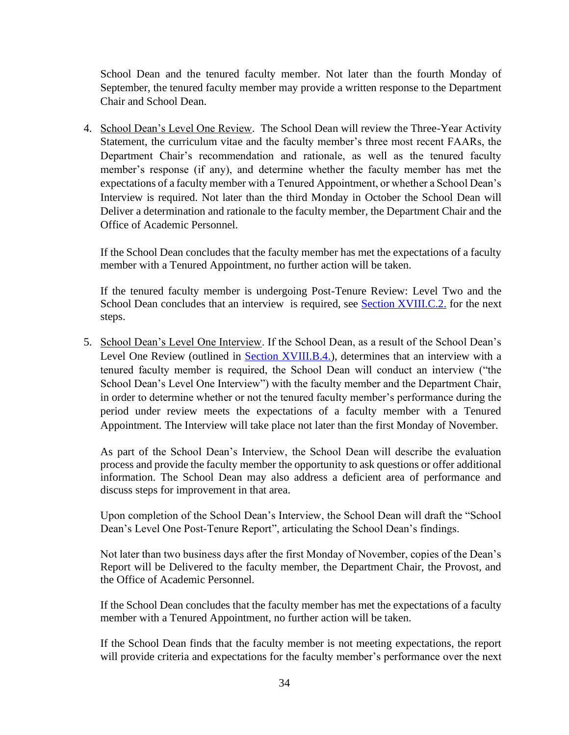School Dean and the tenured faculty member. Not later than the fourth Monday of September, the tenured faculty member may provide a written response to the Department Chair and School Dean.

4. School Dean's Level One Review. The School Dean will review the Three-Year Activity Statement, the curriculum vitae and the faculty member's three most recent FAARs, the Department Chair's recommendation and rationale, as well as the tenured faculty member's response (if any), and determine whether the faculty member has met the expectations of a faculty member with a Tenured Appointment, or whether a School Dean's Interview is required. Not later than the third Monday in October the School Dean will Deliver a determination and rationale to the faculty member, the Department Chair and the Office of Academic Personnel.

   If the School Dean concludes that the faculty member has met the expectations of a faculty member with a Tenured Appointment, no further action will be taken.

   If the tenured faculty member is undergoing Post-Tenure Review: Level Two and the School Dean concludes that an interview is required, see [Section XVIII.C.2.](#) for the next steps.

5. School Dean's Level One Interview. If the School Dean, as a result of the School Dean's Level One Review (outlined in [Section XVIII.B.4.](#)), determines that an interview with a tenured faculty member is required, the School Dean will conduct an interview ("the School Dean's Level One Interview") with the faculty member and the Department Chair, in order to determine whether or not the tenured faculty member's performance during the period under review meets the expectations of a faculty member with a Tenured Appointment. The Interview will take place not later than the first Monday of November.

   As part of the School Dean's Interview, the School Dean will describe the evaluation process and provide the faculty member the opportunity to ask questions or offer additional information. The School Dean may also address a deficient area of performance and discuss steps for improvement in that area.

   Upon completion of the School Dean's Interview, the School Dean will draft the "School Dean's Level One Post-Tenure Report", articulating the School Dean's findings.

   Not later than two business days after the first Monday of November, copies of the Dean's Report will be Delivered to the faculty member, the Department Chair, the Provost, and the Office of Academic Personnel.

   If the School Dean concludes that the faculty member has met the expectations of a faculty member with a Tenured Appointment, no further action will be taken.

   If the School Dean finds that the faculty member is not meeting expectations, the report will provide criteria and expectations for the faculty member's performance over the next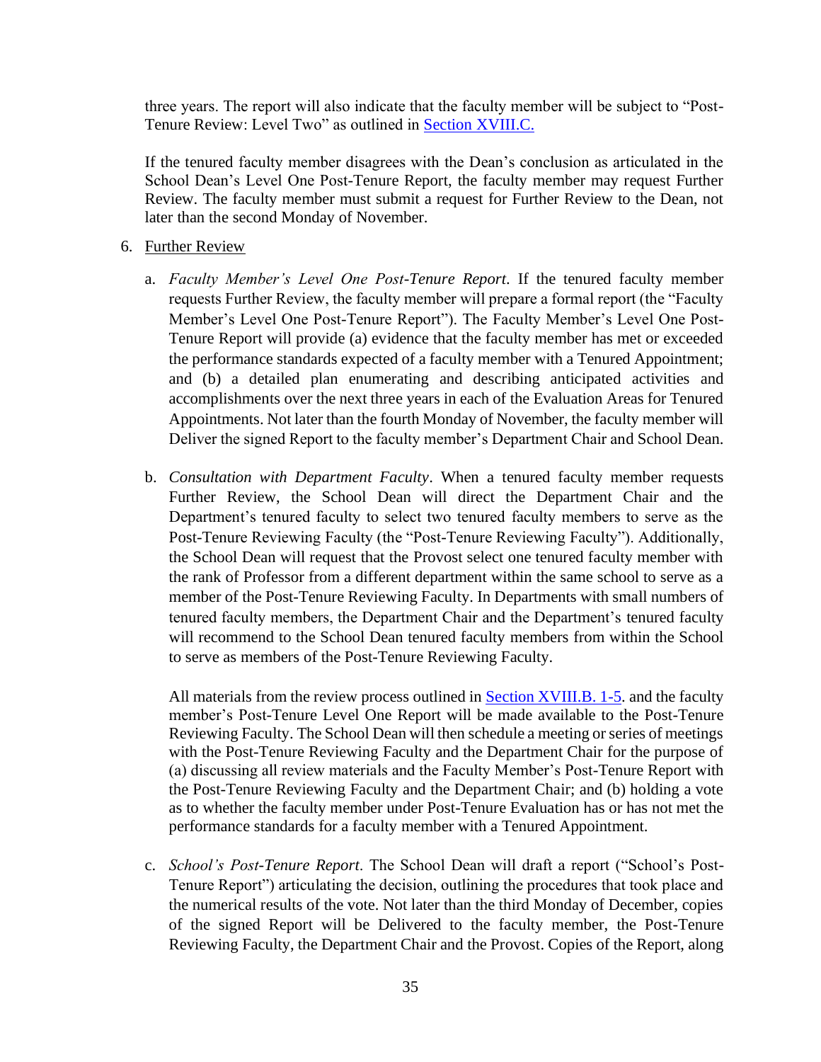three years. The report will also indicate that the faculty member will be subject to "Post-Tenure Review: Level Two" as outlined in [Section XVIII.C.](#)

If the tenured faculty member disagrees with the Dean's conclusion as articulated in the School Dean's Level One Post-Tenure Report, the faculty member may request Further Review. The faculty member must submit a request for Further Review to the Dean, not later than the second Monday of November.

6. Further Review

   a. *Faculty Member's Level One Post-Tenure Report*. If the tenured faculty member requests Further Review, the faculty member will prepare a formal report (the "Faculty Member's Level One Post-Tenure Report"). The Faculty Member's Level One Post-Tenure Report will provide (a) evidence that the faculty member has met or exceeded the performance standards expected of a faculty member with a Tenured Appointment; and (b) a detailed plan enumerating and describing anticipated activities and accomplishments over the next three years in each of the Evaluation Areas for Tenured Appointments. Not later than the fourth Monday of November, the faculty member will Deliver the signed Report to the faculty member's Department Chair and School Dean.

   b. *Consultation with Department Faculty*. When a tenured faculty member requests Further Review, the School Dean will direct the Department Chair and the Department's tenured faculty to select two tenured faculty members to serve as the Post-Tenure Reviewing Faculty (the "Post-Tenure Reviewing Faculty"). Additionally, the School Dean will request that the Provost select one tenured faculty member with the rank of Professor from a different department within the same school to serve as a member of the Post-Tenure Reviewing Faculty. In Departments with small numbers of tenured faculty members, the Department Chair and the Department's tenured faculty will recommend to the School Dean tenured faculty members from within the School to serve as members of the Post-Tenure Reviewing Faculty.

      All materials from the review process outlined in [Section XVIII.B. 1-5](#). and the faculty member's Post-Tenure Level One Report will be made available to the Post-Tenure Reviewing Faculty. The School Dean will then schedule a meeting or series of meetings with the Post-Tenure Reviewing Faculty and the Department Chair for the purpose of (a) discussing all review materials and the Faculty Member's Post-Tenure Report with the Post-Tenure Reviewing Faculty and the Department Chair; and (b) holding a vote as to whether the faculty member under Post-Tenure Evaluation has or has not met the performance standards for a faculty member with a Tenured Appointment.

   c. *School's Post-Tenure Report*. The School Dean will draft a report ("School's Post-Tenure Report") articulating the decision, outlining the procedures that took place and the numerical results of the vote. Not later than the third Monday of December, copies of the signed Report will be Delivered to the faculty member, the Post-Tenure Reviewing Faculty, the Department Chair and the Provost. Copies of the Report, along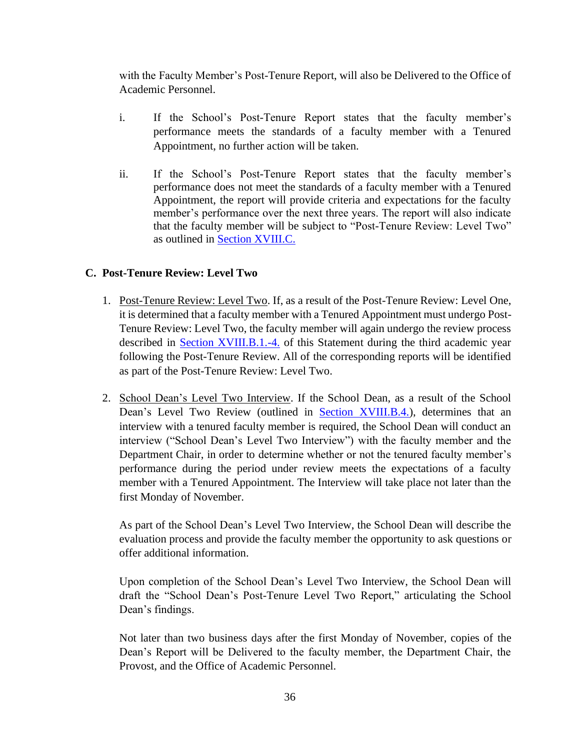with the Faculty Member's Post-Tenure Report, will also be Delivered to the Office of Academic Personnel.

i. If the School's Post-Tenure Report states that the faculty member's performance meets the standards of a faculty member with a Tenured Appointment, no further action will be taken.

ii. If the School's Post-Tenure Report states that the faculty member's performance does not meet the standards of a faculty member with a Tenured Appointment, the report will provide criteria and expectations for the faculty member's performance over the next three years. The report will also indicate that the faculty member will be subject to "Post-Tenure Review: Level Two" as outlined in Section XVIII.C.

### C. Post-Tenure Review: Level Two

1. Post-Tenure Review: Level Two. If, as a result of the Post-Tenure Review: Level One, it is determined that a faculty member with a Tenured Appointment must undergo Post-Tenure Review: Level Two, the faculty member will again undergo the review process described in Section XVIII.B.1.-4. of this Statement during the third academic year following the Post-Tenure Review. All of the corresponding reports will be identified as part of the Post-Tenure Review: Level Two.

2. School Dean's Level Two Interview. If the School Dean, as a result of the School Dean's Level Two Review (outlined in Section XVIII.B.4.), determines that an interview with a tenured faculty member is required, the School Dean will conduct an interview ("School Dean's Level Two Interview") with the faculty member and the Department Chair, in order to determine whether or not the tenured faculty member's performance during the period under review meets the expectations of a faculty member with a Tenured Appointment. The Interview will take place not later than the first Monday of November.

   As part of the School Dean's Level Two Interview, the School Dean will describe the evaluation process and provide the faculty member the opportunity to ask questions or offer additional information.

   Upon completion of the School Dean's Level Two Interview, the School Dean will draft the "School Dean's Post-Tenure Level Two Report," articulating the School Dean's findings.

   Not later than two business days after the first Monday of November, copies of the Dean's Report will be Delivered to the faculty member, the Department Chair, the Provost, and the Office of Academic Personnel.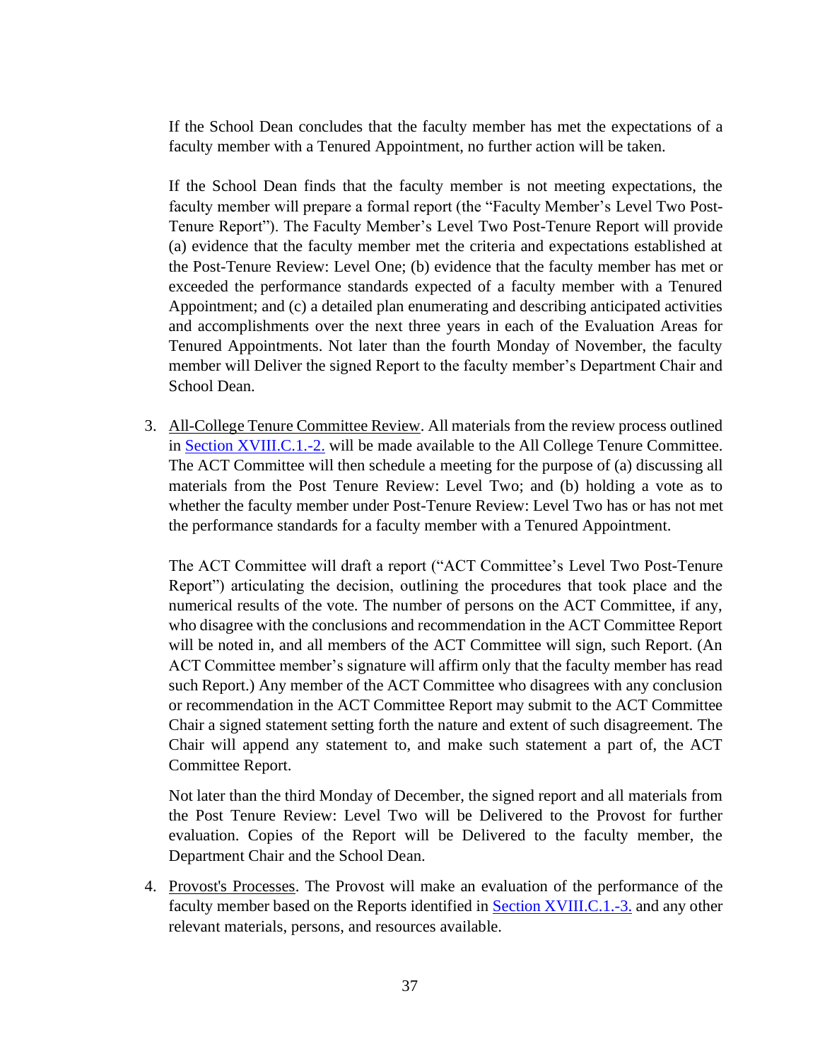If the School Dean concludes that the faculty member has met the expectations of a faculty member with a Tenured Appointment, no further action will be taken.

If the School Dean finds that the faculty member is not meeting expectations, the faculty member will prepare a formal report (the "Faculty Member's Level Two Post-Tenure Report"). The Faculty Member's Level Two Post-Tenure Report will provide (a) evidence that the faculty member met the criteria and expectations established at the Post-Tenure Review: Level One; (b) evidence that the faculty member has met or exceeded the performance standards expected of a faculty member with a Tenured Appointment; and (c) a detailed plan enumerating and describing anticipated activities and accomplishments over the next three years in each of the Evaluation Areas for Tenured Appointments. Not later than the fourth Monday of November, the faculty member will Deliver the signed Report to the faculty member's Department Chair and School Dean.

3. <u>All-College Tenure Committee Review</u>. All materials from the review process outlined in Section XVIII.C.1.-2. will be made available to the All College Tenure Committee. The ACT Committee will then schedule a meeting for the purpose of (a) discussing all materials from the Post Tenure Review: Level Two; and (b) holding a vote as to whether the faculty member under Post-Tenure Review: Level Two has or has not met the performance standards for a faculty member with a Tenured Appointment.

   The ACT Committee will draft a report ("ACT Committee's Level Two Post-Tenure Report") articulating the decision, outlining the procedures that took place and the numerical results of the vote. The number of persons on the ACT Committee, if any, who disagree with the conclusions and recommendation in the ACT Committee Report will be noted in, and all members of the ACT Committee will sign, such Report. (An ACT Committee member's signature will affirm only that the faculty member has read such Report.) Any member of the ACT Committee who disagrees with any conclusion or recommendation in the ACT Committee Report may submit to the ACT Committee Chair a signed statement setting forth the nature and extent of such disagreement. The Chair will append any statement to, and make such statement a part of, the ACT Committee Report.

   Not later than the third Monday of December, the signed report and all materials from the Post Tenure Review: Level Two will be Delivered to the Provost for further evaluation. Copies of the Report will be Delivered to the faculty member, the Department Chair and the School Dean.

4. <u>Provost's Processes</u>. The Provost will make an evaluation of the performance of the faculty member based on the Reports identified in Section XVIII.C.1.-3. and any other relevant materials, persons, and resources available.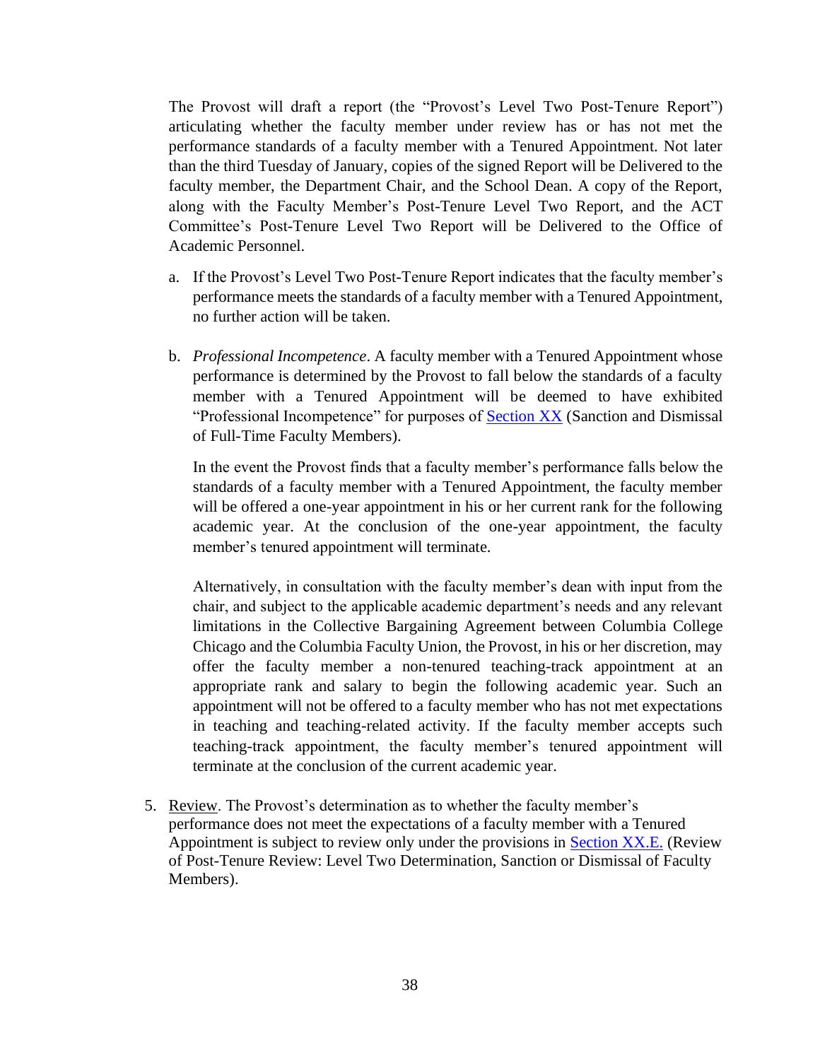The Provost will draft a report (the "Provost's Level Two Post-Tenure Report") articulating whether the faculty member under review has or has not met the performance standards of a faculty member with a Tenured Appointment. Not later than the third Tuesday of January, copies of the signed Report will be Delivered to the faculty member, the Department Chair, and the School Dean. A copy of the Report, along with the Faculty Member's Post-Tenure Level Two Report, and the ACT Committee's Post-Tenure Level Two Report will be Delivered to the Office of Academic Personnel.

a. If the Provost's Level Two Post-Tenure Report indicates that the faculty member's performance meets the standards of a faculty member with a Tenured Appointment, no further action will be taken.

b. *Professional Incompetence*. A faculty member with a Tenured Appointment whose performance is determined by the Provost to fall below the standards of a faculty member with a Tenured Appointment will be deemed to have exhibited "Professional Incompetence" for purposes of Section XX (Sanction and Dismissal of Full-Time Faculty Members).

   In the event the Provost finds that a faculty member's performance falls below the standards of a faculty member with a Tenured Appointment, the faculty member will be offered a one-year appointment in his or her current rank for the following academic year. At the conclusion of the one-year appointment, the faculty member's tenured appointment will terminate.

   Alternatively, in consultation with the faculty member's dean with input from the chair, and subject to the applicable academic department's needs and any relevant limitations in the Collective Bargaining Agreement between Columbia College Chicago and the Columbia Faculty Union, the Provost, in his or her discretion, may offer the faculty member a non-tenured teaching-track appointment at an appropriate rank and salary to begin the following academic year. Such an appointment will not be offered to a faculty member who has not met expectations in teaching and teaching-related activity. If the faculty member accepts such teaching-track appointment, the faculty member's tenured appointment will terminate at the conclusion of the current academic year.

5. Review. The Provost's determination as to whether the faculty member's performance does not meet the expectations of a faculty member with a Tenured Appointment is subject to review only under the provisions in Section XX.E. (Review of Post-Tenure Review: Level Two Determination, Sanction or Dismissal of Faculty Members).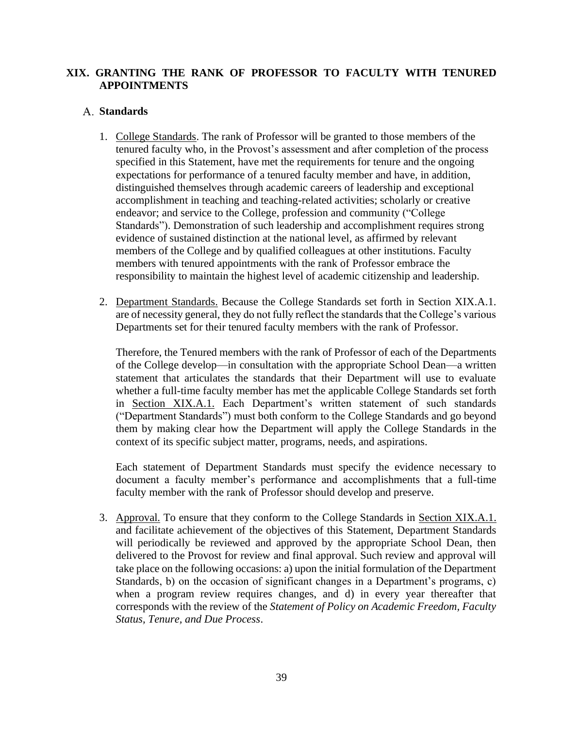## XIX. GRANTING THE RANK OF PROFESSOR TO FACULTY WITH TENURED APPOINTMENTS

### A. Standards

1. College Standards. The rank of Professor will be granted to those members of the tenured faculty who, in the Provost's assessment and after completion of the process specified in this Statement, have met the requirements for tenure and the ongoing expectations for performance of a tenured faculty member and have, in addition, distinguished themselves through academic careers of leadership and exceptional accomplishment in teaching and teaching-related activities; scholarly or creative endeavor; and service to the College, profession and community ("College Standards"). Demonstration of such leadership and accomplishment requires strong evidence of sustained distinction at the national level, as affirmed by relevant members of the College and by qualified colleagues at other institutions. Faculty members with tenured appointments with the rank of Professor embrace the responsibility to maintain the highest level of academic citizenship and leadership.

2. Department Standards. Because the College Standards set forth in Section XIX.A.1. are of necessity general, they do not fully reflect the standards that the College's various Departments set for their tenured faculty members with the rank of Professor.

   Therefore, the Tenured members with the rank of Professor of each of the Departments of the College develop—in consultation with the appropriate School Dean—a written statement that articulates the standards that their Department will use to evaluate whether a full-time faculty member has met the applicable College Standards set forth in Section XIX.A.1. Each Department's written statement of such standards ("Department Standards") must both conform to the College Standards and go beyond them by making clear how the Department will apply the College Standards in the context of its specific subject matter, programs, needs, and aspirations.

   Each statement of Department Standards must specify the evidence necessary to document a faculty member's performance and accomplishments that a full-time faculty member with the rank of Professor should develop and preserve.

3. Approval. To ensure that they conform to the College Standards in Section XIX.A.1. and facilitate achievement of the objectives of this Statement, Department Standards will periodically be reviewed and approved by the appropriate School Dean, then delivered to the Provost for review and final approval. Such review and approval will take place on the following occasions: a) upon the initial formulation of the Department Standards, b) on the occasion of significant changes in a Department's programs, c) when a program review requires changes, and d) in every year thereafter that corresponds with the review of the *Statement of Policy on Academic Freedom, Faculty Status, Tenure, and Due Process*.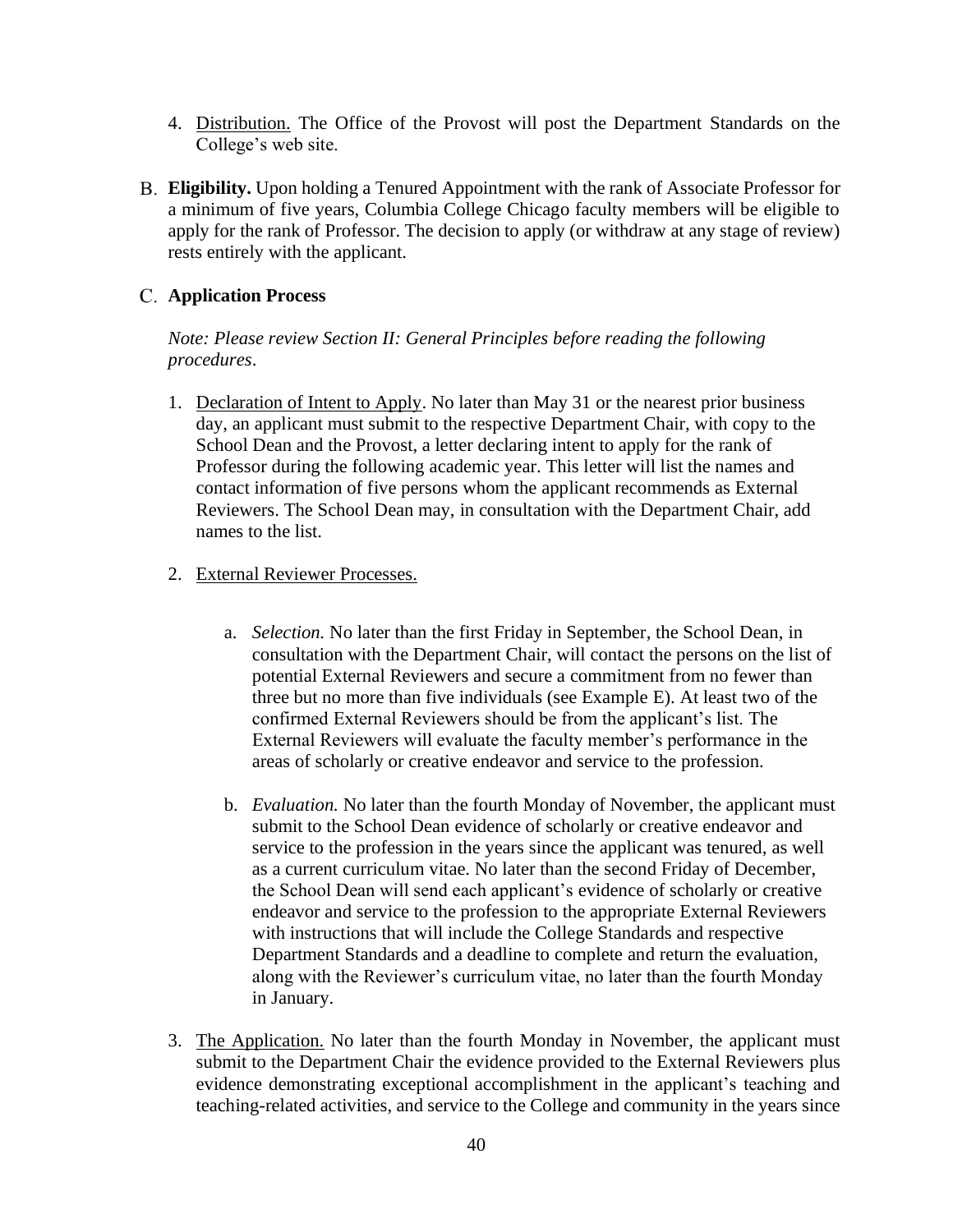4. Distribution. The Office of the Provost will post the Department Standards on the College's web site.

B. **Eligibility.** Upon holding a Tenured Appointment with the rank of Associate Professor for a minimum of five years, Columbia College Chicago faculty members will be eligible to apply for the rank of Professor. The decision to apply (or withdraw at any stage of review) rests entirely with the applicant.

C. **Application Process**

*Note: Please review Section II: General Principles before reading the following procedures*.

1. Declaration of Intent to Apply. No later than May 31 or the nearest prior business day, an applicant must submit to the respective Department Chair, with copy to the School Dean and the Provost, a letter declaring intent to apply for the rank of Professor during the following academic year. This letter will list the names and contact information of five persons whom the applicant recommends as External Reviewers. The School Dean may, in consultation with the Department Chair, add names to the list.

2. External Reviewer Processes.

   a. *Selection.* No later than the first Friday in September, the School Dean, in consultation with the Department Chair, will contact the persons on the list of potential External Reviewers and secure a commitment from no fewer than three but no more than five individuals (see Example E). At least two of the confirmed External Reviewers should be from the applicant's list. The External Reviewers will evaluate the faculty member's performance in the areas of scholarly or creative endeavor and service to the profession.

   b. *Evaluation.* No later than the fourth Monday of November, the applicant must submit to the School Dean evidence of scholarly or creative endeavor and service to the profession in the years since the applicant was tenured, as well as a current curriculum vitae. No later than the second Friday of December, the School Dean will send each applicant's evidence of scholarly or creative endeavor and service to the profession to the appropriate External Reviewers with instructions that will include the College Standards and respective Department Standards and a deadline to complete and return the evaluation, along with the Reviewer's curriculum vitae, no later than the fourth Monday in January.

3. The Application. No later than the fourth Monday in November, the applicant must submit to the Department Chair the evidence provided to the External Reviewers plus evidence demonstrating exceptional accomplishment in the applicant's teaching and teaching-related activities, and service to the College and community in the years since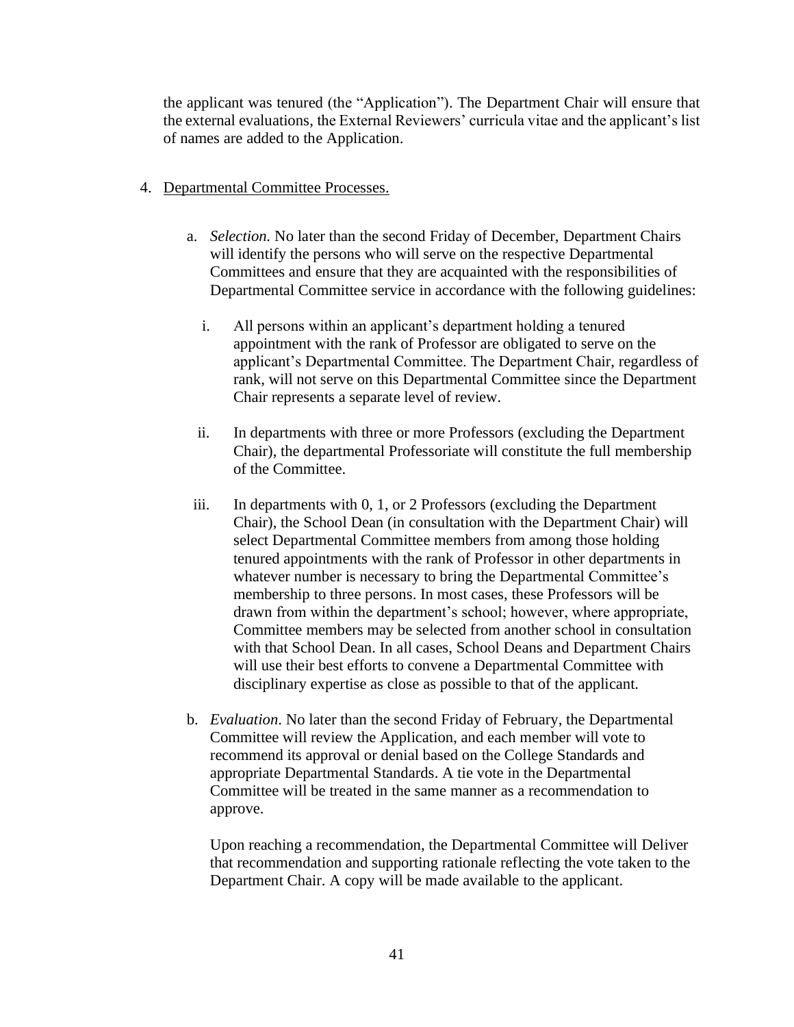the applicant was tenured (the "Application"). The Department Chair will ensure that the external evaluations, the External Reviewers' curricula vitae and the applicant's list of names are added to the Application.

4. Departmental Committee Processes.

   a. *Selection.* No later than the second Friday of December, Department Chairs will identify the persons who will serve on the respective Departmental Committees and ensure that they are acquainted with the responsibilities of Departmental Committee service in accordance with the following guidelines:

      i. All persons within an applicant's department holding a tenured appointment with the rank of Professor are obligated to serve on the applicant's Departmental Committee. The Department Chair, regardless of rank, will not serve on this Departmental Committee since the Department Chair represents a separate level of review.

      ii. In departments with three or more Professors (excluding the Department Chair), the departmental Professoriate will constitute the full membership of the Committee.

      iii. In departments with 0, 1, or 2 Professors (excluding the Department Chair), the School Dean (in consultation with the Department Chair) will select Departmental Committee members from among those holding tenured appointments with the rank of Professor in other departments in whatever number is necessary to bring the Departmental Committee's membership to three persons. In most cases, these Professors will be drawn from within the department's school; however, where appropriate, Committee members may be selected from another school in consultation with that School Dean. In all cases, School Deans and Department Chairs will use their best efforts to convene a Departmental Committee with disciplinary expertise as close as possible to that of the applicant.

   b. *Evaluation*. No later than the second Friday of February, the Departmental Committee will review the Application, and each member will vote to recommend its approval or denial based on the College Standards and appropriate Departmental Standards. A tie vote in the Departmental Committee will be treated in the same manner as a recommendation to approve.

      Upon reaching a recommendation, the Departmental Committee will Deliver that recommendation and supporting rationale reflecting the vote taken to the Department Chair. A copy will be made available to the applicant.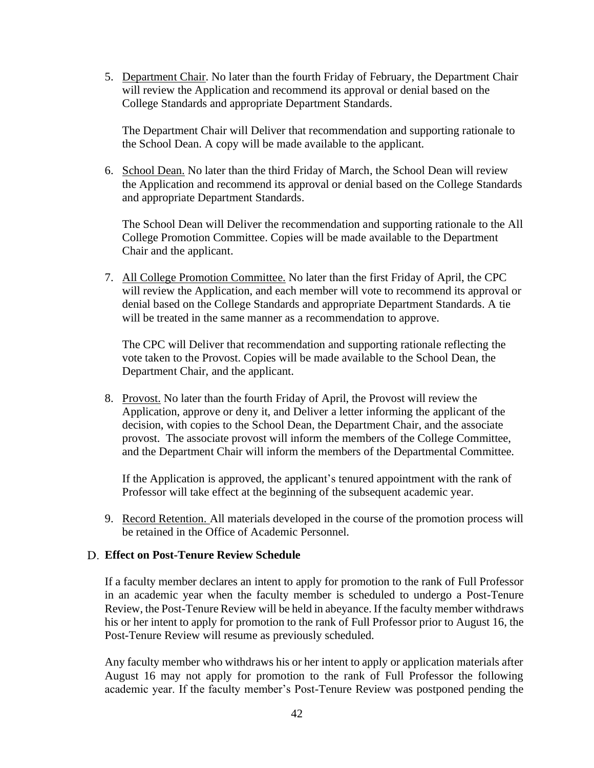5. Department Chair. No later than the fourth Friday of February, the Department Chair will review the Application and recommend its approval or denial based on the College Standards and appropriate Department Standards.

   The Department Chair will Deliver that recommendation and supporting rationale to the School Dean. A copy will be made available to the applicant.

6. School Dean. No later than the third Friday of March, the School Dean will review the Application and recommend its approval or denial based on the College Standards and appropriate Department Standards.

   The School Dean will Deliver the recommendation and supporting rationale to the All College Promotion Committee. Copies will be made available to the Department Chair and the applicant.

7. All College Promotion Committee. No later than the first Friday of April, the CPC will review the Application, and each member will vote to recommend its approval or denial based on the College Standards and appropriate Department Standards. A tie will be treated in the same manner as a recommendation to approve.

   The CPC will Deliver that recommendation and supporting rationale reflecting the vote taken to the Provost. Copies will be made available to the School Dean, the Department Chair, and the applicant.

8. Provost. No later than the fourth Friday of April, the Provost will review the Application, approve or deny it, and Deliver a letter informing the applicant of the decision, with copies to the School Dean, the Department Chair, and the associate provost. The associate provost will inform the members of the College Committee, and the Department Chair will inform the members of the Departmental Committee.

   If the Application is approved, the applicant's tenured appointment with the rank of Professor will take effect at the beginning of the subsequent academic year.

9. Record Retention. All materials developed in the course of the promotion process will be retained in the Office of Academic Personnel.

### D. Effect on Post-Tenure Review Schedule

If a faculty member declares an intent to apply for promotion to the rank of Full Professor in an academic year when the faculty member is scheduled to undergo a Post-Tenure Review, the Post-Tenure Review will be held in abeyance. If the faculty member withdraws his or her intent to apply for promotion to the rank of Full Professor prior to August 16, the Post-Tenure Review will resume as previously scheduled.

Any faculty member who withdraws his or her intent to apply or application materials after August 16 may not apply for promotion to the rank of Full Professor the following academic year. If the faculty member's Post-Tenure Review was postponed pending the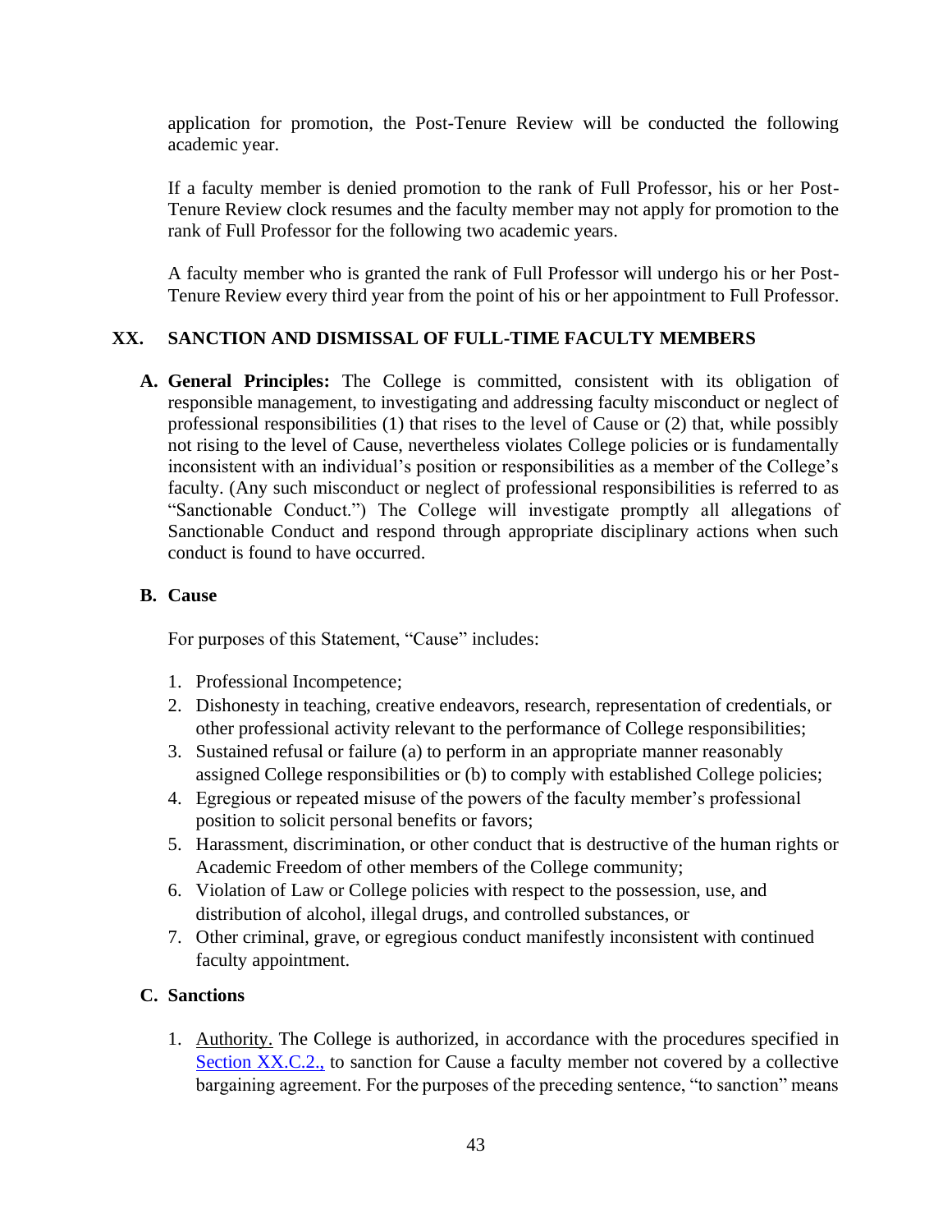application for promotion, the Post-Tenure Review will be conducted the following academic year.

If a faculty member is denied promotion to the rank of Full Professor, his or her Post-Tenure Review clock resumes and the faculty member may not apply for promotion to the rank of Full Professor for the following two academic years.

A faculty member who is granted the rank of Full Professor will undergo his or her Post-Tenure Review every third year from the point of his or her appointment to Full Professor.

## XX. SANCTION AND DISMISSAL OF FULL-TIME FACULTY MEMBERS

**A. General Principles:** The College is committed, consistent with its obligation of responsible management, to investigating and addressing faculty misconduct or neglect of professional responsibilities (1) that rises to the level of Cause or (2) that, while possibly not rising to the level of Cause, nevertheless violates College policies or is fundamentally inconsistent with an individual's position or responsibilities as a member of the College's faculty. (Any such misconduct or neglect of professional responsibilities is referred to as "Sanctionable Conduct.") The College will investigate promptly all allegations of Sanctionable Conduct and respond through appropriate disciplinary actions when such conduct is found to have occurred.

**B. Cause**

For purposes of this Statement, "Cause" includes:

1. Professional Incompetence;
2. Dishonesty in teaching, creative endeavors, research, representation of credentials, or other professional activity relevant to the performance of College responsibilities;
3. Sustained refusal or failure (a) to perform in an appropriate manner reasonably assigned College responsibilities or (b) to comply with established College policies;
4. Egregious or repeated misuse of the powers of the faculty member's professional position to solicit personal benefits or favors;
5. Harassment, discrimination, or other conduct that is destructive of the human rights or Academic Freedom of other members of the College community;
6. Violation of Law or College policies with respect to the possession, use, and distribution of alcohol, illegal drugs, and controlled substances, or
7. Other criminal, grave, or egregious conduct manifestly inconsistent with continued faculty appointment.

**C. Sanctions**

1. Authority. The College is authorized, in accordance with the procedures specified in Section XX.C.2., to sanction for Cause a faculty member not covered by a collective bargaining agreement. For the purposes of the preceding sentence, "to sanction" means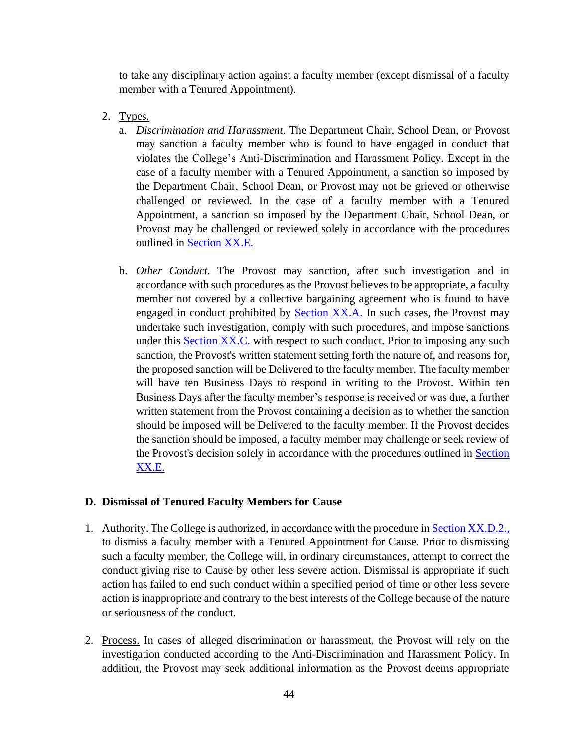to take any disciplinary action against a faculty member (except dismissal of a faculty member with a Tenured Appointment).

2. Types.

   a. *Discrimination and Harassment*. The Department Chair, School Dean, or Provost may sanction a faculty member who is found to have engaged in conduct that violates the College's Anti-Discrimination and Harassment Policy. Except in the case of a faculty member with a Tenured Appointment, a sanction so imposed by the Department Chair, School Dean, or Provost may not be grieved or otherwise challenged or reviewed. In the case of a faculty member with a Tenured Appointment, a sanction so imposed by the Department Chair, School Dean, or Provost may be challenged or reviewed solely in accordance with the procedures outlined in Section XX.E.

   b. *Other Conduct*. The Provost may sanction, after such investigation and in accordance with such procedures as the Provost believes to be appropriate, a faculty member not covered by a collective bargaining agreement who is found to have engaged in conduct prohibited by Section XX.A. In such cases, the Provost may undertake such investigation, comply with such procedures, and impose sanctions under this Section XX.C. with respect to such conduct. Prior to imposing any such sanction, the Provost's written statement setting forth the nature of, and reasons for, the proposed sanction will be Delivered to the faculty member. The faculty member will have ten Business Days to respond in writing to the Provost. Within ten Business Days after the faculty member's response is received or was due, a further written statement from the Provost containing a decision as to whether the sanction should be imposed will be Delivered to the faculty member. If the Provost decides the sanction should be imposed, a faculty member may challenge or seek review of the Provost's decision solely in accordance with the procedures outlined in Section XX.E.

### D. Dismissal of Tenured Faculty Members for Cause

1. Authority. The College is authorized, in accordance with the procedure in Section XX.D.2., to dismiss a faculty member with a Tenured Appointment for Cause. Prior to dismissing such a faculty member, the College will, in ordinary circumstances, attempt to correct the conduct giving rise to Cause by other less severe action. Dismissal is appropriate if such action has failed to end such conduct within a specified period of time or other less severe action is inappropriate and contrary to the best interests of the College because of the nature or seriousness of the conduct.

2. Process. In cases of alleged discrimination or harassment, the Provost will rely on the investigation conducted according to the Anti-Discrimination and Harassment Policy. In addition, the Provost may seek additional information as the Provost deems appropriate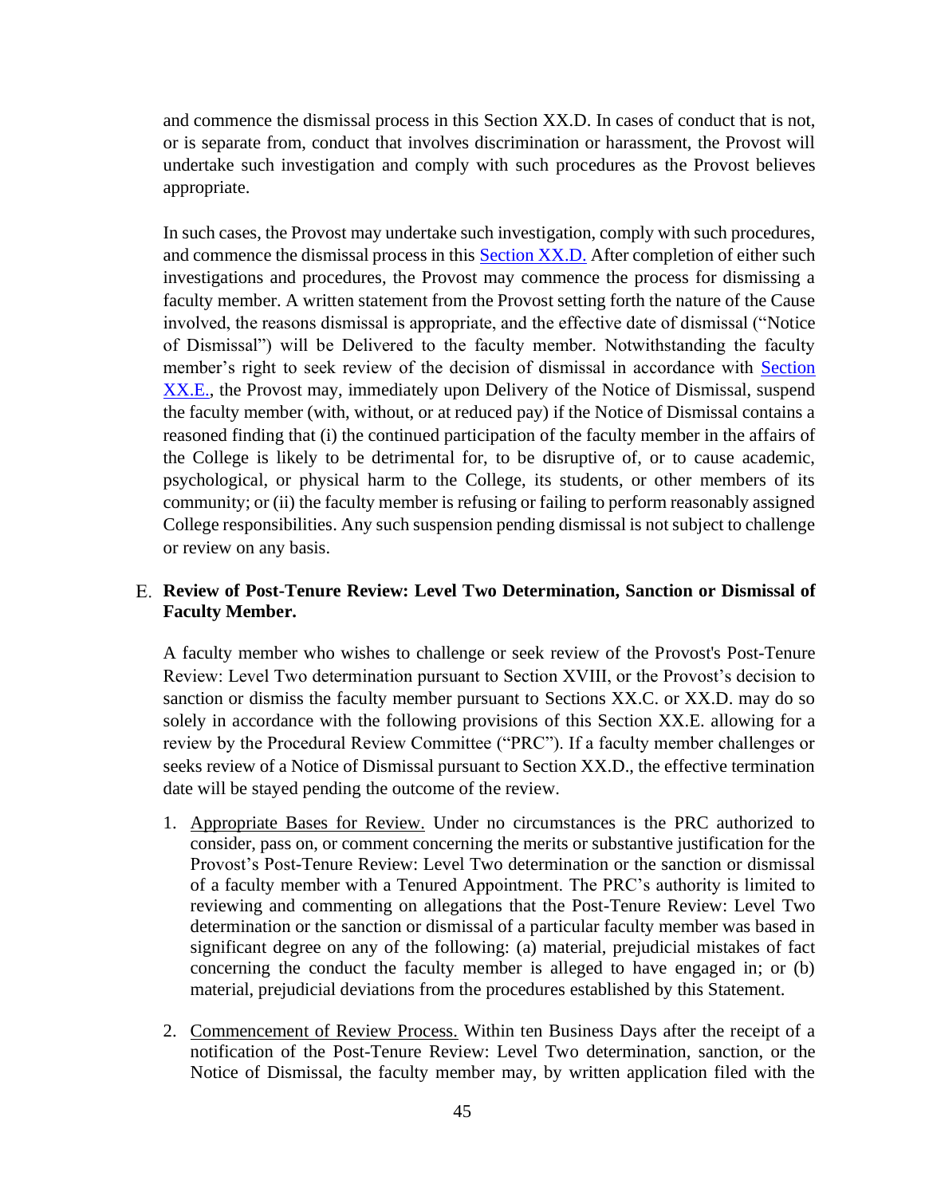and commence the dismissal process in this Section XX.D. In cases of conduct that is not, or is separate from, conduct that involves discrimination or harassment, the Provost will undertake such investigation and comply with such procedures as the Provost believes appropriate.

In such cases, the Provost may undertake such investigation, comply with such procedures, and commence the dismissal process in this Section XX.D. After completion of either such investigations and procedures, the Provost may commence the process for dismissing a faculty member. A written statement from the Provost setting forth the nature of the Cause involved, the reasons dismissal is appropriate, and the effective date of dismissal ("Notice of Dismissal") will be Delivered to the faculty member. Notwithstanding the faculty member's right to seek review of the decision of dismissal in accordance with Section XX.E., the Provost may, immediately upon Delivery of the Notice of Dismissal, suspend the faculty member (with, without, or at reduced pay) if the Notice of Dismissal contains a reasoned finding that (i) the continued participation of the faculty member in the affairs of the College is likely to be detrimental for, to be disruptive of, or to cause academic, psychological, or physical harm to the College, its students, or other members of its community; or (ii) the faculty member is refusing or failing to perform reasonably assigned College responsibilities. Any such suspension pending dismissal is not subject to challenge or review on any basis.

## E. Review of Post-Tenure Review: Level Two Determination, Sanction or Dismissal of Faculty Member.

A faculty member who wishes to challenge or seek review of the Provost's Post-Tenure Review: Level Two determination pursuant to Section XVIII, or the Provost's decision to sanction or dismiss the faculty member pursuant to Sections XX.C. or XX.D. may do so solely in accordance with the following provisions of this Section XX.E. allowing for a review by the Procedural Review Committee ("PRC"). If a faculty member challenges or seeks review of a Notice of Dismissal pursuant to Section XX.D., the effective termination date will be stayed pending the outcome of the review.

1. Appropriate Bases for Review. Under no circumstances is the PRC authorized to consider, pass on, or comment concerning the merits or substantive justification for the Provost's Post-Tenure Review: Level Two determination or the sanction or dismissal of a faculty member with a Tenured Appointment. The PRC's authority is limited to reviewing and commenting on allegations that the Post-Tenure Review: Level Two determination or the sanction or dismissal of a particular faculty member was based in significant degree on any of the following: (a) material, prejudicial mistakes of fact concerning the conduct the faculty member is alleged to have engaged in; or (b) material, prejudicial deviations from the procedures established by this Statement.

2. Commencement of Review Process. Within ten Business Days after the receipt of a notification of the Post-Tenure Review: Level Two determination, sanction, or the Notice of Dismissal, the faculty member may, by written application filed with the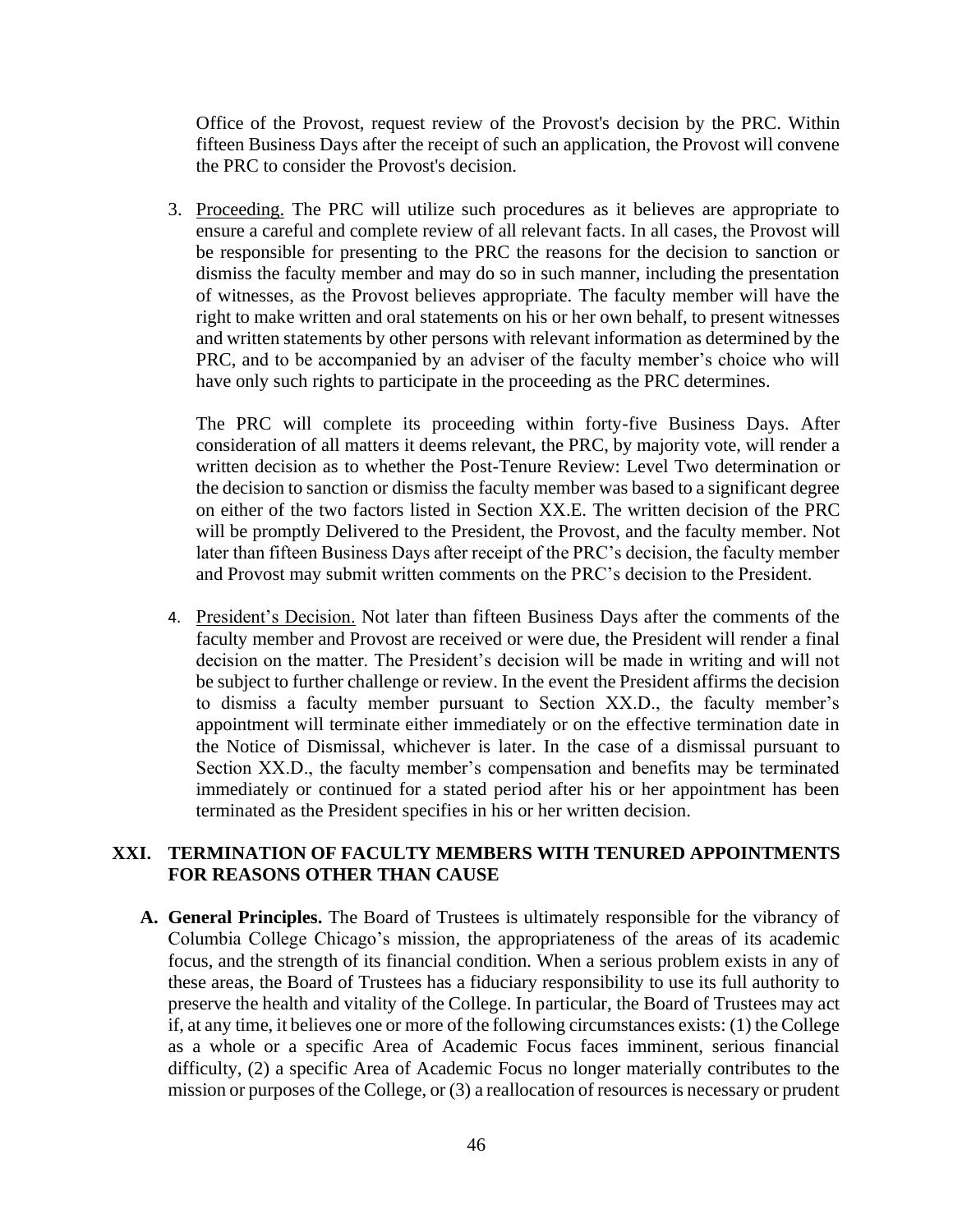Office of the Provost, request review of the Provost's decision by the PRC. Within fifteen Business Days after the receipt of such an application, the Provost will convene the PRC to consider the Provost's decision.

3. Proceeding. The PRC will utilize such procedures as it believes are appropriate to ensure a careful and complete review of all relevant facts. In all cases, the Provost will be responsible for presenting to the PRC the reasons for the decision to sanction or dismiss the faculty member and may do so in such manner, including the presentation of witnesses, as the Provost believes appropriate. The faculty member will have the right to make written and oral statements on his or her own behalf, to present witnesses and written statements by other persons with relevant information as determined by the PRC, and to be accompanied by an adviser of the faculty member's choice who will have only such rights to participate in the proceeding as the PRC determines.

   The PRC will complete its proceeding within forty-five Business Days. After consideration of all matters it deems relevant, the PRC, by majority vote, will render a written decision as to whether the Post-Tenure Review: Level Two determination or the decision to sanction or dismiss the faculty member was based to a significant degree on either of the two factors listed in Section XX.E. The written decision of the PRC will be promptly Delivered to the President, the Provost, and the faculty member. Not later than fifteen Business Days after receipt of the PRC's decision, the faculty member and Provost may submit written comments on the PRC's decision to the President.

4. President's Decision. Not later than fifteen Business Days after the comments of the faculty member and Provost are received or were due, the President will render a final decision on the matter. The President's decision will be made in writing and will not be subject to further challenge or review. In the event the President affirms the decision to dismiss a faculty member pursuant to Section XX.D., the faculty member's appointment will terminate either immediately or on the effective termination date in the Notice of Dismissal, whichever is later. In the case of a dismissal pursuant to Section XX.D., the faculty member's compensation and benefits may be terminated immediately or continued for a stated period after his or her appointment has been terminated as the President specifies in his or her written decision.

## XXI. TERMINATION OF FACULTY MEMBERS WITH TENURED APPOINTMENTS FOR REASONS OTHER THAN CAUSE

**A. General Principles.** The Board of Trustees is ultimately responsible for the vibrancy of Columbia College Chicago's mission, the appropriateness of the areas of its academic focus, and the strength of its financial condition. When a serious problem exists in any of these areas, the Board of Trustees has a fiduciary responsibility to use its full authority to preserve the health and vitality of the College. In particular, the Board of Trustees may act if, at any time, it believes one or more of the following circumstances exists: (1) the College as a whole or a specific Area of Academic Focus faces imminent, serious financial difficulty, (2) a specific Area of Academic Focus no longer materially contributes to the mission or purposes of the College, or (3) a reallocation of resources is necessary or prudent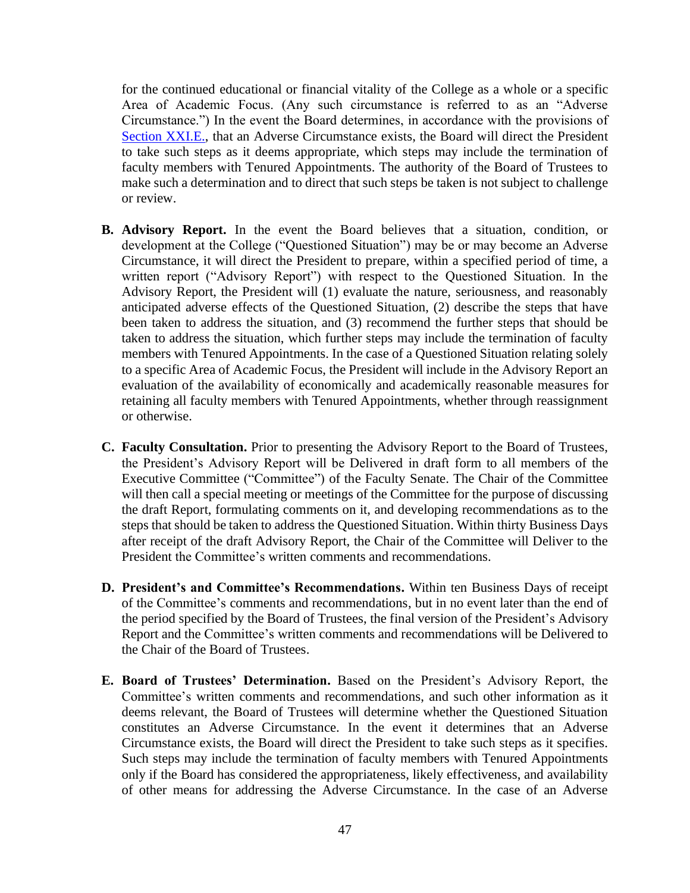for the continued educational or financial vitality of the College as a whole or a specific Area of Academic Focus. (Any such circumstance is referred to as an "Adverse Circumstance.") In the event the Board determines, in accordance with the provisions of Section XXI.E., that an Adverse Circumstance exists, the Board will direct the President to take such steps as it deems appropriate, which steps may include the termination of faculty members with Tenured Appointments. The authority of the Board of Trustees to make such a determination and to direct that such steps be taken is not subject to challenge or review.

**B. Advisory Report.** In the event the Board believes that a situation, condition, or development at the College ("Questioned Situation") may be or may become an Adverse Circumstance, it will direct the President to prepare, within a specified period of time, a written report ("Advisory Report") with respect to the Questioned Situation. In the Advisory Report, the President will (1) evaluate the nature, seriousness, and reasonably anticipated adverse effects of the Questioned Situation, (2) describe the steps that have been taken to address the situation, and (3) recommend the further steps that should be taken to address the situation, which further steps may include the termination of faculty members with Tenured Appointments. In the case of a Questioned Situation relating solely to a specific Area of Academic Focus, the President will include in the Advisory Report an evaluation of the availability of economically and academically reasonable measures for retaining all faculty members with Tenured Appointments, whether through reassignment or otherwise.

**C. Faculty Consultation.** Prior to presenting the Advisory Report to the Board of Trustees, the President's Advisory Report will be Delivered in draft form to all members of the Executive Committee ("Committee") of the Faculty Senate. The Chair of the Committee will then call a special meeting or meetings of the Committee for the purpose of discussing the draft Report, formulating comments on it, and developing recommendations as to the steps that should be taken to address the Questioned Situation. Within thirty Business Days after receipt of the draft Advisory Report, the Chair of the Committee will Deliver to the President the Committee's written comments and recommendations.

**D. President's and Committee's Recommendations.** Within ten Business Days of receipt of the Committee's comments and recommendations, but in no event later than the end of the period specified by the Board of Trustees, the final version of the President's Advisory Report and the Committee's written comments and recommendations will be Delivered to the Chair of the Board of Trustees.

**E. Board of Trustees' Determination.** Based on the President's Advisory Report, the Committee's written comments and recommendations, and such other information as it deems relevant, the Board of Trustees will determine whether the Questioned Situation constitutes an Adverse Circumstance. In the event it determines that an Adverse Circumstance exists, the Board will direct the President to take such steps as it specifies. Such steps may include the termination of faculty members with Tenured Appointments only if the Board has considered the appropriateness, likely effectiveness, and availability of other means for addressing the Adverse Circumstance. In the case of an Adverse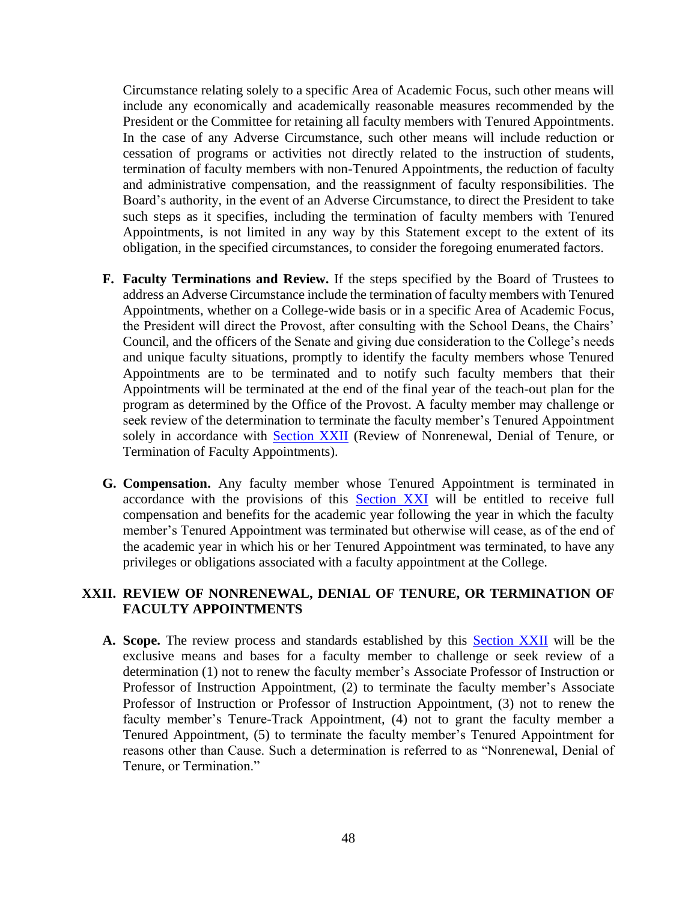Circumstance relating solely to a specific Area of Academic Focus, such other means will include any economically and academically reasonable measures recommended by the President or the Committee for retaining all faculty members with Tenured Appointments. In the case of any Adverse Circumstance, such other means will include reduction or cessation of programs or activities not directly related to the instruction of students, termination of faculty members with non-Tenured Appointments, the reduction of faculty and administrative compensation, and the reassignment of faculty responsibilities. The Board's authority, in the event of an Adverse Circumstance, to direct the President to take such steps as it specifies, including the termination of faculty members with Tenured Appointments, is not limited in any way by this Statement except to the extent of its obligation, in the specified circumstances, to consider the foregoing enumerated factors.

**F. Faculty Terminations and Review.** If the steps specified by the Board of Trustees to address an Adverse Circumstance include the termination of faculty members with Tenured Appointments, whether on a College-wide basis or in a specific Area of Academic Focus, the President will direct the Provost, after consulting with the School Deans, the Chairs' Council, and the officers of the Senate and giving due consideration to the College's needs and unique faculty situations, promptly to identify the faculty members whose Tenured Appointments are to be terminated and to notify such faculty members that their Appointments will be terminated at the end of the final year of the teach-out plan for the program as determined by the Office of the Provost. A faculty member may challenge or seek review of the determination to terminate the faculty member's Tenured Appointment solely in accordance with Section XXII (Review of Nonrenewal, Denial of Tenure, or Termination of Faculty Appointments).

**G. Compensation.** Any faculty member whose Tenured Appointment is terminated in accordance with the provisions of this Section XXI will be entitled to receive full compensation and benefits for the academic year following the year in which the faculty member's Tenured Appointment was terminated but otherwise will cease, as of the end of the academic year in which his or her Tenured Appointment was terminated, to have any privileges or obligations associated with a faculty appointment at the College.

## XXII. REVIEW OF NONRENEWAL, DENIAL OF TENURE, OR TERMINATION OF FACULTY APPOINTMENTS

**A. Scope.** The review process and standards established by this Section XXII will be the exclusive means and bases for a faculty member to challenge or seek review of a determination (1) not to renew the faculty member's Associate Professor of Instruction or Professor of Instruction Appointment, (2) to terminate the faculty member's Associate Professor of Instruction or Professor of Instruction Appointment, (3) not to renew the faculty member's Tenure-Track Appointment, (4) not to grant the faculty member a Tenured Appointment, (5) to terminate the faculty member's Tenured Appointment for reasons other than Cause. Such a determination is referred to as "Nonrenewal, Denial of Tenure, or Termination."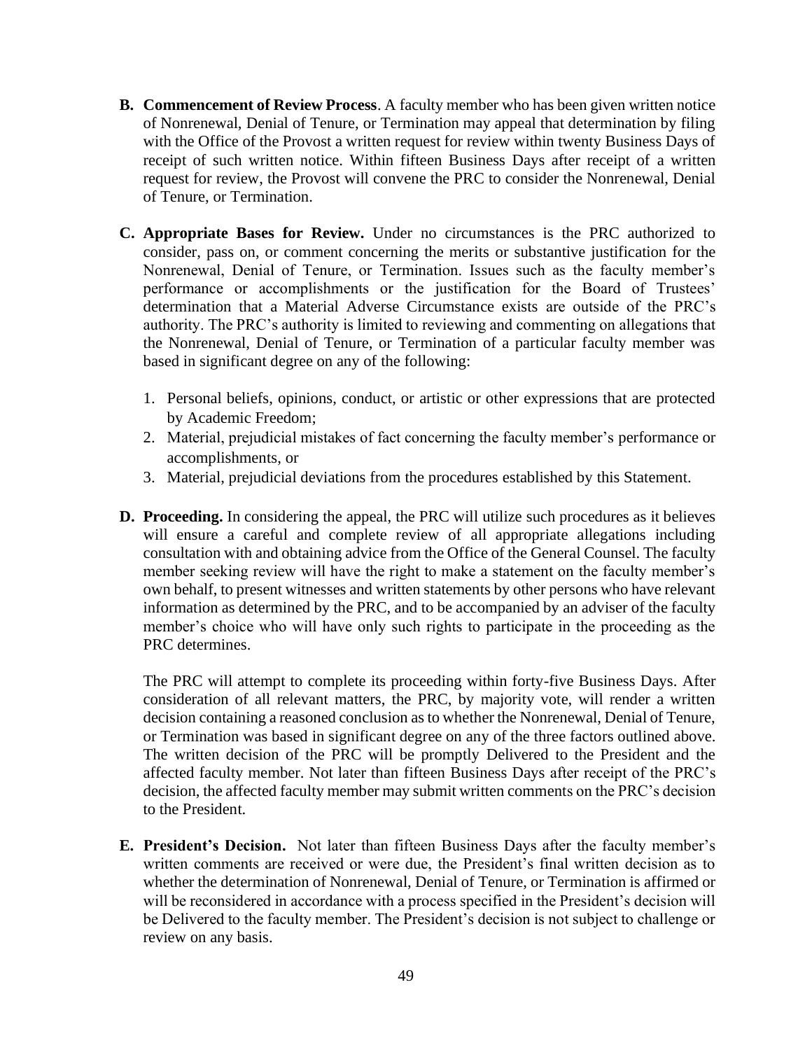**B. Commencement of Review Process**. A faculty member who has been given written notice of Nonrenewal, Denial of Tenure, or Termination may appeal that determination by filing with the Office of the Provost a written request for review within twenty Business Days of receipt of such written notice. Within fifteen Business Days after receipt of a written request for review, the Provost will convene the PRC to consider the Nonrenewal, Denial of Tenure, or Termination.

**C. Appropriate Bases for Review.** Under no circumstances is the PRC authorized to consider, pass on, or comment concerning the merits or substantive justification for the Nonrenewal, Denial of Tenure, or Termination. Issues such as the faculty member's performance or accomplishments or the justification for the Board of Trustees' determination that a Material Adverse Circumstance exists are outside of the PRC's authority. The PRC's authority is limited to reviewing and commenting on allegations that the Nonrenewal, Denial of Tenure, or Termination of a particular faculty member was based in significant degree on any of the following:

1. Personal beliefs, opinions, conduct, or artistic or other expressions that are protected by Academic Freedom;
2. Material, prejudicial mistakes of fact concerning the faculty member's performance or accomplishments, or
3. Material, prejudicial deviations from the procedures established by this Statement.

**D. Proceeding.** In considering the appeal, the PRC will utilize such procedures as it believes will ensure a careful and complete review of all appropriate allegations including consultation with and obtaining advice from the Office of the General Counsel. The faculty member seeking review will have the right to make a statement on the faculty member's own behalf, to present witnesses and written statements by other persons who have relevant information as determined by the PRC, and to be accompanied by an adviser of the faculty member's choice who will have only such rights to participate in the proceeding as the PRC determines.

The PRC will attempt to complete its proceeding within forty-five Business Days. After consideration of all relevant matters, the PRC, by majority vote, will render a written decision containing a reasoned conclusion as to whether the Nonrenewal, Denial of Tenure, or Termination was based in significant degree on any of the three factors outlined above. The written decision of the PRC will be promptly Delivered to the President and the affected faculty member. Not later than fifteen Business Days after receipt of the PRC's decision, the affected faculty member may submit written comments on the PRC's decision to the President.

**E. President's Decision.** Not later than fifteen Business Days after the faculty member's written comments are received or were due, the President's final written decision as to whether the determination of Nonrenewal, Denial of Tenure, or Termination is affirmed or will be reconsidered in accordance with a process specified in the President's decision will be Delivered to the faculty member. The President's decision is not subject to challenge or review on any basis.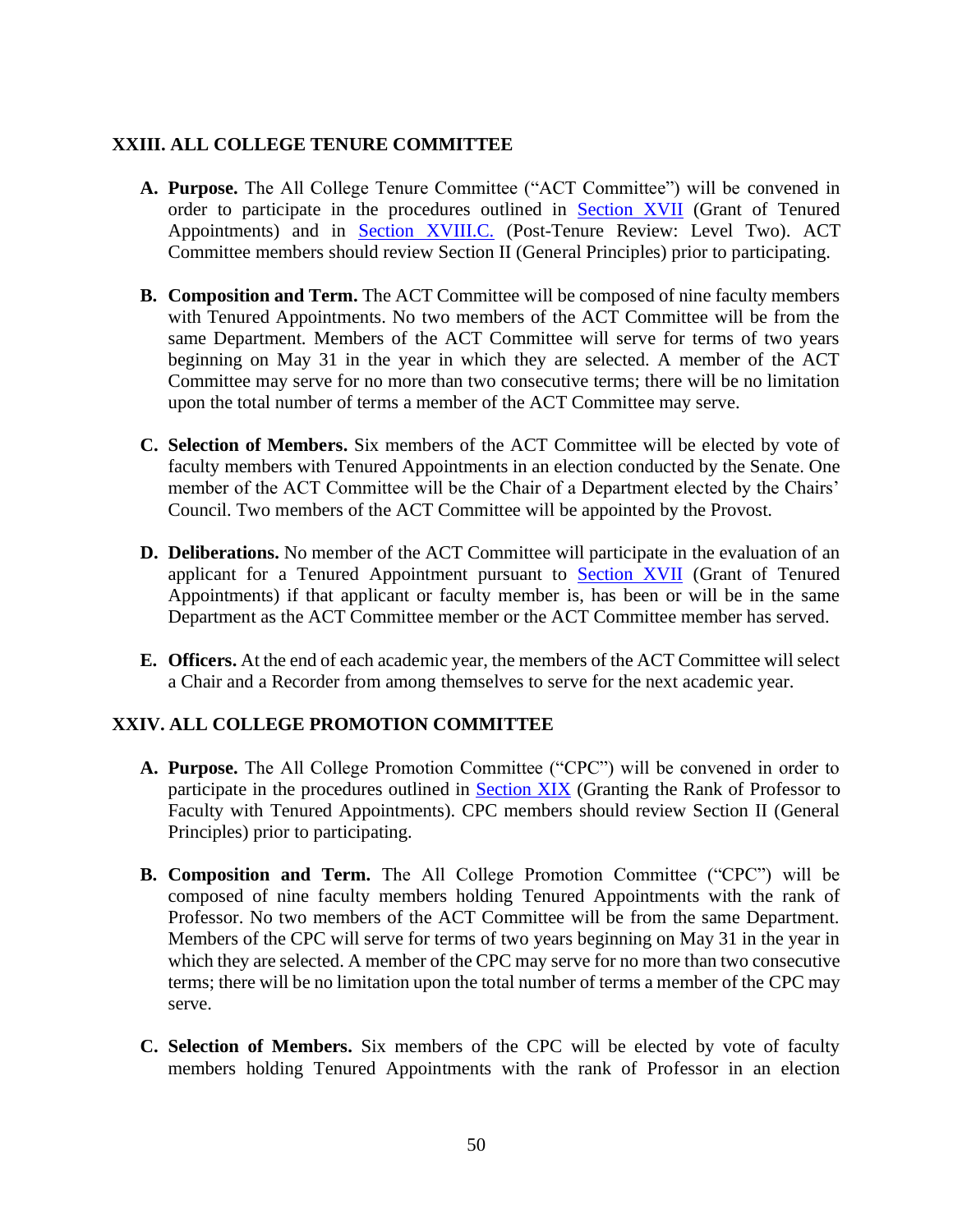## XXIII. ALL COLLEGE TENURE COMMITTEE

**A. Purpose.** The All College Tenure Committee ("ACT Committee") will be convened in order to participate in the procedures outlined in Section XVII (Grant of Tenured Appointments) and in Section XVIII.C. (Post-Tenure Review: Level Two). ACT Committee members should review Section II (General Principles) prior to participating.

**B. Composition and Term.** The ACT Committee will be composed of nine faculty members with Tenured Appointments. No two members of the ACT Committee will be from the same Department. Members of the ACT Committee will serve for terms of two years beginning on May 31 in the year in which they are selected. A member of the ACT Committee may serve for no more than two consecutive terms; there will be no limitation upon the total number of terms a member of the ACT Committee may serve.

**C. Selection of Members.** Six members of the ACT Committee will be elected by vote of faculty members with Tenured Appointments in an election conducted by the Senate. One member of the ACT Committee will be the Chair of a Department elected by the Chairs' Council. Two members of the ACT Committee will be appointed by the Provost.

**D. Deliberations.** No member of the ACT Committee will participate in the evaluation of an applicant for a Tenured Appointment pursuant to Section XVII (Grant of Tenured Appointments) if that applicant or faculty member is, has been or will be in the same Department as the ACT Committee member or the ACT Committee member has served.

**E. Officers.** At the end of each academic year, the members of the ACT Committee will select a Chair and a Recorder from among themselves to serve for the next academic year.

## XXIV. ALL COLLEGE PROMOTION COMMITTEE

**A. Purpose.** The All College Promotion Committee ("CPC") will be convened in order to participate in the procedures outlined in Section XIX (Granting the Rank of Professor to Faculty with Tenured Appointments). CPC members should review Section II (General Principles) prior to participating.

**B. Composition and Term.** The All College Promotion Committee ("CPC") will be composed of nine faculty members holding Tenured Appointments with the rank of Professor. No two members of the ACT Committee will be from the same Department. Members of the CPC will serve for terms of two years beginning on May 31 in the year in which they are selected. A member of the CPC may serve for no more than two consecutive terms; there will be no limitation upon the total number of terms a member of the CPC may serve.

**C. Selection of Members.** Six members of the CPC will be elected by vote of faculty members holding Tenured Appointments with the rank of Professor in an election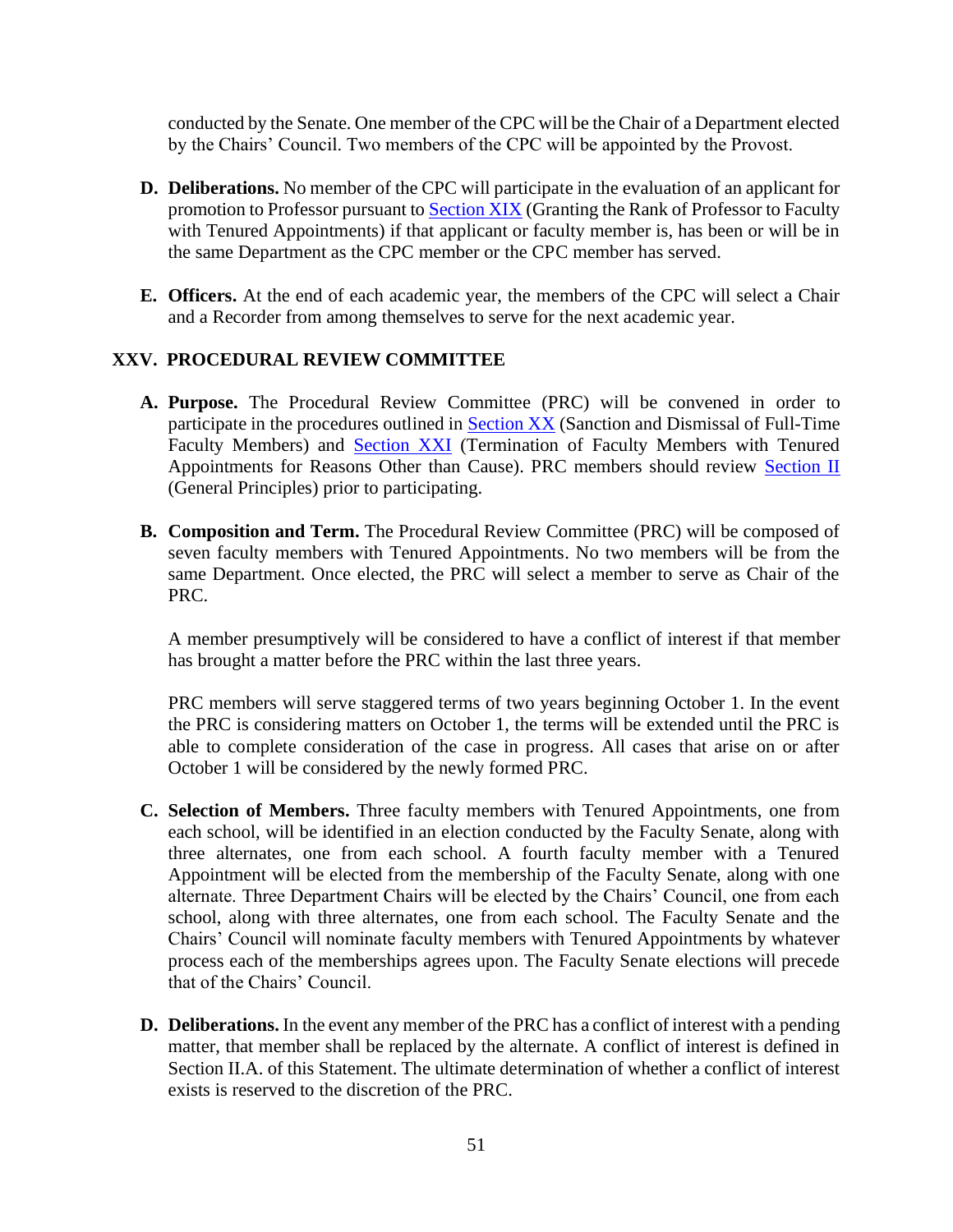conducted by the Senate. One member of the CPC will be the Chair of a Department elected by the Chairs' Council. Two members of the CPC will be appointed by the Provost.

**D. Deliberations.** No member of the CPC will participate in the evaluation of an applicant for promotion to Professor pursuant to Section XIX (Granting the Rank of Professor to Faculty with Tenured Appointments) if that applicant or faculty member is, has been or will be in the same Department as the CPC member or the CPC member has served.

**E. Officers.** At the end of each academic year, the members of the CPC will select a Chair and a Recorder from among themselves to serve for the next academic year.

## XXV. PROCEDURAL REVIEW COMMITTEE

**A. Purpose.** The Procedural Review Committee (PRC) will be convened in order to participate in the procedures outlined in Section XX (Sanction and Dismissal of Full-Time Faculty Members) and Section XXI (Termination of Faculty Members with Tenured Appointments for Reasons Other than Cause). PRC members should review Section II (General Principles) prior to participating.

**B. Composition and Term.** The Procedural Review Committee (PRC) will be composed of seven faculty members with Tenured Appointments. No two members will be from the same Department. Once elected, the PRC will select a member to serve as Chair of the PRC.

A member presumptively will be considered to have a conflict of interest if that member has brought a matter before the PRC within the last three years.

PRC members will serve staggered terms of two years beginning October 1. In the event the PRC is considering matters on October 1, the terms will be extended until the PRC is able to complete consideration of the case in progress. All cases that arise on or after October 1 will be considered by the newly formed PRC.

**C. Selection of Members.** Three faculty members with Tenured Appointments, one from each school, will be identified in an election conducted by the Faculty Senate, along with three alternates, one from each school. A fourth faculty member with a Tenured Appointment will be elected from the membership of the Faculty Senate, along with one alternate. Three Department Chairs will be elected by the Chairs' Council, one from each school, along with three alternates, one from each school. The Faculty Senate and the Chairs' Council will nominate faculty members with Tenured Appointments by whatever process each of the memberships agrees upon. The Faculty Senate elections will precede that of the Chairs' Council.

**D. Deliberations.** In the event any member of the PRC has a conflict of interest with a pending matter, that member shall be replaced by the alternate. A conflict of interest is defined in Section II.A. of this Statement. The ultimate determination of whether a conflict of interest exists is reserved to the discretion of the PRC.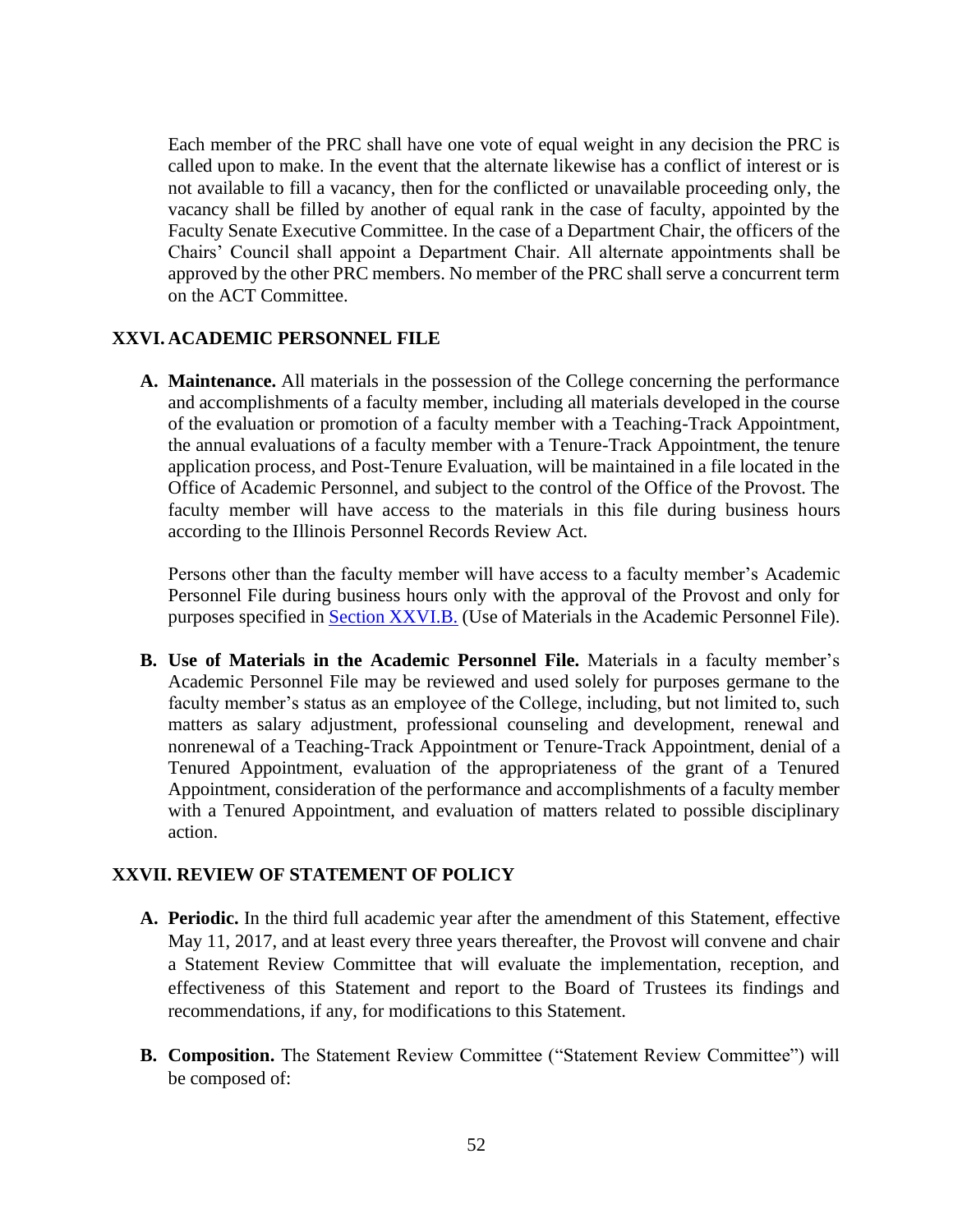Each member of the PRC shall have one vote of equal weight in any decision the PRC is called upon to make. In the event that the alternate likewise has a conflict of interest or is not available to fill a vacancy, then for the conflicted or unavailable proceeding only, the vacancy shall be filled by another of equal rank in the case of faculty, appointed by the Faculty Senate Executive Committee. In the case of a Department Chair, the officers of the Chairs' Council shall appoint a Department Chair. All alternate appointments shall be approved by the other PRC members. No member of the PRC shall serve a concurrent term on the ACT Committee.

## XXVI. ACADEMIC PERSONNEL FILE

**A. Maintenance.** All materials in the possession of the College concerning the performance and accomplishments of a faculty member, including all materials developed in the course of the evaluation or promotion of a faculty member with a Teaching-Track Appointment, the annual evaluations of a faculty member with a Tenure-Track Appointment, the tenure application process, and Post-Tenure Evaluation, will be maintained in a file located in the Office of Academic Personnel, and subject to the control of the Office of the Provost. The faculty member will have access to the materials in this file during business hours according to the Illinois Personnel Records Review Act.

Persons other than the faculty member will have access to a faculty member's Academic Personnel File during business hours only with the approval of the Provost and only for purposes specified in Section XXVI.B. (Use of Materials in the Academic Personnel File).

**B. Use of Materials in the Academic Personnel File.** Materials in a faculty member's Academic Personnel File may be reviewed and used solely for purposes germane to the faculty member's status as an employee of the College, including, but not limited to, such matters as salary adjustment, professional counseling and development, renewal and nonrenewal of a Teaching-Track Appointment or Tenure-Track Appointment, denial of a Tenured Appointment, evaluation of the appropriateness of the grant of a Tenured Appointment, consideration of the performance and accomplishments of a faculty member with a Tenured Appointment, and evaluation of matters related to possible disciplinary action.

## XXVII. REVIEW OF STATEMENT OF POLICY

**A. Periodic.** In the third full academic year after the amendment of this Statement, effective May 11, 2017, and at least every three years thereafter, the Provost will convene and chair a Statement Review Committee that will evaluate the implementation, reception, and effectiveness of this Statement and report to the Board of Trustees its findings and recommendations, if any, for modifications to this Statement.

**B. Composition.** The Statement Review Committee ("Statement Review Committee") will be composed of: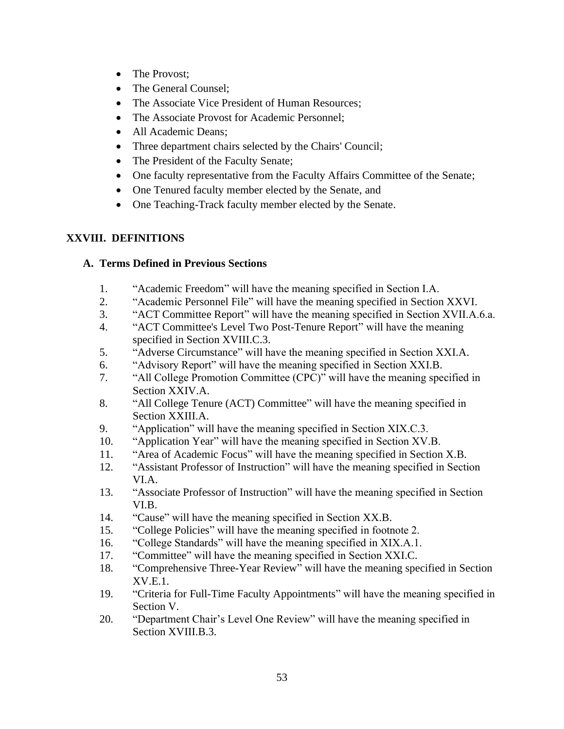- The Provost;
- The General Counsel;
- The Associate Vice President of Human Resources;
- The Associate Provost for Academic Personnel;
- All Academic Deans;
- Three department chairs selected by the Chairs' Council;
- The President of the Faculty Senate;
- One faculty representative from the Faculty Affairs Committee of the Senate;
- One Tenured faculty member elected by the Senate, and
- One Teaching-Track faculty member elected by the Senate.

## XXVIII. DEFINITIONS

### A. Terms Defined in Previous Sections

1. "Academic Freedom" will have the meaning specified in Section I.A.
2. "Academic Personnel File" will have the meaning specified in Section XXVI.
3. "ACT Committee Report" will have the meaning specified in Section XVII.A.6.a.
4. "ACT Committee's Level Two Post-Tenure Report" will have the meaning specified in Section XVIII.C.3.
5. "Adverse Circumstance" will have the meaning specified in Section XXI.A.
6. "Advisory Report" will have the meaning specified in Section XXI.B.
7. "All College Promotion Committee (CPC)" will have the meaning specified in Section XXIV.A.
8. "All College Tenure (ACT) Committee" will have the meaning specified in Section XXIII.A.
9. "Application" will have the meaning specified in Section XIX.C.3.
10. "Application Year" will have the meaning specified in Section XV.B.
11. "Area of Academic Focus" will have the meaning specified in Section X.B.
12. "Assistant Professor of Instruction" will have the meaning specified in Section VI.A.
13. "Associate Professor of Instruction" will have the meaning specified in Section VI.B.
14. "Cause" will have the meaning specified in Section XX.B.
15. "College Policies" will have the meaning specified in footnote 2.
16. "College Standards" will have the meaning specified in XIX.A.1.
17. "Committee" will have the meaning specified in Section XXI.C.
18. "Comprehensive Three-Year Review" will have the meaning specified in Section XV.E.1.
19. "Criteria for Full-Time Faculty Appointments" will have the meaning specified in Section V.
20. "Department Chair's Level One Review" will have the meaning specified in Section XVIII.B.3.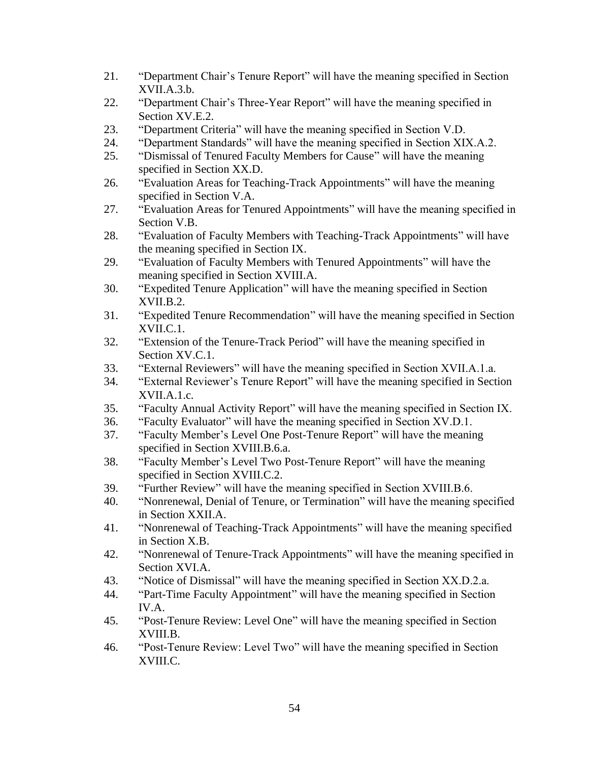21. "Department Chair's Tenure Report" will have the meaning specified in Section XVII.A.3.b.
22. "Department Chair's Three-Year Report" will have the meaning specified in Section XV.E.2.
23. "Department Criteria" will have the meaning specified in Section V.D.
24. "Department Standards" will have the meaning specified in Section XIX.A.2.
25. "Dismissal of Tenured Faculty Members for Cause" will have the meaning specified in Section XX.D.
26. "Evaluation Areas for Teaching-Track Appointments" will have the meaning specified in Section V.A.
27. "Evaluation Areas for Tenured Appointments" will have the meaning specified in Section V.B.
28. "Evaluation of Faculty Members with Teaching-Track Appointments" will have the meaning specified in Section IX.
29. "Evaluation of Faculty Members with Tenured Appointments" will have the meaning specified in Section XVIII.A.
30. "Expedited Tenure Application" will have the meaning specified in Section XVII.B.2.
31. "Expedited Tenure Recommendation" will have the meaning specified in Section XVII.C.1.
32. "Extension of the Tenure-Track Period" will have the meaning specified in Section XV.C.1.
33. "External Reviewers" will have the meaning specified in Section XVII.A.1.a.
34. "External Reviewer's Tenure Report" will have the meaning specified in Section XVII.A.1.c.
35. "Faculty Annual Activity Report" will have the meaning specified in Section IX.
36. "Faculty Evaluator" will have the meaning specified in Section XV.D.1.
37. "Faculty Member's Level One Post-Tenure Report" will have the meaning specified in Section XVIII.B.6.a.
38. "Faculty Member's Level Two Post-Tenure Report" will have the meaning specified in Section XVIII.C.2.
39. "Further Review" will have the meaning specified in Section XVIII.B.6.
40. "Nonrenewal, Denial of Tenure, or Termination" will have the meaning specified in Section XXII.A.
41. "Nonrenewal of Teaching-Track Appointments" will have the meaning specified in Section X.B.
42. "Nonrenewal of Tenure-Track Appointments" will have the meaning specified in Section XVI.A.
43. "Notice of Dismissal" will have the meaning specified in Section XX.D.2.a.
44. "Part-Time Faculty Appointment" will have the meaning specified in Section IV.A.
45. "Post-Tenure Review: Level One" will have the meaning specified in Section XVIII.B.
46. "Post-Tenure Review: Level Two" will have the meaning specified in Section XVIII.C.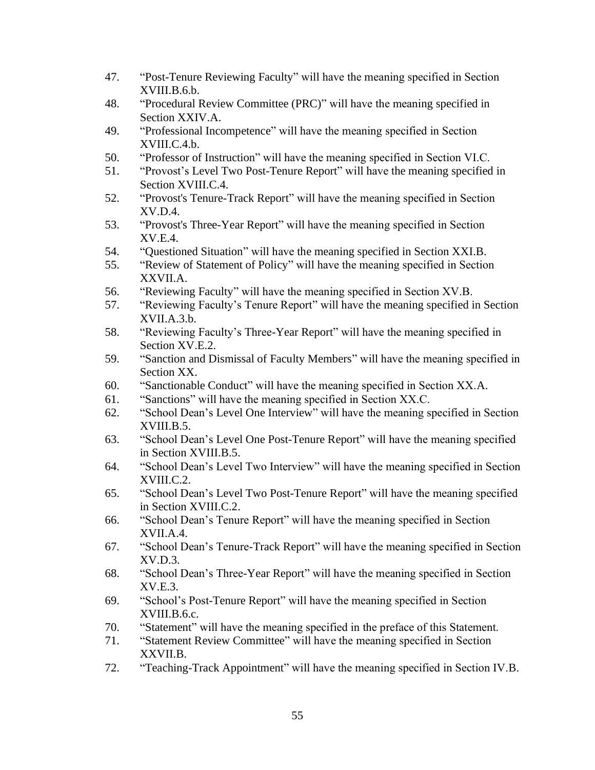47. "Post-Tenure Reviewing Faculty" will have the meaning specified in Section XVIII.B.6.b.
48. "Procedural Review Committee (PRC)" will have the meaning specified in Section XXIV.A.
49. "Professional Incompetence" will have the meaning specified in Section XVIII.C.4.b.
50. "Professor of Instruction" will have the meaning specified in Section VI.C.
51. "Provost's Level Two Post-Tenure Report" will have the meaning specified in Section XVIII.C.4.
52. "Provost's Tenure-Track Report" will have the meaning specified in Section XV.D.4.
53. "Provost's Three-Year Report" will have the meaning specified in Section XV.E.4.
54. "Questioned Situation" will have the meaning specified in Section XXI.B.
55. "Review of Statement of Policy" will have the meaning specified in Section XXVII.A.
56. "Reviewing Faculty" will have the meaning specified in Section XV.B.
57. "Reviewing Faculty's Tenure Report" will have the meaning specified in Section XVII.A.3.b.
58. "Reviewing Faculty's Three-Year Report" will have the meaning specified in Section XV.E.2.
59. "Sanction and Dismissal of Faculty Members" will have the meaning specified in Section XX.
60. "Sanctionable Conduct" will have the meaning specified in Section XX.A.
61. "Sanctions" will have the meaning specified in Section XX.C.
62. "School Dean's Level One Interview" will have the meaning specified in Section XVIII.B.5.
63. "School Dean's Level One Post-Tenure Report" will have the meaning specified in Section XVIII.B.5.
64. "School Dean's Level Two Interview" will have the meaning specified in Section XVIII.C.2.
65. "School Dean's Level Two Post-Tenure Report" will have the meaning specified in Section XVIII.C.2.
66. "School Dean's Tenure Report" will have the meaning specified in Section XVII.A.4.
67. "School Dean's Tenure-Track Report" will have the meaning specified in Section XV.D.3.
68. "School Dean's Three-Year Report" will have the meaning specified in Section XV.E.3.
69. "School's Post-Tenure Report" will have the meaning specified in Section XVIII.B.6.c.
70. "Statement" will have the meaning specified in the preface of this Statement.
71. "Statement Review Committee" will have the meaning specified in Section XXVII.B.
72. "Teaching-Track Appointment" will have the meaning specified in Section IV.B.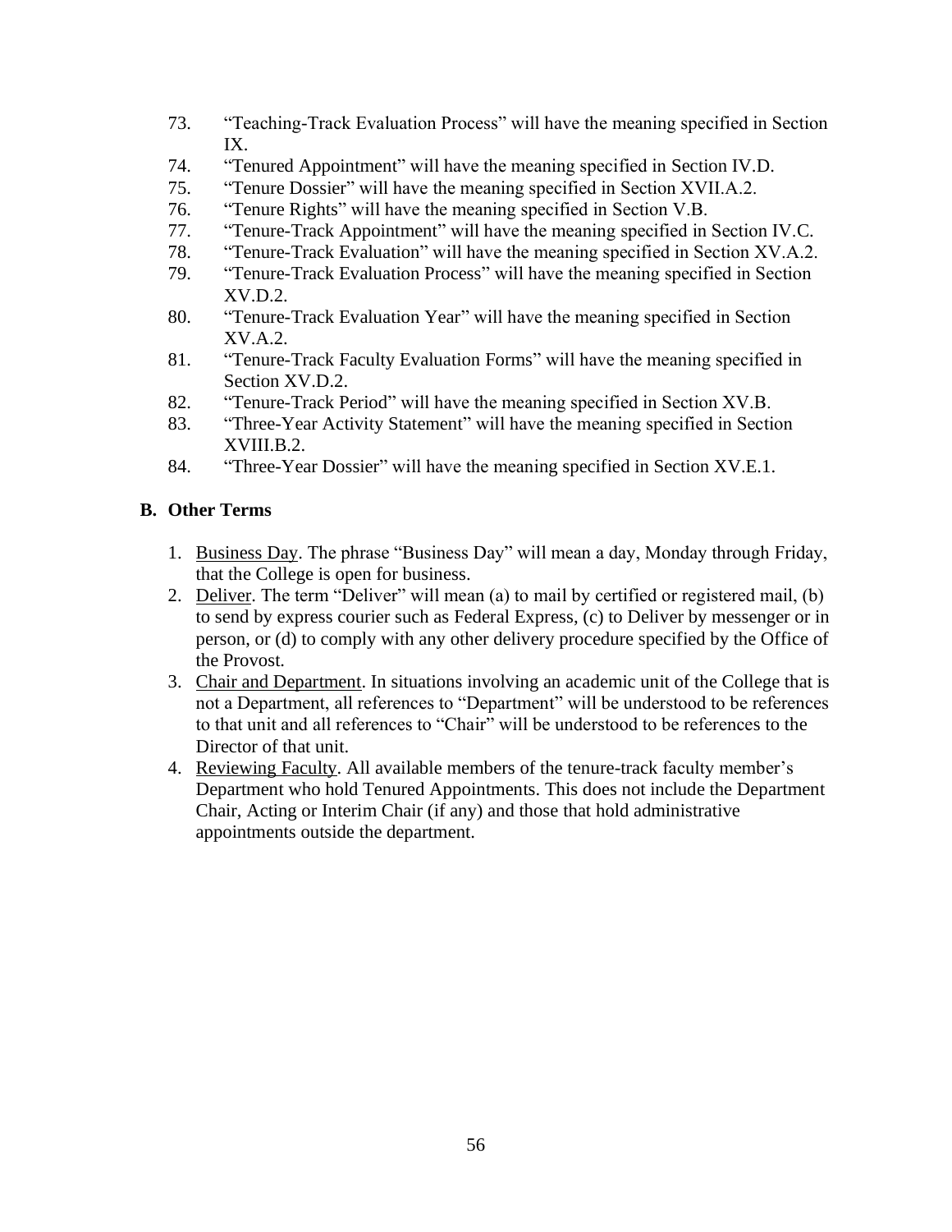73. "Teaching-Track Evaluation Process" will have the meaning specified in Section IX.
74. "Tenured Appointment" will have the meaning specified in Section IV.D.
75. "Tenure Dossier" will have the meaning specified in Section XVII.A.2.
76. "Tenure Rights" will have the meaning specified in Section V.B.
77. "Tenure-Track Appointment" will have the meaning specified in Section IV.C.
78. "Tenure-Track Evaluation" will have the meaning specified in Section XV.A.2.
79. "Tenure-Track Evaluation Process" will have the meaning specified in Section XV.D.2.
80. "Tenure-Track Evaluation Year" will have the meaning specified in Section XV.A.2.
81. "Tenure-Track Faculty Evaluation Forms" will have the meaning specified in Section XV.D.2.
82. "Tenure-Track Period" will have the meaning specified in Section XV.B.
83. "Three-Year Activity Statement" will have the meaning specified in Section XVIII.B.2.
84. "Three-Year Dossier" will have the meaning specified in Section XV.E.1.

### B. Other Terms

1. Business Day. The phrase "Business Day" will mean a day, Monday through Friday, that the College is open for business.
2. Deliver. The term "Deliver" will mean (a) to mail by certified or registered mail, (b) to send by express courier such as Federal Express, (c) to Deliver by messenger or in person, or (d) to comply with any other delivery procedure specified by the Office of the Provost.
3. Chair and Department. In situations involving an academic unit of the College that is not a Department, all references to "Department" will be understood to be references to that unit and all references to "Chair" will be understood to be references to the Director of that unit.
4. Reviewing Faculty. All available members of the tenure-track faculty member's Department who hold Tenured Appointments. This does not include the Department Chair, Acting or Interim Chair (if any) and those that hold administrative appointments outside the department.